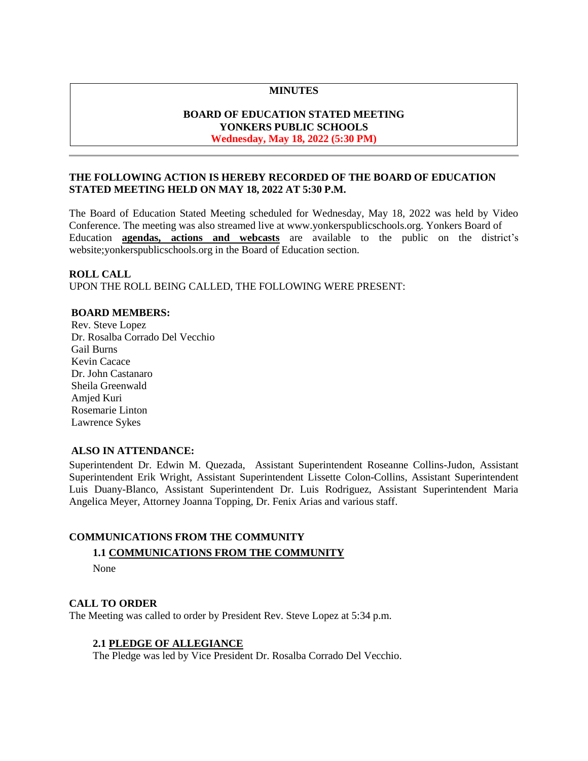**MINUTES**

**BOARD OF EDUCATION STATED MEETING**
**YONKERS PUBLIC SCHOOLS**
**Wednesday, May 18, 2022 (5:30 PM)**

---

**THE FOLLOWING ACTION IS HEREBY RECORDED OF THE BOARD OF EDUCATION STATED MEETING HELD ON MAY 18, 2022 AT 5:30 P.M.**

The Board of Education Stated Meeting scheduled for Wednesday, May 18, 2022 was held by Video Conference. The meeting was also streamed live at www.yonkerspublicschools.org. Yonkers Board of Education **agendas, actions and webcasts** are available to the public on the district's website;yonkerspublicschools.org in the Board of Education section.

**ROLL CALL**
UPON THE ROLL BEING CALLED, THE FOLLOWING WERE PRESENT:

**BOARD MEMBERS:**
Rev. Steve Lopez
Dr. Rosalba Corrado Del Vecchio
Gail Burns
Kevin Cacace
Dr. John Castanaro
Sheila Greenwald
Amjed Kuri
Rosemarie Linton
Lawrence Sykes

**ALSO IN ATTENDANCE:**
Superintendent Dr. Edwin M. Quezada, Assistant Superintendent Roseanne Collins-Judon, Assistant Superintendent Erik Wright, Assistant Superintendent Lissette Colon-Collins, Assistant Superintendent Luis Duany-Blanco, Assistant Superintendent Dr. Luis Rodriguez, Assistant Superintendent Maria Angelica Meyer, Attorney Joanna Topping, Dr. Fenix Arias and various staff.

**COMMUNICATIONS FROM THE COMMUNITY**

**1.1 COMMUNICATIONS FROM THE COMMUNITY**

None

**CALL TO ORDER**
The Meeting was called to order by President Rev. Steve Lopez at 5:34 p.m.

**2.1 PLEDGE OF ALLEGIANCE**

The Pledge was led by Vice President Dr. Rosalba Corrado Del Vecchio.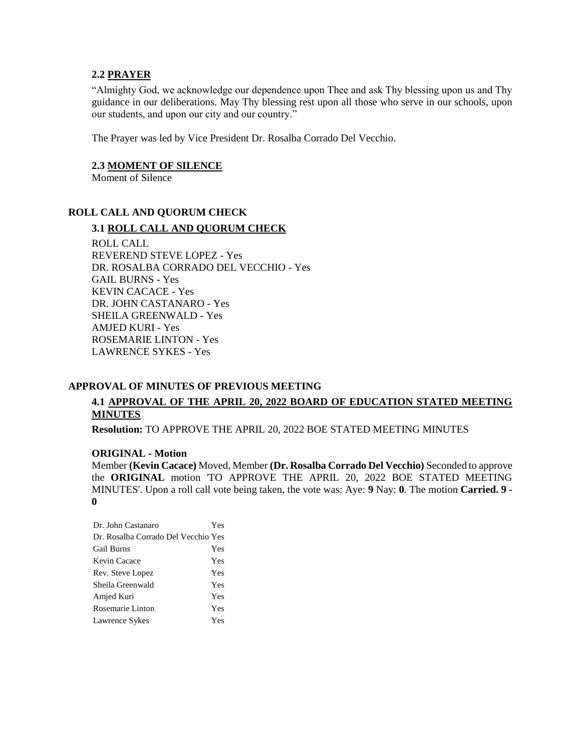### 2.2 PRAYER

"Almighty God, we acknowledge our dependence upon Thee and ask Thy blessing upon us and Thy guidance in our deliberations. May Thy blessing rest upon all those who serve in our schools, upon our students, and upon our city and our country."

The Prayer was led by Vice President Dr. Rosalba Corrado Del Vecchio.

### 2.3 MOMENT OF SILENCE

Moment of Silence

## ROLL CALL AND QUORUM CHECK

### 3.1 ROLL CALL AND QUORUM CHECK

ROLL CALL
REVEREND STEVE LOPEZ - Yes
DR. ROSALBA CORRADO DEL VECCHIO - Yes
GAIL BURNS - Yes
KEVIN CACACE - Yes
DR. JOHN CASTANARO - Yes
SHEILA GREENWALD - Yes
AMJED KURI - Yes
ROSEMARIE LINTON - Yes
LAWRENCE SYKES - Yes

## APPROVAL OF MINUTES OF PREVIOUS MEETING

### 4.1 APPROVAL OF THE APRIL 20, 2022 BOARD OF EDUCATION STATED MEETING MINUTES

**Resolution:** TO APPROVE THE APRIL 20, 2022 BOE STATED MEETING MINUTES

**ORIGINAL - Motion**

Member **(Kevin Cacace)** Moved, Member **(Dr. Rosalba Corrado Del Vecchio)** Seconded to approve the **ORIGINAL** motion 'TO APPROVE THE APRIL 20, 2022 BOE STATED MEETING MINUTES'. Upon a roll call vote being taken, the vote was: Aye: **9** Nay: **0**. The motion **Carried. 9 - 0**

| | |
|---|---|
| Dr. John Castanaro | Yes |
| Dr. Rosalba Corrado Del Vecchio | Yes |
| Gail Burns | Yes |
| Kevin Cacace | Yes |
| Rev. Steve Lopez | Yes |
| Sheila Greenwald | Yes |
| Amjed Kuri | Yes |
| Rosemarie Linton | Yes |
| Lawrence Sykes | Yes |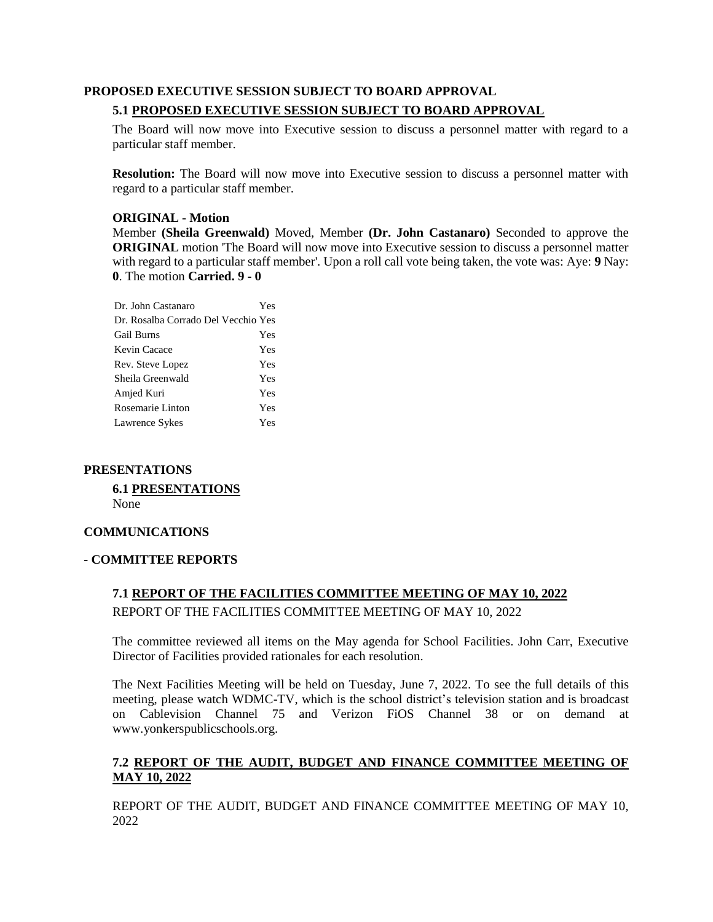## PROPOSED EXECUTIVE SESSION SUBJECT TO BOARD APPROVAL

### 5.1 PROPOSED EXECUTIVE SESSION SUBJECT TO BOARD APPROVAL

The Board will now move into Executive session to discuss a personnel matter with regard to a particular staff member.

**Resolution:** The Board will now move into Executive session to discuss a personnel matter with regard to a particular staff member.

**ORIGINAL - Motion**

Member **(Sheila Greenwald)** Moved, Member **(Dr. John Castanaro)** Seconded to approve the **ORIGINAL** motion 'The Board will now move into Executive session to discuss a personnel matter with regard to a particular staff member'. Upon a roll call vote being taken, the vote was: Aye: **9** Nay: **0**. The motion **Carried. 9 - 0**

| | |
|---|---|
| Dr. John Castanaro | Yes |
| Dr. Rosalba Corrado Del Vecchio | Yes |
| Gail Burns | Yes |
| Kevin Cacace | Yes |
| Rev. Steve Lopez | Yes |
| Sheila Greenwald | Yes |
| Amjed Kuri | Yes |
| Rosemarie Linton | Yes |
| Lawrence Sykes | Yes |

## PRESENTATIONS

### 6.1 PRESENTATIONS

None

## COMMUNICATIONS

## - COMMITTEE REPORTS

### 7.1 REPORT OF THE FACILITIES COMMITTEE MEETING OF MAY 10, 2022

REPORT OF THE FACILITIES COMMITTEE MEETING OF MAY 10, 2022

The committee reviewed all items on the May agenda for School Facilities. John Carr, Executive Director of Facilities provided rationales for each resolution.

The Next Facilities Meeting will be held on Tuesday, June 7, 2022. To see the full details of this meeting, please watch WDMC-TV, which is the school district's television station and is broadcast on Cablevision Channel 75 and Verizon FiOS Channel 38 or on demand at www.yonkerspublicschools.org.

### 7.2 REPORT OF THE AUDIT, BUDGET AND FINANCE COMMITTEE MEETING OF MAY 10, 2022

REPORT OF THE AUDIT, BUDGET AND FINANCE COMMITTEE MEETING OF MAY 10, 2022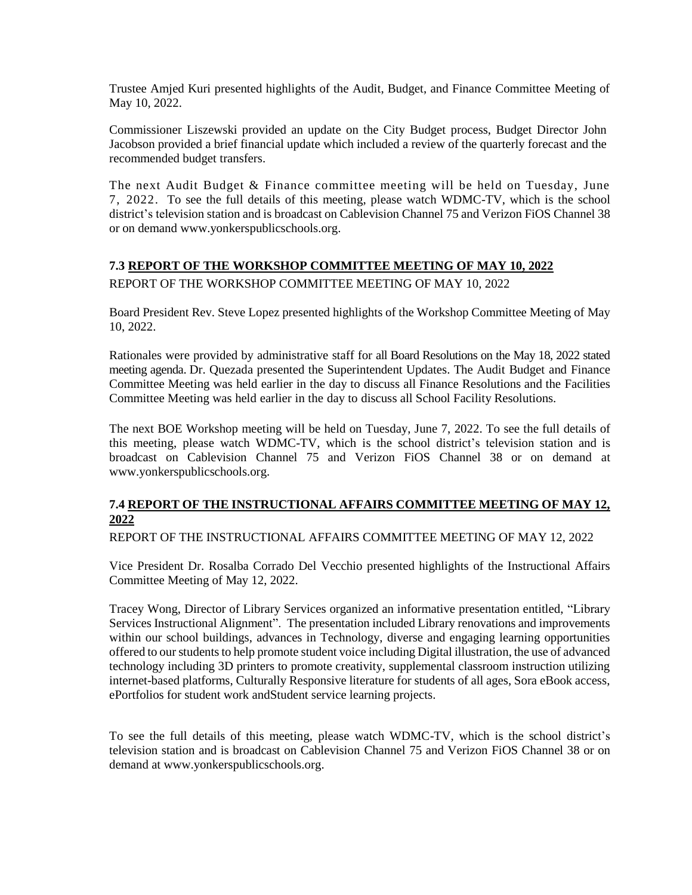Trustee Amjed Kuri presented highlights of the Audit, Budget, and Finance Committee Meeting of May 10, 2022.

Commissioner Liszewski provided an update on the City Budget process, Budget Director John Jacobson provided a brief financial update which included a review of the quarterly forecast and the recommended budget transfers.

The next Audit Budget & Finance committee meeting will be held on Tuesday, June 7, 2022. To see the full details of this meeting, please watch WDMC-TV, which is the school district's television station and is broadcast on Cablevision Channel 75 and Verizon FiOS Channel 38 or on demand www.yonkerspublicschools.org.

### 7.3 REPORT OF THE WORKSHOP COMMITTEE MEETING OF MAY 10, 2022

REPORT OF THE WORKSHOP COMMITTEE MEETING OF MAY 10, 2022

Board President Rev. Steve Lopez presented highlights of the Workshop Committee Meeting of May 10, 2022.

Rationales were provided by administrative staff for all Board Resolutions on the May 18, 2022 stated meeting agenda. Dr. Quezada presented the Superintendent Updates. The Audit Budget and Finance Committee Meeting was held earlier in the day to discuss all Finance Resolutions and the Facilities Committee Meeting was held earlier in the day to discuss all School Facility Resolutions.

The next BOE Workshop meeting will be held on Tuesday, June 7, 2022. To see the full details of this meeting, please watch WDMC-TV, which is the school district's television station and is broadcast on Cablevision Channel 75 and Verizon FiOS Channel 38 or on demand at www.yonkerspublicschools.org.

### 7.4 REPORT OF THE INSTRUCTIONAL AFFAIRS COMMITTEE MEETING OF MAY 12, 2022

REPORT OF THE INSTRUCTIONAL AFFAIRS COMMITTEE MEETING OF MAY 12, 2022

Vice President Dr. Rosalba Corrado Del Vecchio presented highlights of the Instructional Affairs Committee Meeting of May 12, 2022.

Tracey Wong, Director of Library Services organized an informative presentation entitled, "Library Services Instructional Alignment". The presentation included Library renovations and improvements within our school buildings, advances in Technology, diverse and engaging learning opportunities offered to our students to help promote student voice including Digital illustration, the use of advanced technology including 3D printers to promote creativity, supplemental classroom instruction utilizing internet-based platforms, Culturally Responsive literature for students of all ages, Sora eBook access, ePortfolios for student work andStudent service learning projects.

To see the full details of this meeting, please watch WDMC-TV, which is the school district's television station and is broadcast on Cablevision Channel 75 and Verizon FiOS Channel 38 or on demand at www.yonkerspublicschools.org.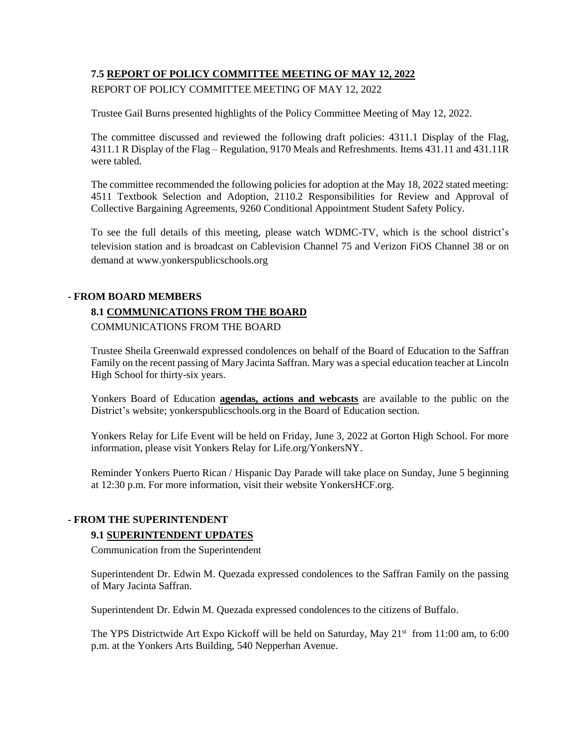### 7.5 REPORT OF POLICY COMMITTEE MEETING OF MAY 12, 2022

REPORT OF POLICY COMMITTEE MEETING OF MAY 12, 2022

Trustee Gail Burns presented highlights of the Policy Committee Meeting of May 12, 2022.

The committee discussed and reviewed the following draft policies: 4311.1 Display of the Flag, 4311.1 R Display of the Flag – Regulation, 9170 Meals and Refreshments. Items 431.11 and 431.11R were tabled.

The committee recommended the following policies for adoption at the May 18, 2022 stated meeting: 4511 Textbook Selection and Adoption, 2110.2 Responsibilities for Review and Approval of Collective Bargaining Agreements, 9260 Conditional Appointment Student Safety Policy.

To see the full details of this meeting, please watch WDMC-TV, which is the school district's television station and is broadcast on Cablevision Channel 75 and Verizon FiOS Channel 38 or on demand at www.yonkerspublicschools.org

## - FROM BOARD MEMBERS

### 8.1 COMMUNICATIONS FROM THE BOARD

COMMUNICATIONS FROM THE BOARD

Trustee Sheila Greenwald expressed condolences on behalf of the Board of Education to the Saffran Family on the recent passing of Mary Jacinta Saffran. Mary was a special education teacher at Lincoln High School for thirty-six years.

Yonkers Board of Education **agendas, actions and webcasts** are available to the public on the District's website; yonkerspublicschools.org in the Board of Education section.

Yonkers Relay for Life Event will be held on Friday, June 3, 2022 at Gorton High School. For more information, please visit Yonkers Relay for Life.org/YonkersNY.

Reminder Yonkers Puerto Rican / Hispanic Day Parade will take place on Sunday, June 5 beginning at 12:30 p.m. For more information, visit their website YonkersHCF.org.

## - FROM THE SUPERINTENDENT

### 9.1 SUPERINTENDENT UPDATES

Communication from the Superintendent

Superintendent Dr. Edwin M. Quezada expressed condolences to the Saffran Family on the passing of Mary Jacinta Saffran.

Superintendent Dr. Edwin M. Quezada expressed condolences to the citizens of Buffalo.

The YPS Districtwide Art Expo Kickoff will be held on Saturday, May 21st from 11:00 am, to 6:00 p.m. at the Yonkers Arts Building, 540 Nepperhan Avenue.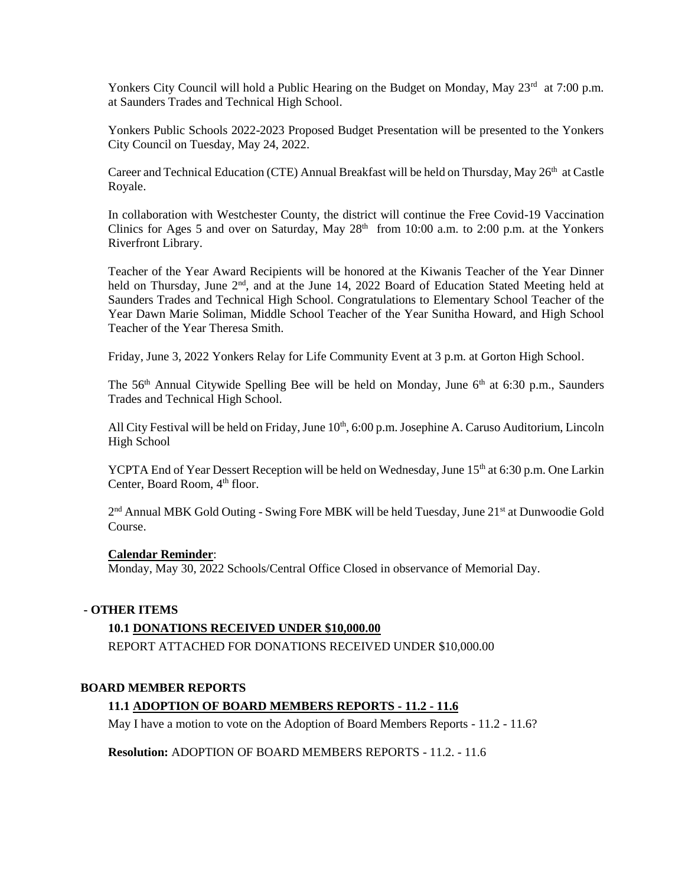Yonkers City Council will hold a Public Hearing on the Budget on Monday, May 23rd at 7:00 p.m. at Saunders Trades and Technical High School.

Yonkers Public Schools 2022-2023 Proposed Budget Presentation will be presented to the Yonkers City Council on Tuesday, May 24, 2022.

Career and Technical Education (CTE) Annual Breakfast will be held on Thursday, May 26th at Castle Royale.

In collaboration with Westchester County, the district will continue the Free Covid-19 Vaccination Clinics for Ages 5 and over on Saturday, May 28th from 10:00 a.m. to 2:00 p.m. at the Yonkers Riverfront Library.

Teacher of the Year Award Recipients will be honored at the Kiwanis Teacher of the Year Dinner held on Thursday, June 2nd, and at the June 14, 2022 Board of Education Stated Meeting held at Saunders Trades and Technical High School. Congratulations to Elementary School Teacher of the Year Dawn Marie Soliman, Middle School Teacher of the Year Sunitha Howard, and High School Teacher of the Year Theresa Smith.

Friday, June 3, 2022 Yonkers Relay for Life Community Event at 3 p.m. at Gorton High School.

The 56th Annual Citywide Spelling Bee will be held on Monday, June 6th at 6:30 p.m., Saunders Trades and Technical High School.

All City Festival will be held on Friday, June 10th, 6:00 p.m. Josephine A. Caruso Auditorium, Lincoln High School

YCPTA End of Year Dessert Reception will be held on Wednesday, June 15th at 6:30 p.m. One Larkin Center, Board Room, 4th floor.

2nd Annual MBK Gold Outing - Swing Fore MBK will be held Tuesday, June 21st at Dunwoodie Gold Course.

**Calendar Reminder**:
Monday, May 30, 2022 Schools/Central Office Closed in observance of Memorial Day.

**- OTHER ITEMS**

**10.1 DONATIONS RECEIVED UNDER $10,000.00**

REPORT ATTACHED FOR DONATIONS RECEIVED UNDER $10,000.00

**BOARD MEMBER REPORTS**

**11.1 ADOPTION OF BOARD MEMBERS REPORTS - 11.2 - 11.6**

May I have a motion to vote on the Adoption of Board Members Reports - 11.2 - 11.6?

**Resolution:** ADOPTION OF BOARD MEMBERS REPORTS - 11.2. - 11.6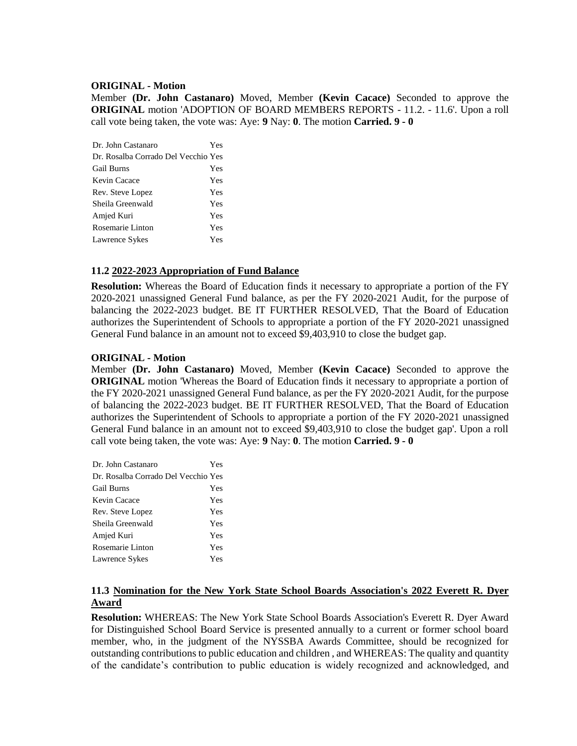**ORIGINAL - Motion**

Member **(Dr. John Castanaro)** Moved, Member **(Kevin Cacace)** Seconded to approve the **ORIGINAL** motion 'ADOPTION OF BOARD MEMBERS REPORTS - 11.2. - 11.6'. Upon a roll call vote being taken, the vote was: Aye: **9** Nay: **0**. The motion **Carried. 9 - 0**

| | |
|---|---|
| Dr. John Castanaro | Yes |
| Dr. Rosalba Corrado Del Vecchio | Yes |
| Gail Burns | Yes |
| Kevin Cacace | Yes |
| Rev. Steve Lopez | Yes |
| Sheila Greenwald | Yes |
| Amjed Kuri | Yes |
| Rosemarie Linton | Yes |
| Lawrence Sykes | Yes |

### 11.2 2022-2023 Appropriation of Fund Balance

**Resolution:** Whereas the Board of Education finds it necessary to appropriate a portion of the FY 2020-2021 unassigned General Fund balance, as per the FY 2020-2021 Audit, for the purpose of balancing the 2022-2023 budget. BE IT FURTHER RESOLVED, That the Board of Education authorizes the Superintendent of Schools to appropriate a portion of the FY 2020-2021 unassigned General Fund balance in an amount not to exceed $9,403,910 to close the budget gap.

**ORIGINAL - Motion**

Member **(Dr. John Castanaro)** Moved, Member **(Kevin Cacace)** Seconded to approve the **ORIGINAL** motion 'Whereas the Board of Education finds it necessary to appropriate a portion of the FY 2020-2021 unassigned General Fund balance, as per the FY 2020-2021 Audit, for the purpose of balancing the 2022-2023 budget. BE IT FURTHER RESOLVED, That the Board of Education authorizes the Superintendent of Schools to appropriate a portion of the FY 2020-2021 unassigned General Fund balance in an amount not to exceed $9,403,910 to close the budget gap'. Upon a roll call vote being taken, the vote was: Aye: **9** Nay: **0**. The motion **Carried. 9 - 0**

| | |
|---|---|
| Dr. John Castanaro | Yes |
| Dr. Rosalba Corrado Del Vecchio | Yes |
| Gail Burns | Yes |
| Kevin Cacace | Yes |
| Rev. Steve Lopez | Yes |
| Sheila Greenwald | Yes |
| Amjed Kuri | Yes |
| Rosemarie Linton | Yes |
| Lawrence Sykes | Yes |

### 11.3 Nomination for the New York State School Boards Association's 2022 Everett R. Dyer Award

**Resolution:** WHEREAS: The New York State School Boards Association's Everett R. Dyer Award for Distinguished School Board Service is presented annually to a current or former school board member, who, in the judgment of the NYSSBA Awards Committee, should be recognized for outstanding contributions to public education and children , and WHEREAS: The quality and quantity of the candidate's contribution to public education is widely recognized and acknowledged, and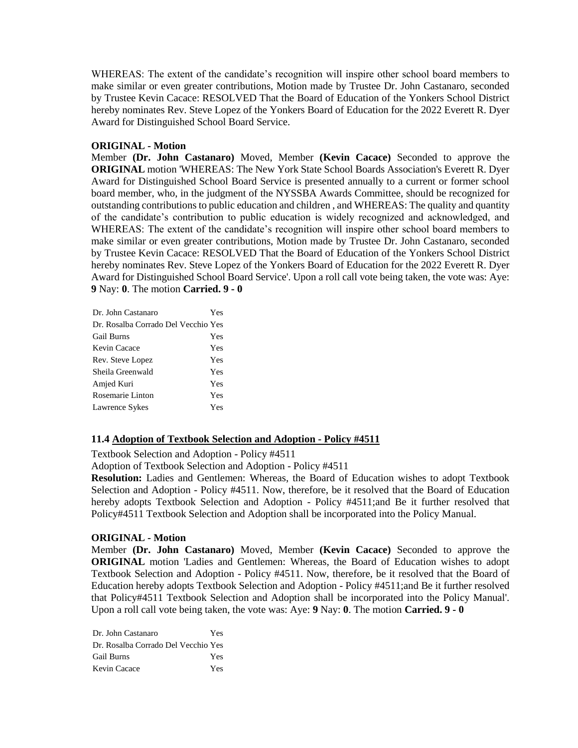WHEREAS: The extent of the candidate's recognition will inspire other school board members to make similar or even greater contributions, Motion made by Trustee Dr. John Castanaro, seconded by Trustee Kevin Cacace: RESOLVED That the Board of Education of the Yonkers School District hereby nominates Rev. Steve Lopez of the Yonkers Board of Education for the 2022 Everett R. Dyer Award for Distinguished School Board Service.

**ORIGINAL - Motion**

Member **(Dr. John Castanaro)** Moved, Member **(Kevin Cacace)** Seconded to approve the **ORIGINAL** motion 'WHEREAS: The New York State School Boards Association's Everett R. Dyer Award for Distinguished School Board Service is presented annually to a current or former school board member, who, in the judgment of the NYSSBA Awards Committee, should be recognized for outstanding contributions to public education and children , and WHEREAS: The quality and quantity of the candidate's contribution to public education is widely recognized and acknowledged, and WHEREAS: The extent of the candidate's recognition will inspire other school board members to make similar or even greater contributions, Motion made by Trustee Dr. John Castanaro, seconded by Trustee Kevin Cacace: RESOLVED That the Board of Education of the Yonkers School District hereby nominates Rev. Steve Lopez of the Yonkers Board of Education for the 2022 Everett R. Dyer Award for Distinguished School Board Service'. Upon a roll call vote being taken, the vote was: Aye: **9** Nay: **0**. The motion **Carried. 9 - 0**

| | |
|---|---|
| Dr. John Castanaro | Yes |
| Dr. Rosalba Corrado Del Vecchio | Yes |
| Gail Burns | Yes |
| Kevin Cacace | Yes |
| Rev. Steve Lopez | Yes |
| Sheila Greenwald | Yes |
| Amjed Kuri | Yes |
| Rosemarie Linton | Yes |
| Lawrence Sykes | Yes |

### 11.4 Adoption of Textbook Selection and Adoption - Policy #4511

Textbook Selection and Adoption - Policy #4511

Adoption of Textbook Selection and Adoption - Policy #4511

**Resolution:** Ladies and Gentlemen: Whereas, the Board of Education wishes to adopt Textbook Selection and Adoption - Policy #4511. Now, therefore, be it resolved that the Board of Education hereby adopts Textbook Selection and Adoption - Policy #4511;and Be it further resolved that Policy#4511 Textbook Selection and Adoption shall be incorporated into the Policy Manual.

**ORIGINAL - Motion**

Member **(Dr. John Castanaro)** Moved, Member **(Kevin Cacace)** Seconded to approve the **ORIGINAL** motion 'Ladies and Gentlemen: Whereas, the Board of Education wishes to adopt Textbook Selection and Adoption - Policy #4511. Now, therefore, be it resolved that the Board of Education hereby adopts Textbook Selection and Adoption - Policy #4511;and Be it further resolved that Policy#4511 Textbook Selection and Adoption shall be incorporated into the Policy Manual'. Upon a roll call vote being taken, the vote was: Aye: **9** Nay: **0**. The motion **Carried. 9 - 0**

| | |
|---|---|
| Dr. John Castanaro | Yes |
| Dr. Rosalba Corrado Del Vecchio | Yes |
| Gail Burns | Yes |
| Kevin Cacace | Yes |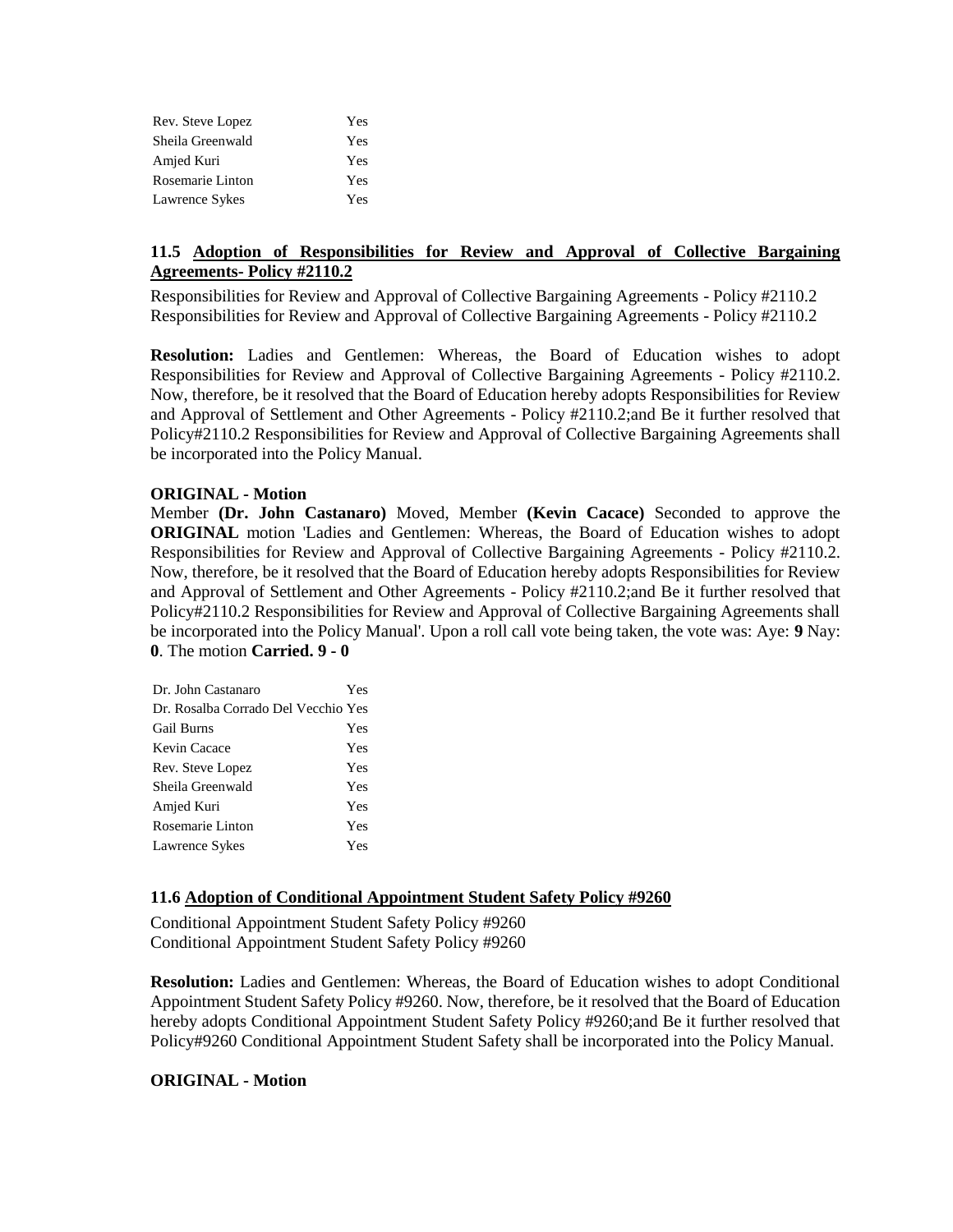| | |
|---|---|
| Rev. Steve Lopez | Yes |
| Sheila Greenwald | Yes |
| Amjed Kuri | Yes |
| Rosemarie Linton | Yes |
| Lawrence Sykes | Yes |

### 11.5 Adoption of Responsibilities for Review and Approval of Collective Bargaining Agreements- Policy #2110.2

Responsibilities for Review and Approval of Collective Bargaining Agreements - Policy #2110.2
Responsibilities for Review and Approval of Collective Bargaining Agreements - Policy #2110.2

**Resolution:** Ladies and Gentlemen: Whereas, the Board of Education wishes to adopt Responsibilities for Review and Approval of Collective Bargaining Agreements - Policy #2110.2. Now, therefore, be it resolved that the Board of Education hereby adopts Responsibilities for Review and Approval of Settlement and Other Agreements - Policy #2110.2;and Be it further resolved that Policy#2110.2 Responsibilities for Review and Approval of Collective Bargaining Agreements shall be incorporated into the Policy Manual.

**ORIGINAL - Motion**

Member **(Dr. John Castanaro)** Moved, Member **(Kevin Cacace)** Seconded to approve the **ORIGINAL** motion 'Ladies and Gentlemen: Whereas, the Board of Education wishes to adopt Responsibilities for Review and Approval of Collective Bargaining Agreements - Policy #2110.2. Now, therefore, be it resolved that the Board of Education hereby adopts Responsibilities for Review and Approval of Settlement and Other Agreements - Policy #2110.2;and Be it further resolved that Policy#2110.2 Responsibilities for Review and Approval of Collective Bargaining Agreements shall be incorporated into the Policy Manual'. Upon a roll call vote being taken, the vote was: Aye: **9** Nay: **0**. The motion **Carried. 9 - 0**

| | |
|---|---|
| Dr. John Castanaro | Yes |
| Dr. Rosalba Corrado Del Vecchio | Yes |
| Gail Burns | Yes |
| Kevin Cacace | Yes |
| Rev. Steve Lopez | Yes |
| Sheila Greenwald | Yes |
| Amjed Kuri | Yes |
| Rosemarie Linton | Yes |
| Lawrence Sykes | Yes |

### 11.6 Adoption of Conditional Appointment Student Safety Policy #9260

Conditional Appointment Student Safety Policy #9260
Conditional Appointment Student Safety Policy #9260

**Resolution:** Ladies and Gentlemen: Whereas, the Board of Education wishes to adopt Conditional Appointment Student Safety Policy #9260. Now, therefore, be it resolved that the Board of Education hereby adopts Conditional Appointment Student Safety Policy #9260;and Be it further resolved that Policy#9260 Conditional Appointment Student Safety shall be incorporated into the Policy Manual.

**ORIGINAL - Motion**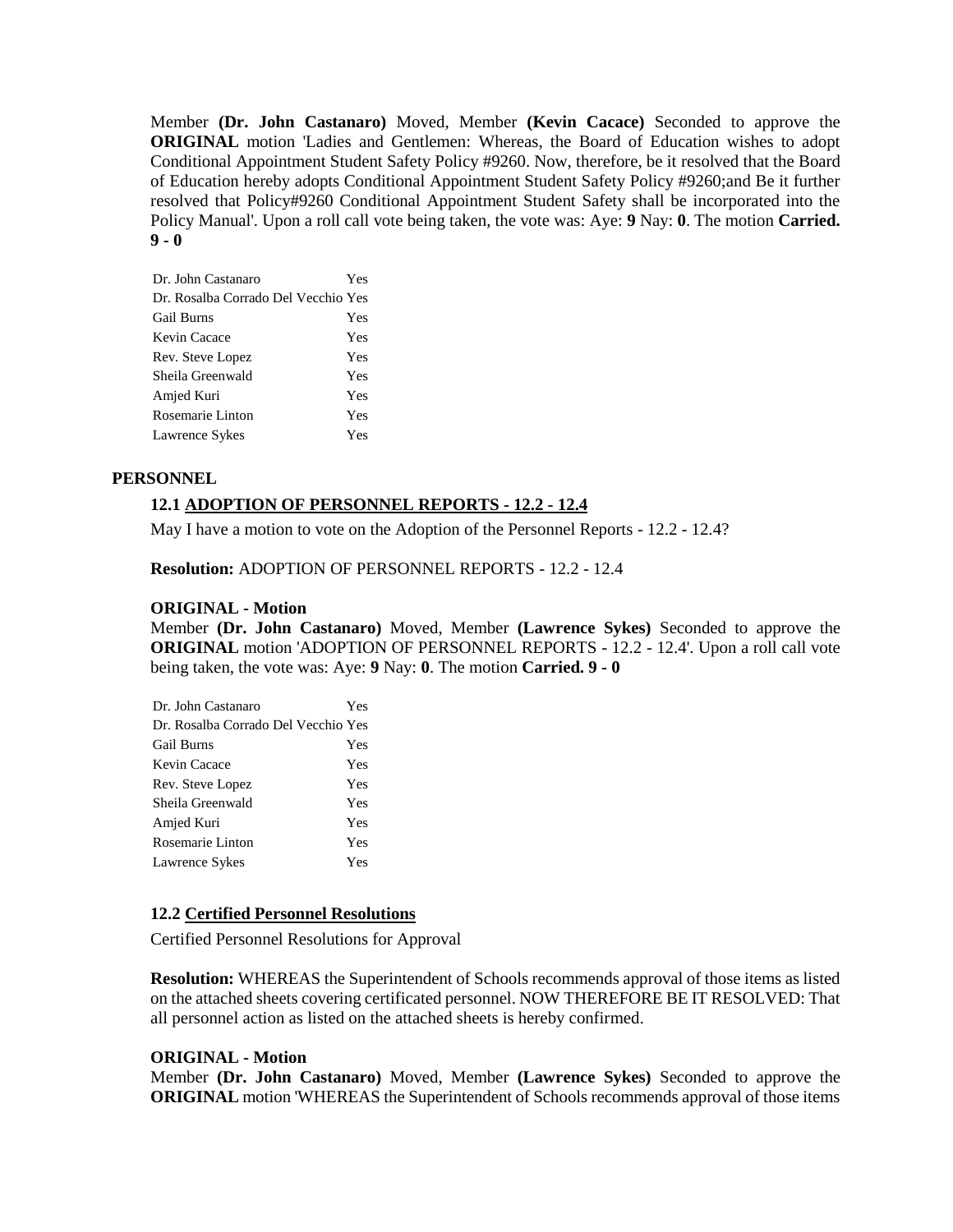Member **(Dr. John Castanaro)** Moved, Member **(Kevin Cacace)** Seconded to approve the **ORIGINAL** motion 'Ladies and Gentlemen: Whereas, the Board of Education wishes to adopt Conditional Appointment Student Safety Policy #9260. Now, therefore, be it resolved that the Board of Education hereby adopts Conditional Appointment Student Safety Policy #9260;and Be it further resolved that Policy#9260 Conditional Appointment Student Safety shall be incorporated into the Policy Manual'. Upon a roll call vote being taken, the vote was: Aye: **9** Nay: **0**. The motion **Carried. 9 - 0**

| | |
|---|---|
| Dr. John Castanaro | Yes |
| Dr. Rosalba Corrado Del Vecchio | Yes |
| Gail Burns | Yes |
| Kevin Cacace | Yes |
| Rev. Steve Lopez | Yes |
| Sheila Greenwald | Yes |
| Amjed Kuri | Yes |
| Rosemarie Linton | Yes |
| Lawrence Sykes | Yes |

## PERSONNEL

### 12.1 ADOPTION OF PERSONNEL REPORTS - 12.2 - 12.4

May I have a motion to vote on the Adoption of the Personnel Reports - 12.2 - 12.4?

**Resolution:** ADOPTION OF PERSONNEL REPORTS - 12.2 - 12.4

**ORIGINAL - Motion**

Member **(Dr. John Castanaro)** Moved, Member **(Lawrence Sykes)** Seconded to approve the **ORIGINAL** motion 'ADOPTION OF PERSONNEL REPORTS - 12.2 - 12.4'. Upon a roll call vote being taken, the vote was: Aye: **9** Nay: **0**. The motion **Carried. 9 - 0**

| | |
|---|---|
| Dr. John Castanaro | Yes |
| Dr. Rosalba Corrado Del Vecchio | Yes |
| Gail Burns | Yes |
| Kevin Cacace | Yes |
| Rev. Steve Lopez | Yes |
| Sheila Greenwald | Yes |
| Amjed Kuri | Yes |
| Rosemarie Linton | Yes |
| Lawrence Sykes | Yes |

### 12.2 Certified Personnel Resolutions

Certified Personnel Resolutions for Approval

**Resolution:** WHEREAS the Superintendent of Schools recommends approval of those items as listed on the attached sheets covering certificated personnel. NOW THEREFORE BE IT RESOLVED: That all personnel action as listed on the attached sheets is hereby confirmed.

**ORIGINAL - Motion**

Member **(Dr. John Castanaro)** Moved, Member **(Lawrence Sykes)** Seconded to approve the **ORIGINAL** motion 'WHEREAS the Superintendent of Schools recommends approval of those items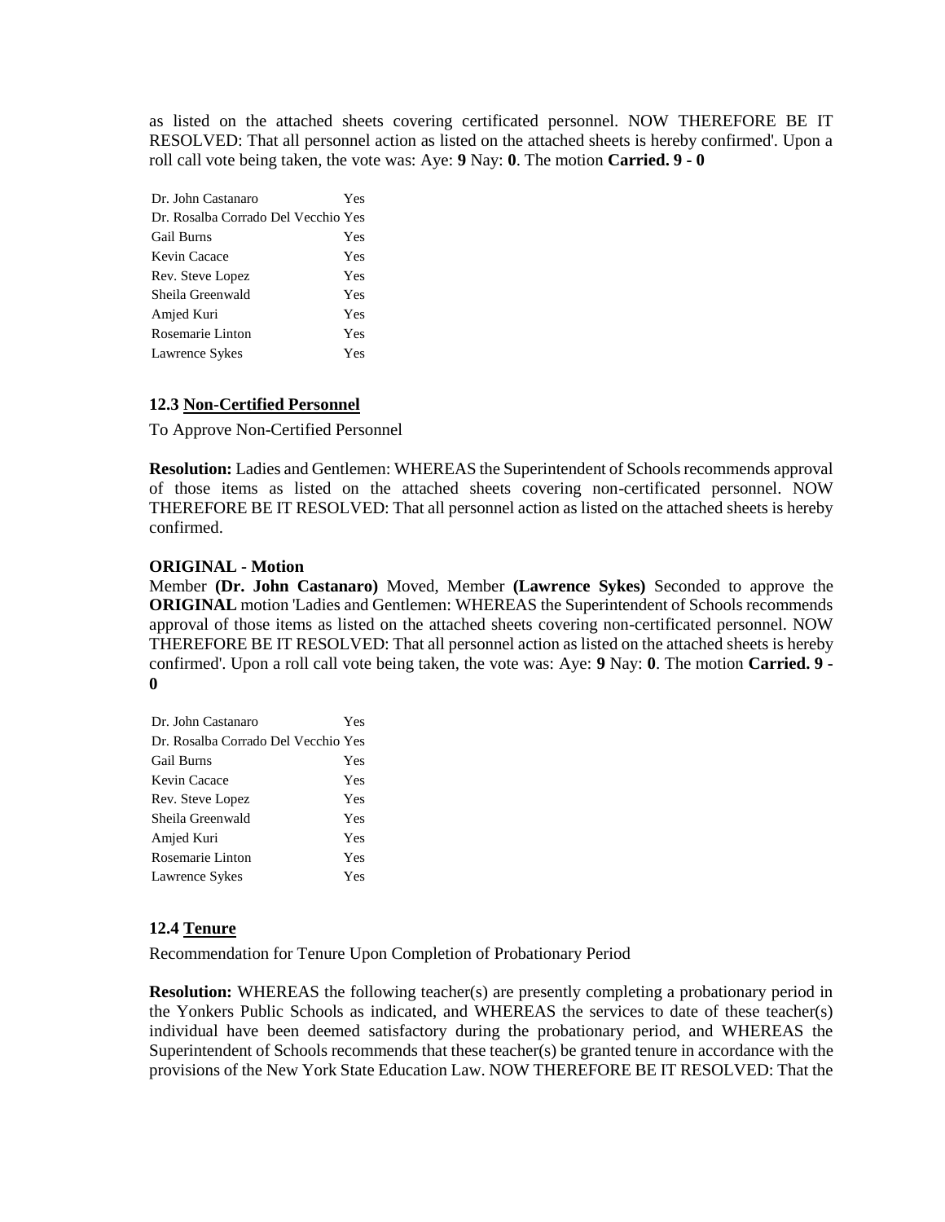as listed on the attached sheets covering certificated personnel. NOW THEREFORE BE IT RESOLVED: That all personnel action as listed on the attached sheets is hereby confirmed'. Upon a roll call vote being taken, the vote was: Aye: **9** Nay: **0**. The motion **Carried. 9 - 0**

| | |
|---|---|
| Dr. John Castanaro | Yes |
| Dr. Rosalba Corrado Del Vecchio | Yes |
| Gail Burns | Yes |
| Kevin Cacace | Yes |
| Rev. Steve Lopez | Yes |
| Sheila Greenwald | Yes |
| Amjed Kuri | Yes |
| Rosemarie Linton | Yes |
| Lawrence Sykes | Yes |

### 12.3 Non-Certified Personnel

To Approve Non-Certified Personnel

**Resolution:** Ladies and Gentlemen: WHEREAS the Superintendent of Schools recommends approval of those items as listed on the attached sheets covering non-certificated personnel. NOW THEREFORE BE IT RESOLVED: That all personnel action as listed on the attached sheets is hereby confirmed.

**ORIGINAL - Motion**

Member **(Dr. John Castanaro)** Moved, Member **(Lawrence Sykes)** Seconded to approve the **ORIGINAL** motion 'Ladies and Gentlemen: WHEREAS the Superintendent of Schools recommends approval of those items as listed on the attached sheets covering non-certificated personnel. NOW THEREFORE BE IT RESOLVED: That all personnel action as listed on the attached sheets is hereby confirmed'. Upon a roll call vote being taken, the vote was: Aye: **9** Nay: **0**. The motion **Carried. 9 - 0**

| | |
|---|---|
| Dr. John Castanaro | Yes |
| Dr. Rosalba Corrado Del Vecchio | Yes |
| Gail Burns | Yes |
| Kevin Cacace | Yes |
| Rev. Steve Lopez | Yes |
| Sheila Greenwald | Yes |
| Amjed Kuri | Yes |
| Rosemarie Linton | Yes |
| Lawrence Sykes | Yes |

### 12.4 Tenure

Recommendation for Tenure Upon Completion of Probationary Period

**Resolution:** WHEREAS the following teacher(s) are presently completing a probationary period in the Yonkers Public Schools as indicated, and WHEREAS the services to date of these teacher(s) individual have been deemed satisfactory during the probationary period, and WHEREAS the Superintendent of Schools recommends that these teacher(s) be granted tenure in accordance with the provisions of the New York State Education Law. NOW THEREFORE BE IT RESOLVED: That the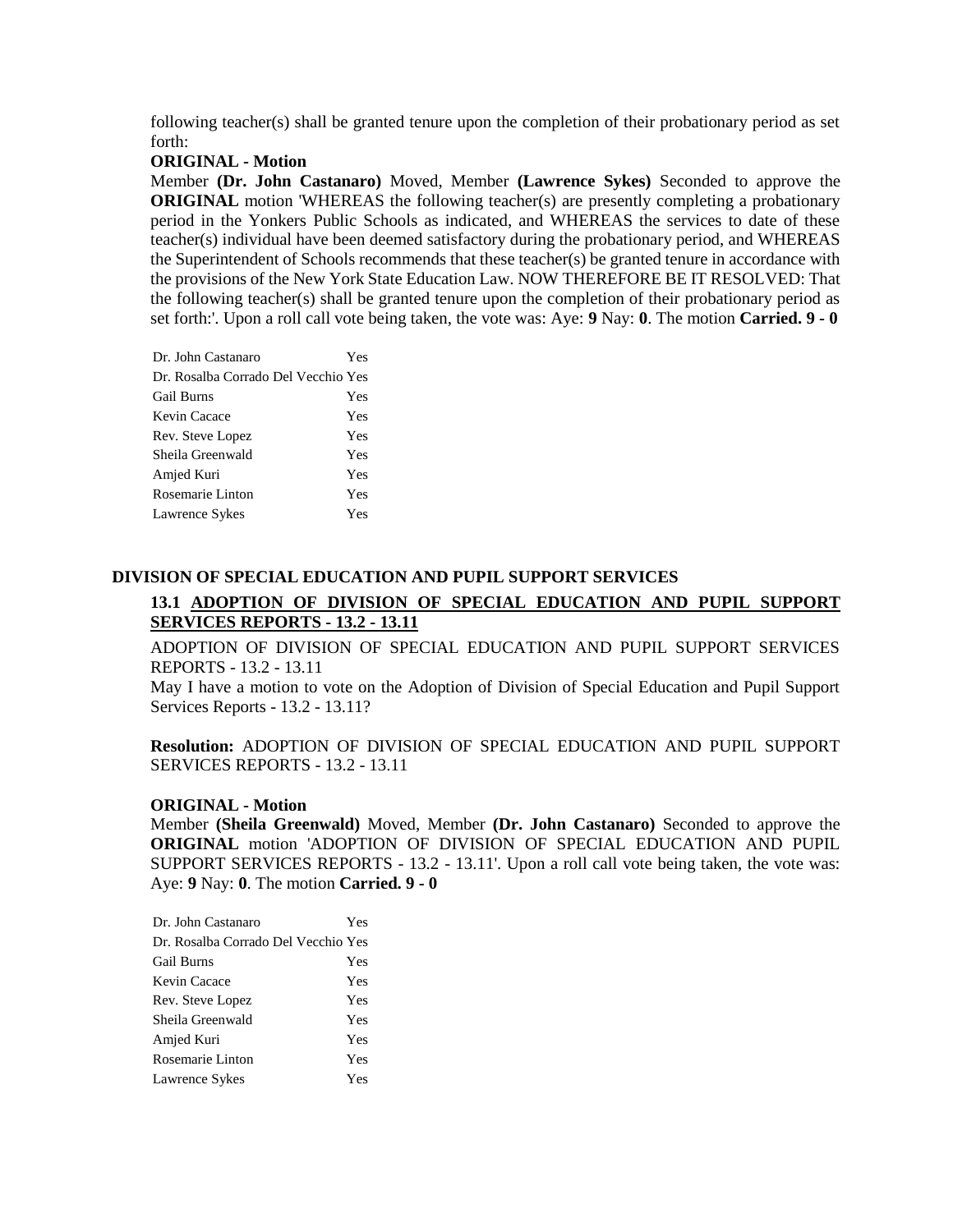following teacher(s) shall be granted tenure upon the completion of their probationary period as set forth:

**ORIGINAL - Motion**

Member **(Dr. John Castanaro)** Moved, Member **(Lawrence Sykes)** Seconded to approve the **ORIGINAL** motion 'WHEREAS the following teacher(s) are presently completing a probationary period in the Yonkers Public Schools as indicated, and WHEREAS the services to date of these teacher(s) individual have been deemed satisfactory during the probationary period, and WHEREAS the Superintendent of Schools recommends that these teacher(s) be granted tenure in accordance with the provisions of the New York State Education Law. NOW THEREFORE BE IT RESOLVED: That the following teacher(s) shall be granted tenure upon the completion of their probationary period as set forth:'. Upon a roll call vote being taken, the vote was: Aye: **9** Nay: **0**. The motion **Carried. 9 - 0**

| | |
|---|---|
| Dr. John Castanaro | Yes |
| Dr. Rosalba Corrado Del Vecchio | Yes |
| Gail Burns | Yes |
| Kevin Cacace | Yes |
| Rev. Steve Lopez | Yes |
| Sheila Greenwald | Yes |
| Amjed Kuri | Yes |
| Rosemarie Linton | Yes |
| Lawrence Sykes | Yes |

## DIVISION OF SPECIAL EDUCATION AND PUPIL SUPPORT SERVICES

### 13.1 ADOPTION OF DIVISION OF SPECIAL EDUCATION AND PUPIL SUPPORT SERVICES REPORTS - 13.2 - 13.11

ADOPTION OF DIVISION OF SPECIAL EDUCATION AND PUPIL SUPPORT SERVICES REPORTS - 13.2 - 13.11

May I have a motion to vote on the Adoption of Division of Special Education and Pupil Support Services Reports - 13.2 - 13.11?

**Resolution:** ADOPTION OF DIVISION OF SPECIAL EDUCATION AND PUPIL SUPPORT SERVICES REPORTS - 13.2 - 13.11

**ORIGINAL - Motion**

Member **(Sheila Greenwald)** Moved, Member **(Dr. John Castanaro)** Seconded to approve the **ORIGINAL** motion 'ADOPTION OF DIVISION OF SPECIAL EDUCATION AND PUPIL SUPPORT SERVICES REPORTS - 13.2 - 13.11'. Upon a roll call vote being taken, the vote was: Aye: **9** Nay: **0**. The motion **Carried. 9 - 0**

| | |
|---|---|
| Dr. John Castanaro | Yes |
| Dr. Rosalba Corrado Del Vecchio | Yes |
| Gail Burns | Yes |
| Kevin Cacace | Yes |
| Rev. Steve Lopez | Yes |
| Sheila Greenwald | Yes |
| Amjed Kuri | Yes |
| Rosemarie Linton | Yes |
| Lawrence Sykes | Yes |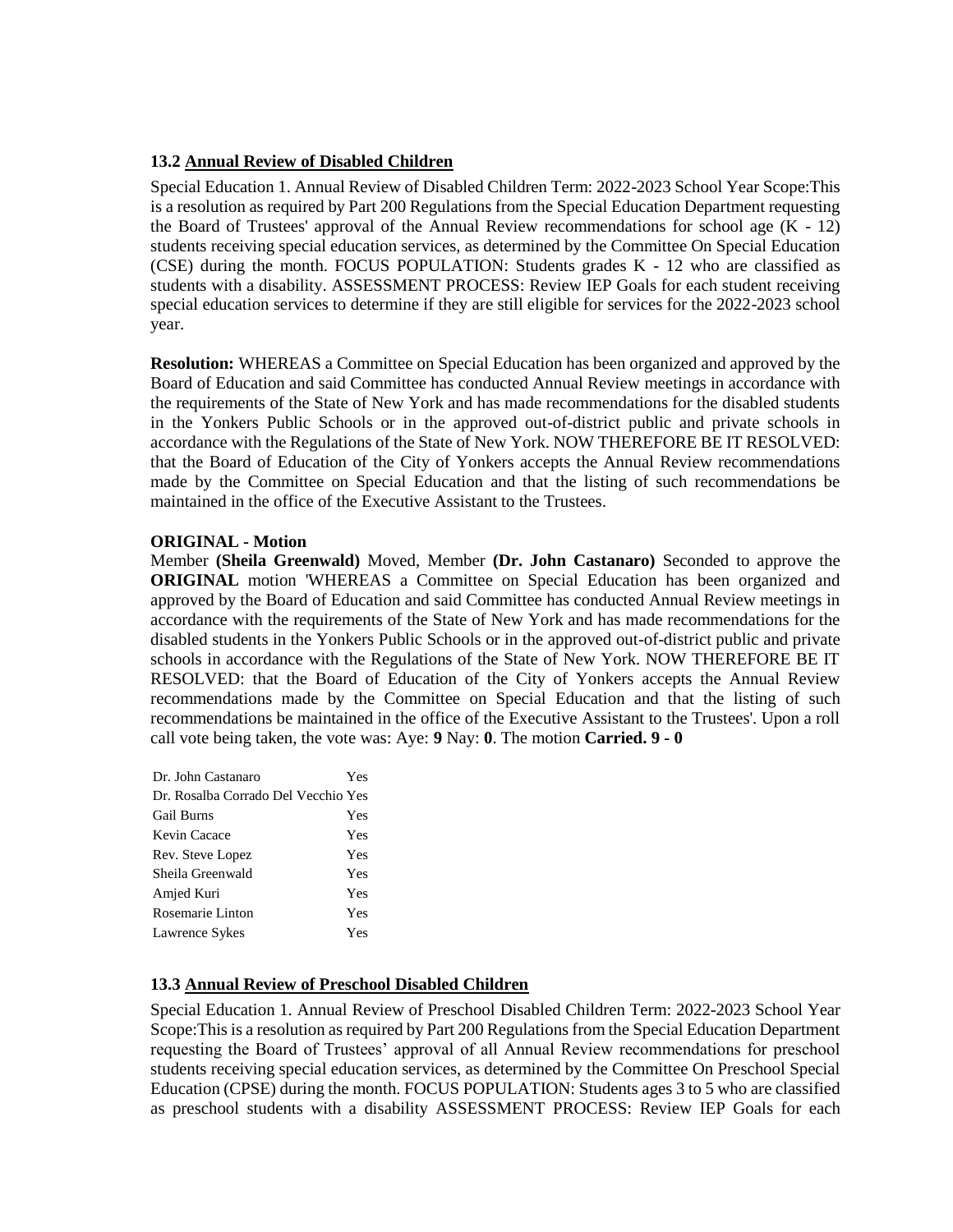**13.2 Annual Review of Disabled Children**

Special Education 1. Annual Review of Disabled Children Term: 2022-2023 School Year Scope:This is a resolution as required by Part 200 Regulations from the Special Education Department requesting the Board of Trustees' approval of the Annual Review recommendations for school age (K - 12) students receiving special education services, as determined by the Committee On Special Education (CSE) during the month. FOCUS POPULATION: Students grades K - 12 who are classified as students with a disability. ASSESSMENT PROCESS: Review IEP Goals for each student receiving special education services to determine if they are still eligible for services for the 2022-2023 school year.

**Resolution:** WHEREAS a Committee on Special Education has been organized and approved by the Board of Education and said Committee has conducted Annual Review meetings in accordance with the requirements of the State of New York and has made recommendations for the disabled students in the Yonkers Public Schools or in the approved out-of-district public and private schools in accordance with the Regulations of the State of New York. NOW THEREFORE BE IT RESOLVED: that the Board of Education of the City of Yonkers accepts the Annual Review recommendations made by the Committee on Special Education and that the listing of such recommendations be maintained in the office of the Executive Assistant to the Trustees.

**ORIGINAL - Motion**

Member **(Sheila Greenwald)** Moved, Member **(Dr. John Castanaro)** Seconded to approve the **ORIGINAL** motion 'WHEREAS a Committee on Special Education has been organized and approved by the Board of Education and said Committee has conducted Annual Review meetings in accordance with the requirements of the State of New York and has made recommendations for the disabled students in the Yonkers Public Schools or in the approved out-of-district public and private schools in accordance with the Regulations of the State of New York. NOW THEREFORE BE IT RESOLVED: that the Board of Education of the City of Yonkers accepts the Annual Review recommendations made by the Committee on Special Education and that the listing of such recommendations be maintained in the office of the Executive Assistant to the Trustees'. Upon a roll call vote being taken, the vote was: Aye: **9** Nay: **0**. The motion **Carried. 9 - 0**

| | |
|---|---|
| Dr. John Castanaro | Yes |
| Dr. Rosalba Corrado Del Vecchio | Yes |
| Gail Burns | Yes |
| Kevin Cacace | Yes |
| Rev. Steve Lopez | Yes |
| Sheila Greenwald | Yes |
| Amjed Kuri | Yes |
| Rosemarie Linton | Yes |
| Lawrence Sykes | Yes |

**13.3 Annual Review of Preschool Disabled Children**

Special Education 1. Annual Review of Preschool Disabled Children Term: 2022-2023 School Year Scope:This is a resolution as required by Part 200 Regulations from the Special Education Department requesting the Board of Trustees' approval of all Annual Review recommendations for preschool students receiving special education services, as determined by the Committee On Preschool Special Education (CPSE) during the month. FOCUS POPULATION: Students ages 3 to 5 who are classified as preschool students with a disability ASSESSMENT PROCESS: Review IEP Goals for each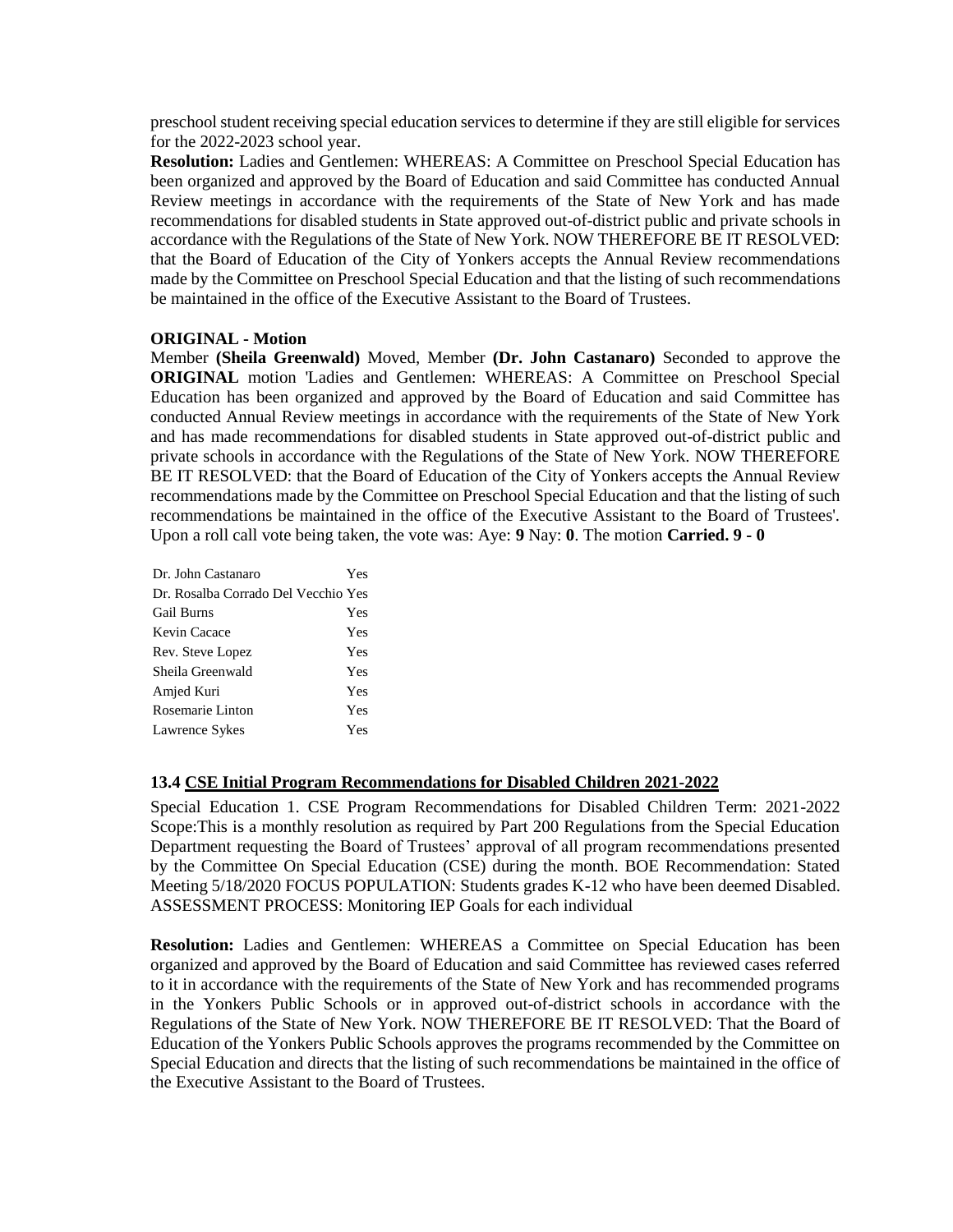preschool student receiving special education services to determine if they are still eligible for services for the 2022-2023 school year.

**Resolution:** Ladies and Gentlemen: WHEREAS: A Committee on Preschool Special Education has been organized and approved by the Board of Education and said Committee has conducted Annual Review meetings in accordance with the requirements of the State of New York and has made recommendations for disabled students in State approved out-of-district public and private schools in accordance with the Regulations of the State of New York. NOW THEREFORE BE IT RESOLVED: that the Board of Education of the City of Yonkers accepts the Annual Review recommendations made by the Committee on Preschool Special Education and that the listing of such recommendations be maintained in the office of the Executive Assistant to the Board of Trustees.

**ORIGINAL - Motion**

Member **(Sheila Greenwald)** Moved, Member **(Dr. John Castanaro)** Seconded to approve the **ORIGINAL** motion 'Ladies and Gentlemen: WHEREAS: A Committee on Preschool Special Education has been organized and approved by the Board of Education and said Committee has conducted Annual Review meetings in accordance with the requirements of the State of New York and has made recommendations for disabled students in State approved out-of-district public and private schools in accordance with the Regulations of the State of New York. NOW THEREFORE BE IT RESOLVED: that the Board of Education of the City of Yonkers accepts the Annual Review recommendations made by the Committee on Preschool Special Education and that the listing of such recommendations be maintained in the office of the Executive Assistant to the Board of Trustees'. Upon a roll call vote being taken, the vote was: Aye: **9** Nay: **0**. The motion **Carried. 9 - 0**

| | |
|---|---|
| Dr. John Castanaro | Yes |
| Dr. Rosalba Corrado Del Vecchio | Yes |
| Gail Burns | Yes |
| Kevin Cacace | Yes |
| Rev. Steve Lopez | Yes |
| Sheila Greenwald | Yes |
| Amjed Kuri | Yes |
| Rosemarie Linton | Yes |
| Lawrence Sykes | Yes |

### 13.4 CSE Initial Program Recommendations for Disabled Children 2021-2022

Special Education 1. CSE Program Recommendations for Disabled Children Term: 2021-2022 Scope:This is a monthly resolution as required by Part 200 Regulations from the Special Education Department requesting the Board of Trustees' approval of all program recommendations presented by the Committee On Special Education (CSE) during the month. BOE Recommendation: Stated Meeting 5/18/2020 FOCUS POPULATION: Students grades K-12 who have been deemed Disabled. ASSESSMENT PROCESS: Monitoring IEP Goals for each individual

**Resolution:** Ladies and Gentlemen: WHEREAS a Committee on Special Education has been organized and approved by the Board of Education and said Committee has reviewed cases referred to it in accordance with the requirements of the State of New York and has recommended programs in the Yonkers Public Schools or in approved out-of-district schools in accordance with the Regulations of the State of New York. NOW THEREFORE BE IT RESOLVED: That the Board of Education of the Yonkers Public Schools approves the programs recommended by the Committee on Special Education and directs that the listing of such recommendations be maintained in the office of the Executive Assistant to the Board of Trustees.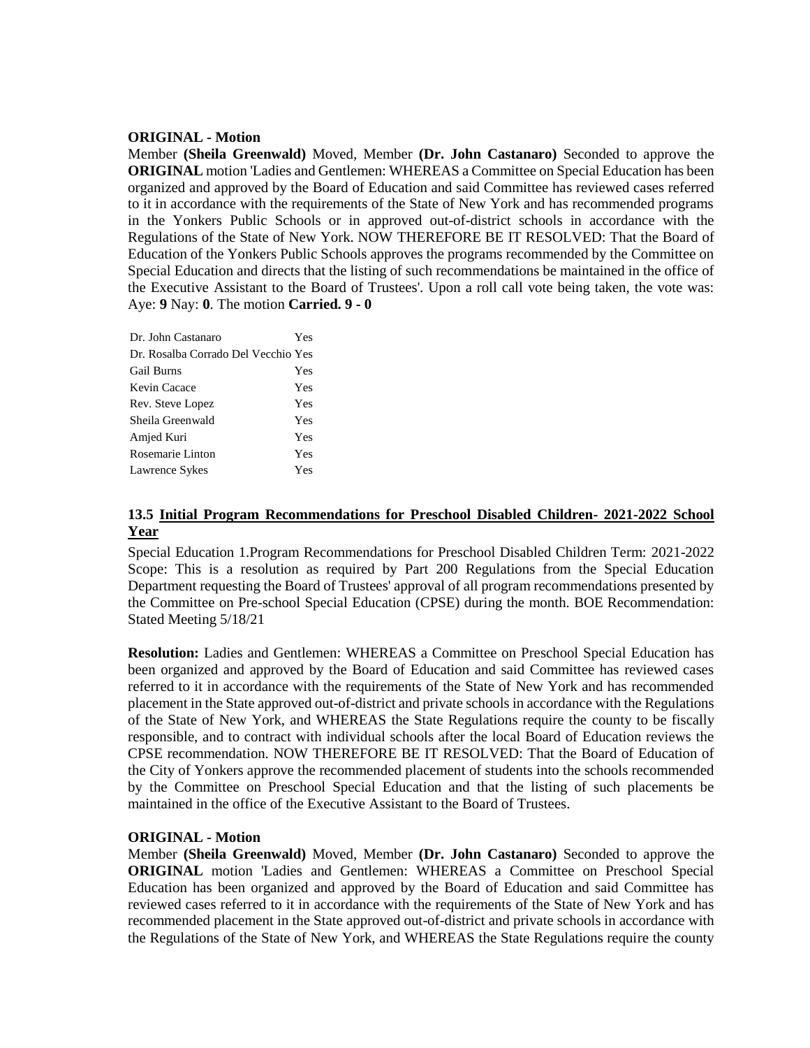**ORIGINAL - Motion**

Member **(Sheila Greenwald)** Moved, Member **(Dr. John Castanaro)** Seconded to approve the **ORIGINAL** motion 'Ladies and Gentlemen: WHEREAS a Committee on Special Education has been organized and approved by the Board of Education and said Committee has reviewed cases referred to it in accordance with the requirements of the State of New York and has recommended programs in the Yonkers Public Schools or in approved out-of-district schools in accordance with the Regulations of the State of New York. NOW THEREFORE BE IT RESOLVED: That the Board of Education of the Yonkers Public Schools approves the programs recommended by the Committee on Special Education and directs that the listing of such recommendations be maintained in the office of the Executive Assistant to the Board of Trustees'. Upon a roll call vote being taken, the vote was: Aye: **9** Nay: **0**. The motion **Carried. 9 - 0**

| | |
|---|---|
| Dr. John Castanaro | Yes |
| Dr. Rosalba Corrado Del Vecchio | Yes |
| Gail Burns | Yes |
| Kevin Cacace | Yes |
| Rev. Steve Lopez | Yes |
| Sheila Greenwald | Yes |
| Amjed Kuri | Yes |
| Rosemarie Linton | Yes |
| Lawrence Sykes | Yes |

### 13.5 Initial Program Recommendations for Preschool Disabled Children- 2021-2022 School Year

Special Education 1.Program Recommendations for Preschool Disabled Children Term: 2021-2022 Scope: This is a resolution as required by Part 200 Regulations from the Special Education Department requesting the Board of Trustees' approval of all program recommendations presented by the Committee on Pre-school Special Education (CPSE) during the month. BOE Recommendation: Stated Meeting 5/18/21

**Resolution:** Ladies and Gentlemen: WHEREAS a Committee on Preschool Special Education has been organized and approved by the Board of Education and said Committee has reviewed cases referred to it in accordance with the requirements of the State of New York and has recommended placement in the State approved out-of-district and private schools in accordance with the Regulations of the State of New York, and WHEREAS the State Regulations require the county to be fiscally responsible, and to contract with individual schools after the local Board of Education reviews the CPSE recommendation. NOW THEREFORE BE IT RESOLVED: That the Board of Education of the City of Yonkers approve the recommended placement of students into the schools recommended by the Committee on Preschool Special Education and that the listing of such placements be maintained in the office of the Executive Assistant to the Board of Trustees.

**ORIGINAL - Motion**

Member **(Sheila Greenwald)** Moved, Member **(Dr. John Castanaro)** Seconded to approve the **ORIGINAL** motion 'Ladies and Gentlemen: WHEREAS a Committee on Preschool Special Education has been organized and approved by the Board of Education and said Committee has reviewed cases referred to it in accordance with the requirements of the State of New York and has recommended placement in the State approved out-of-district and private schools in accordance with the Regulations of the State of New York, and WHEREAS the State Regulations require the county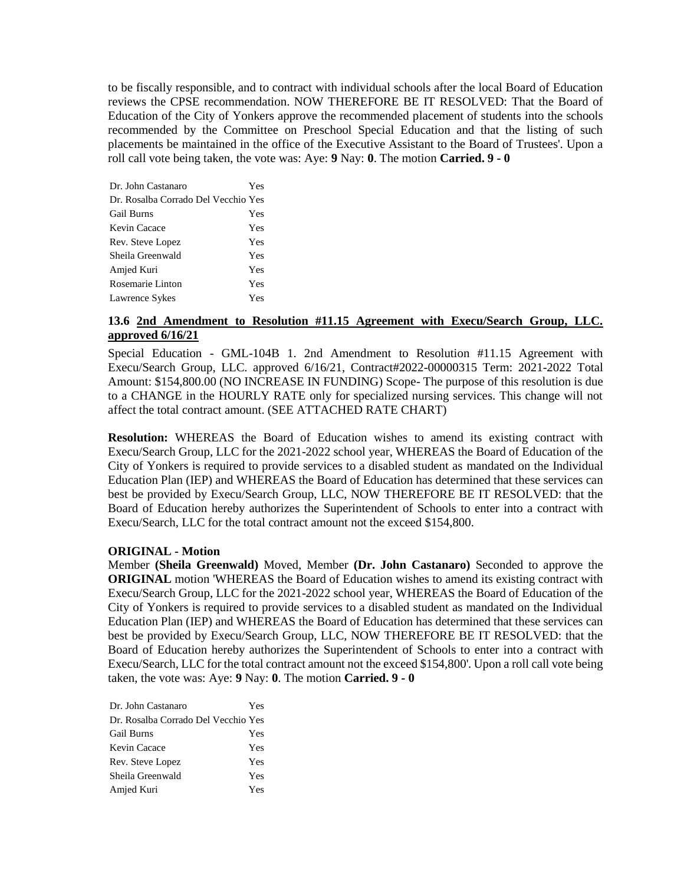to be fiscally responsible, and to contract with individual schools after the local Board of Education reviews the CPSE recommendation. NOW THEREFORE BE IT RESOLVED: That the Board of Education of the City of Yonkers approve the recommended placement of students into the schools recommended by the Committee on Preschool Special Education and that the listing of such placements be maintained in the office of the Executive Assistant to the Board of Trustees'. Upon a roll call vote being taken, the vote was: Aye: **9** Nay: **0**. The motion **Carried. 9 - 0**

| | |
|---|---|
| Dr. John Castanaro | Yes |
| Dr. Rosalba Corrado Del Vecchio | Yes |
| Gail Burns | Yes |
| Kevin Cacace | Yes |
| Rev. Steve Lopez | Yes |
| Sheila Greenwald | Yes |
| Amjed Kuri | Yes |
| Rosemarie Linton | Yes |
| Lawrence Sykes | Yes |

### 13.6 2nd Amendment to Resolution #11.15 Agreement with Execu/Search Group, LLC. approved 6/16/21

Special Education - GML-104B 1. 2nd Amendment to Resolution #11.15 Agreement with Execu/Search Group, LLC. approved 6/16/21, Contract#2022-00000315 Term: 2021-2022 Total Amount: $154,800.00 (NO INCREASE IN FUNDING) Scope- The purpose of this resolution is due to a CHANGE in the HOURLY RATE only for specialized nursing services. This change will not affect the total contract amount. (SEE ATTACHED RATE CHART)

**Resolution:** WHEREAS the Board of Education wishes to amend its existing contract with Execu/Search Group, LLC for the 2021-2022 school year, WHEREAS the Board of Education of the City of Yonkers is required to provide services to a disabled student as mandated on the Individual Education Plan (IEP) and WHEREAS the Board of Education has determined that these services can best be provided by Execu/Search Group, LLC, NOW THEREFORE BE IT RESOLVED: that the Board of Education hereby authorizes the Superintendent of Schools to enter into a contract with Execu/Search, LLC for the total contract amount not the exceed $154,800.

**ORIGINAL - Motion**

Member **(Sheila Greenwald)** Moved, Member **(Dr. John Castanaro)** Seconded to approve the **ORIGINAL** motion 'WHEREAS the Board of Education wishes to amend its existing contract with Execu/Search Group, LLC for the 2021-2022 school year, WHEREAS the Board of Education of the City of Yonkers is required to provide services to a disabled student as mandated on the Individual Education Plan (IEP) and WHEREAS the Board of Education has determined that these services can best be provided by Execu/Search Group, LLC, NOW THEREFORE BE IT RESOLVED: that the Board of Education hereby authorizes the Superintendent of Schools to enter into a contract with Execu/Search, LLC for the total contract amount not the exceed $154,800'. Upon a roll call vote being taken, the vote was: Aye: **9** Nay: **0**. The motion **Carried. 9 - 0**

| | |
|---|---|
| Dr. John Castanaro | Yes |
| Dr. Rosalba Corrado Del Vecchio | Yes |
| Gail Burns | Yes |
| Kevin Cacace | Yes |
| Rev. Steve Lopez | Yes |
| Sheila Greenwald | Yes |
| Amjed Kuri | Yes |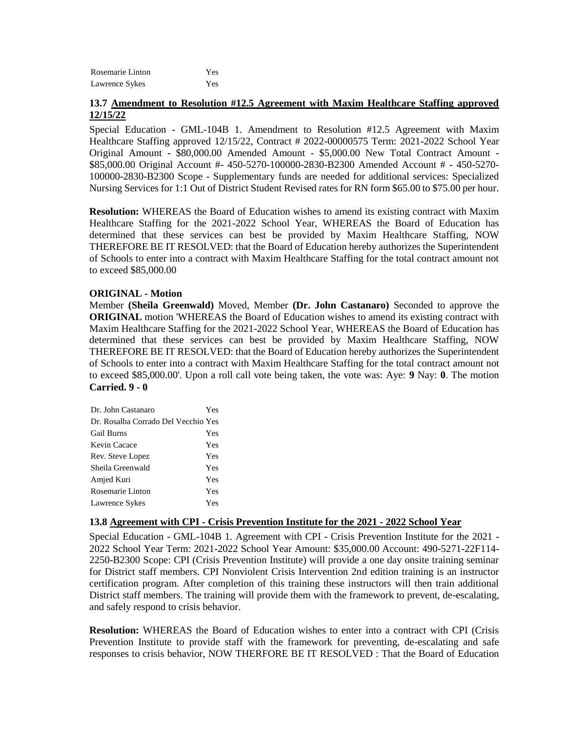| | |
|---|---|
| Rosemarie Linton | Yes |
| Lawrence Sykes | Yes |

### 13.7 Amendment to Resolution #12.5 Agreement with Maxim Healthcare Staffing approved 12/15/22

Special Education - GML-104B 1. Amendment to Resolution #12.5 Agreement with Maxim Healthcare Staffing approved 12/15/22, Contract # 2022-00000575 Term: 2021-2022 School Year Original Amount - $80,000.00 Amended Amount - $5,000.00 New Total Contract Amount - $85,000.00 Original Account #- 450-5270-100000-2830-B2300 Amended Account # - 450-5270-100000-2830-B2300 Scope - Supplementary funds are needed for additional services: Specialized Nursing Services for 1:1 Out of District Student Revised rates for RN form $65.00 to $75.00 per hour.

**Resolution:** WHEREAS the Board of Education wishes to amend its existing contract with Maxim Healthcare Staffing for the 2021-2022 School Year, WHEREAS the Board of Education has determined that these services can best be provided by Maxim Healthcare Staffing, NOW THEREFORE BE IT RESOLVED: that the Board of Education hereby authorizes the Superintendent of Schools to enter into a contract with Maxim Healthcare Staffing for the total contract amount not to exceed $85,000.00

**ORIGINAL - Motion**

Member **(Sheila Greenwald)** Moved, Member **(Dr. John Castanaro)** Seconded to approve the **ORIGINAL** motion 'WHEREAS the Board of Education wishes to amend its existing contract with Maxim Healthcare Staffing for the 2021-2022 School Year, WHEREAS the Board of Education has determined that these services can best be provided by Maxim Healthcare Staffing, NOW THEREFORE BE IT RESOLVED: that the Board of Education hereby authorizes the Superintendent of Schools to enter into a contract with Maxim Healthcare Staffing for the total contract amount not to exceed $85,000.00'. Upon a roll call vote being taken, the vote was: Aye: **9** Nay: **0**. The motion **Carried. 9 - 0**

| | |
|---|---|
| Dr. John Castanaro | Yes |
| Dr. Rosalba Corrado Del Vecchio | Yes |
| Gail Burns | Yes |
| Kevin Cacace | Yes |
| Rev. Steve Lopez | Yes |
| Sheila Greenwald | Yes |
| Amjed Kuri | Yes |
| Rosemarie Linton | Yes |
| Lawrence Sykes | Yes |

### 13.8 Agreement with CPI - Crisis Prevention Institute for the 2021 - 2022 School Year

Special Education - GML-104B 1. Agreement with CPI - Crisis Prevention Institute for the 2021 - 2022 School Year Term: 2021-2022 School Year Amount: $35,000.00 Account: 490-5271-22F114-2250-B2300 Scope: CPI (Crisis Prevention Institute) will provide a one day onsite training seminar for District staff members. CPI Nonviolent Crisis Intervention 2nd edition training is an instructor certification program. After completion of this training these instructors will then train additional District staff members. The training will provide them with the framework to prevent, de-escalating, and safely respond to crisis behavior.

**Resolution:** WHEREAS the Board of Education wishes to enter into a contract with CPI (Crisis Prevention Institute to provide staff with the framework for preventing, de-escalating and safe responses to crisis behavior, NOW THERFORE BE IT RESOLVED : That the Board of Education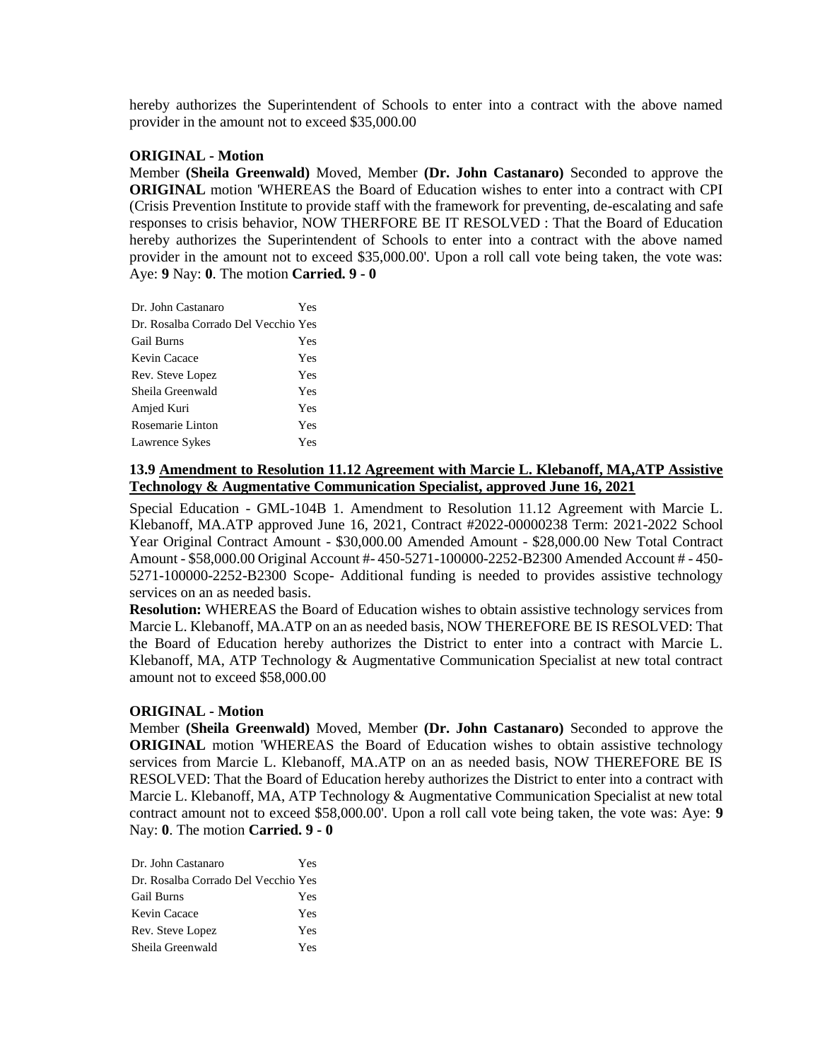hereby authorizes the Superintendent of Schools to enter into a contract with the above named provider in the amount not to exceed $35,000.00

**ORIGINAL - Motion**

Member **(Sheila Greenwald)** Moved, Member **(Dr. John Castanaro)** Seconded to approve the **ORIGINAL** motion 'WHEREAS the Board of Education wishes to enter into a contract with CPI (Crisis Prevention Institute to provide staff with the framework for preventing, de-escalating and safe responses to crisis behavior, NOW THERFORE BE IT RESOLVED : That the Board of Education hereby authorizes the Superintendent of Schools to enter into a contract with the above named provider in the amount not to exceed $35,000.00'. Upon a roll call vote being taken, the vote was: Aye: **9** Nay: **0**. The motion **Carried. 9 - 0**

| | |
|---|---|
| Dr. John Castanaro | Yes |
| Dr. Rosalba Corrado Del Vecchio | Yes |
| Gail Burns | Yes |
| Kevin Cacace | Yes |
| Rev. Steve Lopez | Yes |
| Sheila Greenwald | Yes |
| Amjed Kuri | Yes |
| Rosemarie Linton | Yes |
| Lawrence Sykes | Yes |

### 13.9 Amendment to Resolution 11.12 Agreement with Marcie L. Klebanoff, MA,ATP Assistive Technology & Augmentative Communication Specialist, approved June 16, 2021

Special Education - GML-104B 1. Amendment to Resolution 11.12 Agreement with Marcie L. Klebanoff, MA.ATP approved June 16, 2021, Contract #2022-00000238 Term: 2021-2022 School Year Original Contract Amount - $30,000.00 Amended Amount - $28,000.00 New Total Contract Amount - $58,000.00 Original Account #- 450-5271-100000-2252-B2300 Amended Account # - 450-5271-100000-2252-B2300 Scope- Additional funding is needed to provides assistive technology services on an as needed basis.

**Resolution:** WHEREAS the Board of Education wishes to obtain assistive technology services from Marcie L. Klebanoff, MA.ATP on an as needed basis, NOW THEREFORE BE IS RESOLVED: That the Board of Education hereby authorizes the District to enter into a contract with Marcie L. Klebanoff, MA, ATP Technology & Augmentative Communication Specialist at new total contract amount not to exceed $58,000.00

**ORIGINAL - Motion**

Member **(Sheila Greenwald)** Moved, Member **(Dr. John Castanaro)** Seconded to approve the **ORIGINAL** motion 'WHEREAS the Board of Education wishes to obtain assistive technology services from Marcie L. Klebanoff, MA.ATP on an as needed basis, NOW THEREFORE BE IS RESOLVED: That the Board of Education hereby authorizes the District to enter into a contract with Marcie L. Klebanoff, MA, ATP Technology & Augmentative Communication Specialist at new total contract amount not to exceed $58,000.00'. Upon a roll call vote being taken, the vote was: Aye: **9** Nay: **0**. The motion **Carried. 9 - 0**

| | |
|---|---|
| Dr. John Castanaro | Yes |
| Dr. Rosalba Corrado Del Vecchio | Yes |
| Gail Burns | Yes |
| Kevin Cacace | Yes |
| Rev. Steve Lopez | Yes |
| Sheila Greenwald | Yes |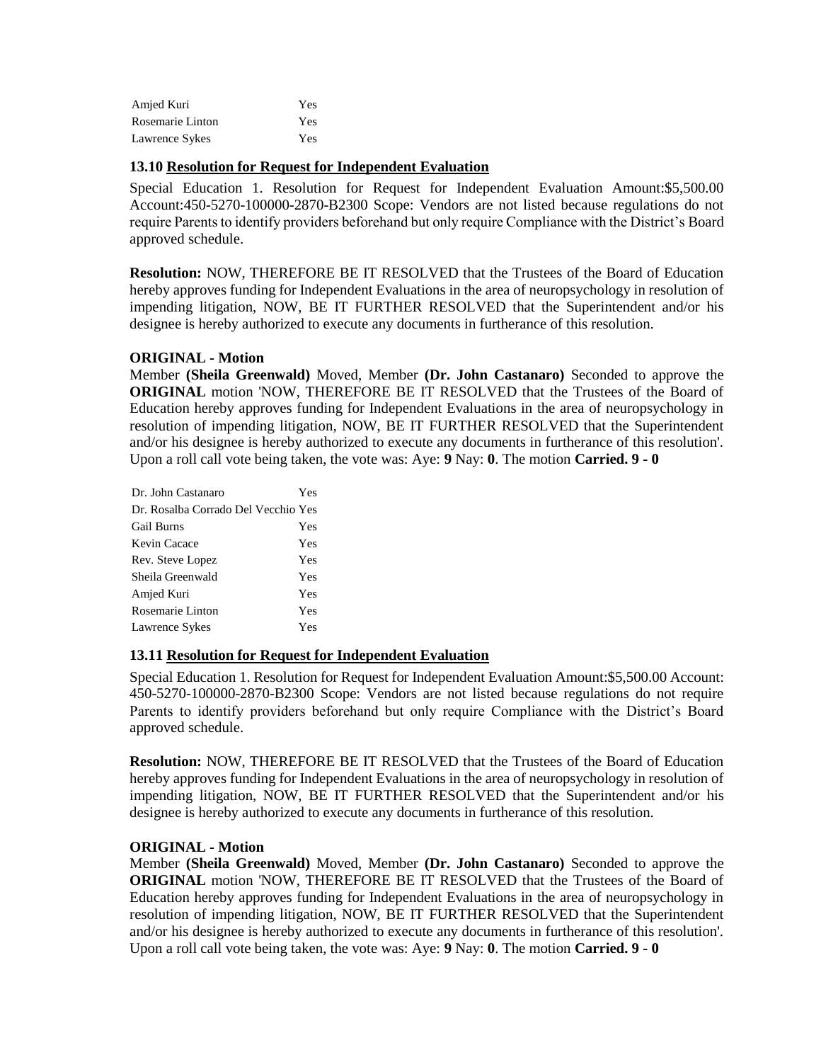| | |
|---|---|
| Amjed Kuri | Yes |
| Rosemarie Linton | Yes |
| Lawrence Sykes | Yes |

### 13.10 Resolution for Request for Independent Evaluation

Special Education 1. Resolution for Request for Independent Evaluation Amount:$5,500.00 Account:450-5270-100000-2870-B2300 Scope: Vendors are not listed because regulations do not require Parents to identify providers beforehand but only require Compliance with the District's Board approved schedule.

**Resolution:** NOW, THEREFORE BE IT RESOLVED that the Trustees of the Board of Education hereby approves funding for Independent Evaluations in the area of neuropsychology in resolution of impending litigation, NOW, BE IT FURTHER RESOLVED that the Superintendent and/or his designee is hereby authorized to execute any documents in furtherance of this resolution.

**ORIGINAL - Motion**

Member **(Sheila Greenwald)** Moved, Member **(Dr. John Castanaro)** Seconded to approve the **ORIGINAL** motion 'NOW, THEREFORE BE IT RESOLVED that the Trustees of the Board of Education hereby approves funding for Independent Evaluations in the area of neuropsychology in resolution of impending litigation, NOW, BE IT FURTHER RESOLVED that the Superintendent and/or his designee is hereby authorized to execute any documents in furtherance of this resolution'. Upon a roll call vote being taken, the vote was: Aye: **9** Nay: **0**. The motion **Carried. 9 - 0**

| | |
|---|---|
| Dr. John Castanaro | Yes |
| Dr. Rosalba Corrado Del Vecchio | Yes |
| Gail Burns | Yes |
| Kevin Cacace | Yes |
| Rev. Steve Lopez | Yes |
| Sheila Greenwald | Yes |
| Amjed Kuri | Yes |
| Rosemarie Linton | Yes |
| Lawrence Sykes | Yes |

### 13.11 Resolution for Request for Independent Evaluation

Special Education 1. Resolution for Request for Independent Evaluation Amount:$5,500.00 Account: 450-5270-100000-2870-B2300 Scope: Vendors are not listed because regulations do not require Parents to identify providers beforehand but only require Compliance with the District's Board approved schedule.

**Resolution:** NOW, THEREFORE BE IT RESOLVED that the Trustees of the Board of Education hereby approves funding for Independent Evaluations in the area of neuropsychology in resolution of impending litigation, NOW, BE IT FURTHER RESOLVED that the Superintendent and/or his designee is hereby authorized to execute any documents in furtherance of this resolution.

**ORIGINAL - Motion**

Member **(Sheila Greenwald)** Moved, Member **(Dr. John Castanaro)** Seconded to approve the **ORIGINAL** motion 'NOW, THEREFORE BE IT RESOLVED that the Trustees of the Board of Education hereby approves funding for Independent Evaluations in the area of neuropsychology in resolution of impending litigation, NOW, BE IT FURTHER RESOLVED that the Superintendent and/or his designee is hereby authorized to execute any documents in furtherance of this resolution'. Upon a roll call vote being taken, the vote was: Aye: **9** Nay: **0**. The motion **Carried. 9 - 0**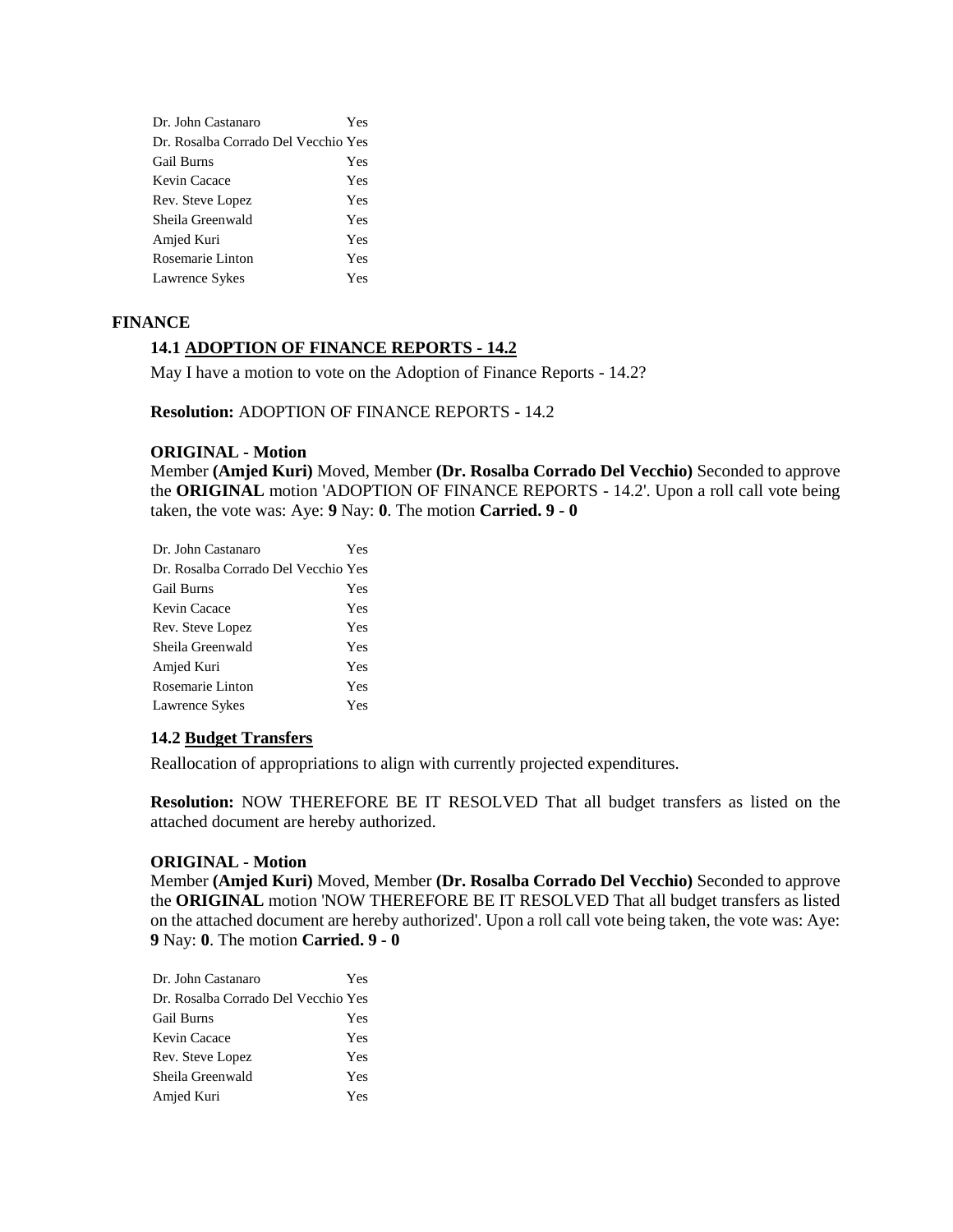| | |
|---|---|
| Dr. John Castanaro | Yes |
| Dr. Rosalba Corrado Del Vecchio | Yes |
| Gail Burns | Yes |
| Kevin Cacace | Yes |
| Rev. Steve Lopez | Yes |
| Sheila Greenwald | Yes |
| Amjed Kuri | Yes |
| Rosemarie Linton | Yes |
| Lawrence Sykes | Yes |

## FINANCE

### 14.1 ADOPTION OF FINANCE REPORTS - 14.2

May I have a motion to vote on the Adoption of Finance Reports - 14.2?

**Resolution:** ADOPTION OF FINANCE REPORTS - 14.2

**ORIGINAL - Motion**

Member **(Amjed Kuri)** Moved, Member **(Dr. Rosalba Corrado Del Vecchio)** Seconded to approve the **ORIGINAL** motion 'ADOPTION OF FINANCE REPORTS - 14.2'. Upon a roll call vote being taken, the vote was: Aye: **9** Nay: **0**. The motion **Carried. 9 - 0**

| | |
|---|---|
| Dr. John Castanaro | Yes |
| Dr. Rosalba Corrado Del Vecchio | Yes |
| Gail Burns | Yes |
| Kevin Cacace | Yes |
| Rev. Steve Lopez | Yes |
| Sheila Greenwald | Yes |
| Amjed Kuri | Yes |
| Rosemarie Linton | Yes |
| Lawrence Sykes | Yes |

### 14.2 Budget Transfers

Reallocation of appropriations to align with currently projected expenditures.

**Resolution:** NOW THEREFORE BE IT RESOLVED That all budget transfers as listed on the attached document are hereby authorized.

**ORIGINAL - Motion**

Member **(Amjed Kuri)** Moved, Member **(Dr. Rosalba Corrado Del Vecchio)** Seconded to approve the **ORIGINAL** motion 'NOW THEREFORE BE IT RESOLVED That all budget transfers as listed on the attached document are hereby authorized'. Upon a roll call vote being taken, the vote was: Aye: **9** Nay: **0**. The motion **Carried. 9 - 0**

| | |
|---|---|
| Dr. John Castanaro | Yes |
| Dr. Rosalba Corrado Del Vecchio | Yes |
| Gail Burns | Yes |
| Kevin Cacace | Yes |
| Rev. Steve Lopez | Yes |
| Sheila Greenwald | Yes |
| Amjed Kuri | Yes |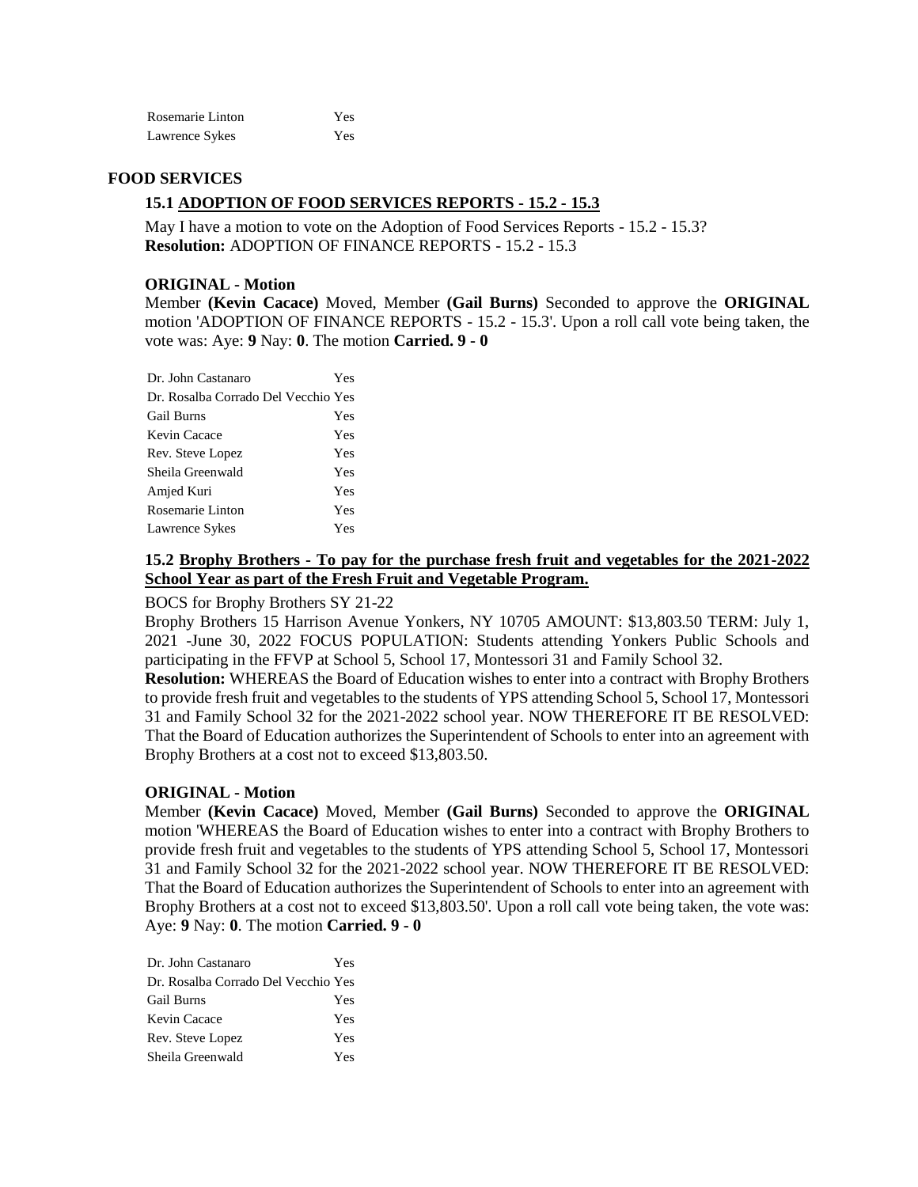| | |
|---|---|
| Rosemarie Linton | Yes |
| Lawrence Sykes | Yes |

## FOOD SERVICES

### 15.1 ADOPTION OF FOOD SERVICES REPORTS - 15.2 - 15.3

May I have a motion to vote on the Adoption of Food Services Reports - 15.2 - 15.3?
**Resolution:** ADOPTION OF FINANCE REPORTS - 15.2 - 15.3

**ORIGINAL - Motion**

Member **(Kevin Cacace)** Moved, Member **(Gail Burns)** Seconded to approve the **ORIGINAL** motion 'ADOPTION OF FINANCE REPORTS - 15.2 - 15.3'. Upon a roll call vote being taken, the vote was: Aye: **9** Nay: **0**. The motion **Carried. 9 - 0**

| | |
|---|---|
| Dr. John Castanaro | Yes |
| Dr. Rosalba Corrado Del Vecchio | Yes |
| Gail Burns | Yes |
| Kevin Cacace | Yes |
| Rev. Steve Lopez | Yes |
| Sheila Greenwald | Yes |
| Amjed Kuri | Yes |
| Rosemarie Linton | Yes |
| Lawrence Sykes | Yes |

### 15.2 Brophy Brothers - To pay for the purchase fresh fruit and vegetables for the 2021-2022 School Year as part of the Fresh Fruit and Vegetable Program.

BOCS for Brophy Brothers SY 21-22

Brophy Brothers 15 Harrison Avenue Yonkers, NY 10705 AMOUNT: $13,803.50 TERM: July 1, 2021 -June 30, 2022 FOCUS POPULATION: Students attending Yonkers Public Schools and participating in the FFVP at School 5, School 17, Montessori 31 and Family School 32.

**Resolution:** WHEREAS the Board of Education wishes to enter into a contract with Brophy Brothers to provide fresh fruit and vegetables to the students of YPS attending School 5, School 17, Montessori 31 and Family School 32 for the 2021-2022 school year. NOW THEREFORE IT BE RESOLVED: That the Board of Education authorizes the Superintendent of Schools to enter into an agreement with Brophy Brothers at a cost not to exceed $13,803.50.

**ORIGINAL - Motion**

Member **(Kevin Cacace)** Moved, Member **(Gail Burns)** Seconded to approve the **ORIGINAL** motion 'WHEREAS the Board of Education wishes to enter into a contract with Brophy Brothers to provide fresh fruit and vegetables to the students of YPS attending School 5, School 17, Montessori 31 and Family School 32 for the 2021-2022 school year. NOW THEREFORE IT BE RESOLVED: That the Board of Education authorizes the Superintendent of Schools to enter into an agreement with Brophy Brothers at a cost not to exceed $13,803.50'. Upon a roll call vote being taken, the vote was: Aye: **9** Nay: **0**. The motion **Carried. 9 - 0**

| | |
|---|---|
| Dr. John Castanaro | Yes |
| Dr. Rosalba Corrado Del Vecchio | Yes |
| Gail Burns | Yes |
| Kevin Cacace | Yes |
| Rev. Steve Lopez | Yes |
| Sheila Greenwald | Yes |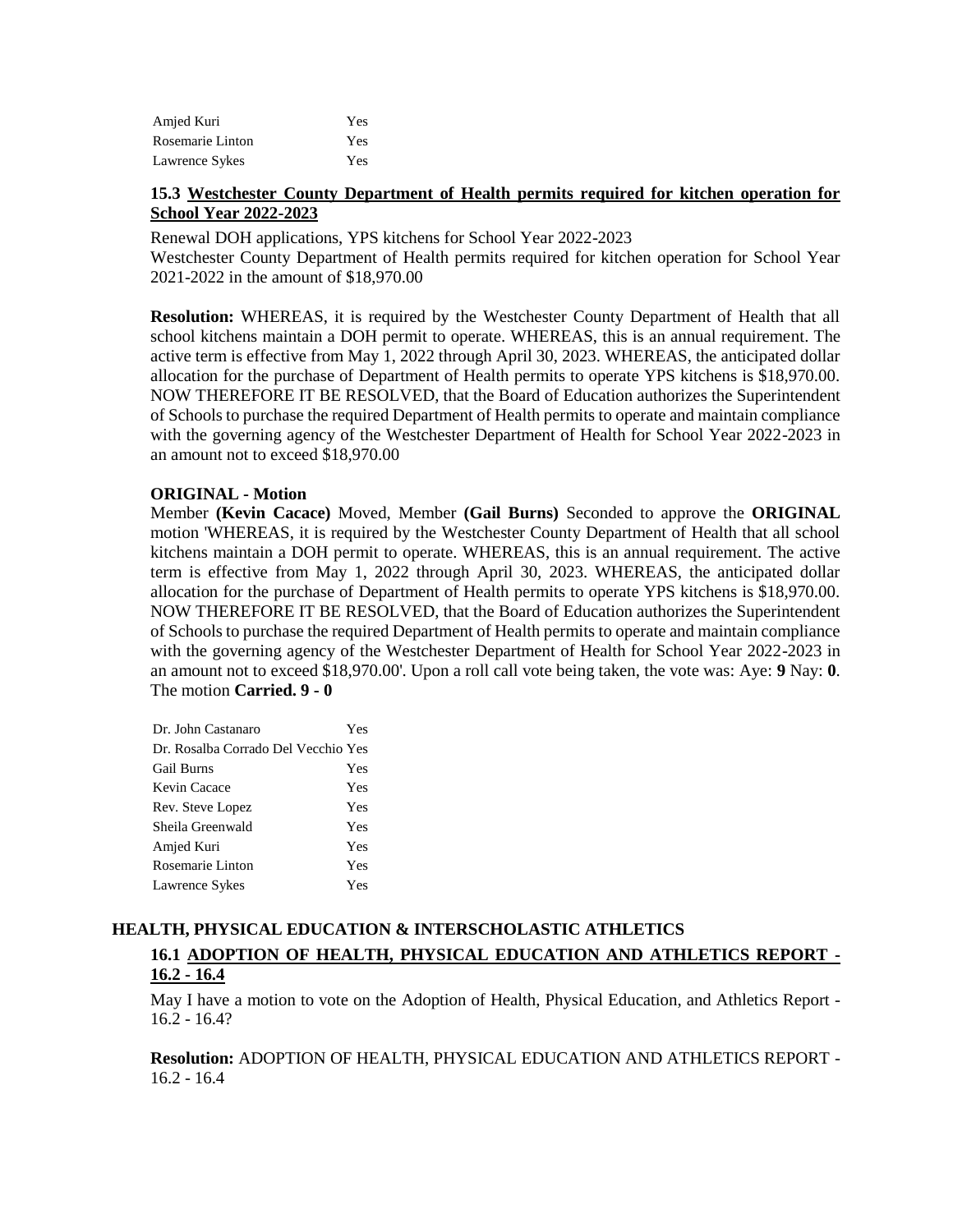| | |
|---|---|
| Amjed Kuri | Yes |
| Rosemarie Linton | Yes |
| Lawrence Sykes | Yes |

### 15.3 Westchester County Department of Health permits required for kitchen operation for School Year 2022-2023

Renewal DOH applications, YPS kitchens for School Year 2022-2023
Westchester County Department of Health permits required for kitchen operation for School Year 2021-2022 in the amount of $18,970.00

**Resolution:** WHEREAS, it is required by the Westchester County Department of Health that all school kitchens maintain a DOH permit to operate. WHEREAS, this is an annual requirement. The active term is effective from May 1, 2022 through April 30, 2023. WHEREAS, the anticipated dollar allocation for the purchase of Department of Health permits to operate YPS kitchens is $18,970.00. NOW THEREFORE IT BE RESOLVED, that the Board of Education authorizes the Superintendent of Schools to purchase the required Department of Health permits to operate and maintain compliance with the governing agency of the Westchester Department of Health for School Year 2022-2023 in an amount not to exceed $18,970.00

**ORIGINAL - Motion**

Member **(Kevin Cacace)** Moved, Member **(Gail Burns)** Seconded to approve the **ORIGINAL** motion 'WHEREAS, it is required by the Westchester County Department of Health that all school kitchens maintain a DOH permit to operate. WHEREAS, this is an annual requirement. The active term is effective from May 1, 2022 through April 30, 2023. WHEREAS, the anticipated dollar allocation for the purchase of Department of Health permits to operate YPS kitchens is $18,970.00. NOW THEREFORE IT BE RESOLVED, that the Board of Education authorizes the Superintendent of Schools to purchase the required Department of Health permits to operate and maintain compliance with the governing agency of the Westchester Department of Health for School Year 2022-2023 in an amount not to exceed $18,970.00'. Upon a roll call vote being taken, the vote was: Aye: **9** Nay: **0**. The motion **Carried. 9 - 0**

| | |
|---|---|
| Dr. John Castanaro | Yes |
| Dr. Rosalba Corrado Del Vecchio | Yes |
| Gail Burns | Yes |
| Kevin Cacace | Yes |
| Rev. Steve Lopez | Yes |
| Sheila Greenwald | Yes |
| Amjed Kuri | Yes |
| Rosemarie Linton | Yes |
| Lawrence Sykes | Yes |

## HEALTH, PHYSICAL EDUCATION & INTERSCHOLASTIC ATHLETICS

### 16.1 ADOPTION OF HEALTH, PHYSICAL EDUCATION AND ATHLETICS REPORT - 16.2 - 16.4

May I have a motion to vote on the Adoption of Health, Physical Education, and Athletics Report - 16.2 - 16.4?

**Resolution:** ADOPTION OF HEALTH, PHYSICAL EDUCATION AND ATHLETICS REPORT - 16.2 - 16.4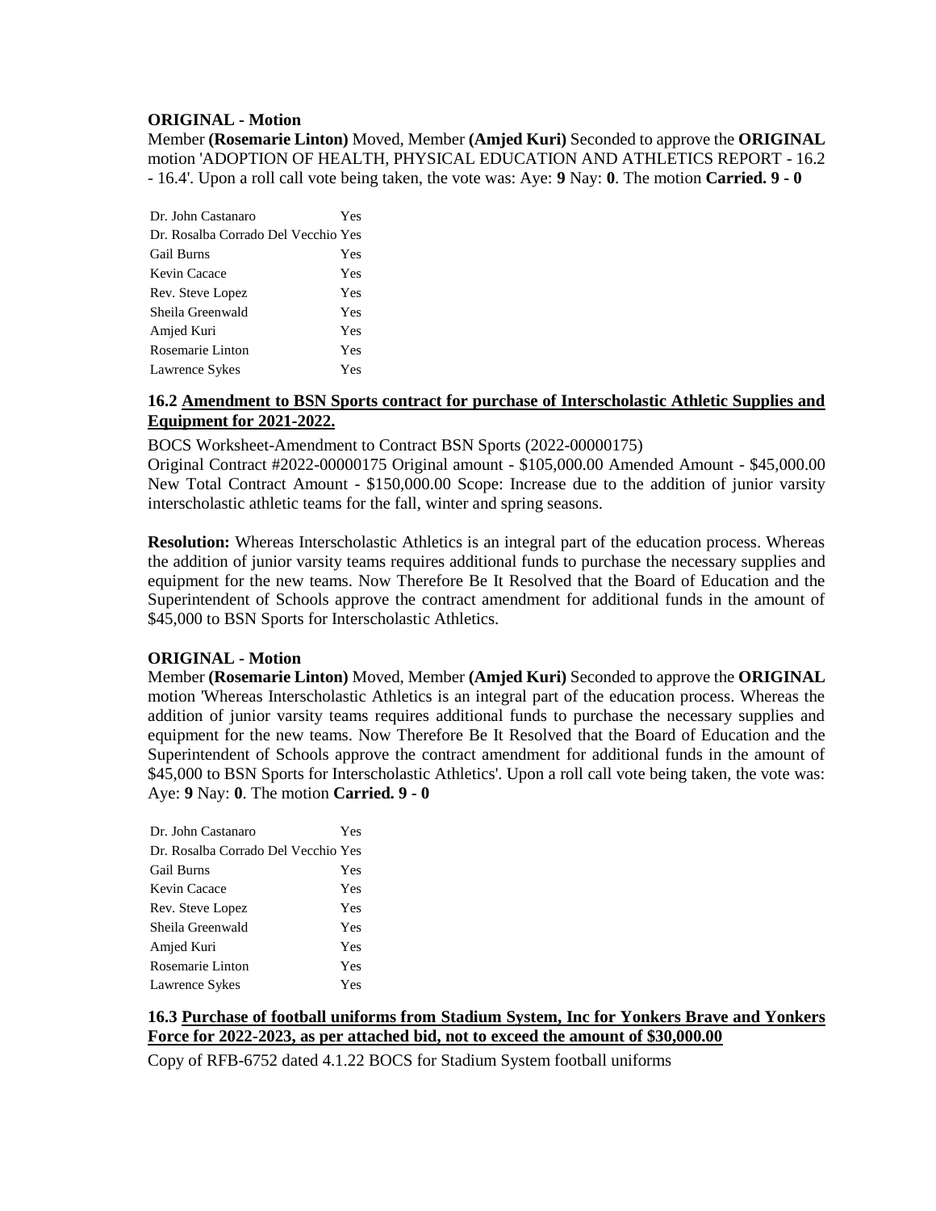**ORIGINAL - Motion**

Member **(Rosemarie Linton)** Moved, Member **(Amjed Kuri)** Seconded to approve the **ORIGINAL** motion 'ADOPTION OF HEALTH, PHYSICAL EDUCATION AND ATHLETICS REPORT - 16.2 - 16.4'. Upon a roll call vote being taken, the vote was: Aye: **9** Nay: **0**. The motion **Carried. 9 - 0**

| | |
|---|---|
| Dr. John Castanaro | Yes |
| Dr. Rosalba Corrado Del Vecchio | Yes |
| Gail Burns | Yes |
| Kevin Cacace | Yes |
| Rev. Steve Lopez | Yes |
| Sheila Greenwald | Yes |
| Amjed Kuri | Yes |
| Rosemarie Linton | Yes |
| Lawrence Sykes | Yes |

**16.2 Amendment to BSN Sports contract for purchase of Interscholastic Athletic Supplies and Equipment for 2021-2022.**

BOCS Worksheet-Amendment to Contract BSN Sports (2022-00000175)
Original Contract #2022-00000175 Original amount - $105,000.00 Amended Amount - $45,000.00 New Total Contract Amount - $150,000.00 Scope: Increase due to the addition of junior varsity interscholastic athletic teams for the fall, winter and spring seasons.

**Resolution:** Whereas Interscholastic Athletics is an integral part of the education process. Whereas the addition of junior varsity teams requires additional funds to purchase the necessary supplies and equipment for the new teams. Now Therefore Be It Resolved that the Board of Education and the Superintendent of Schools approve the contract amendment for additional funds in the amount of $45,000 to BSN Sports for Interscholastic Athletics.

**ORIGINAL - Motion**

Member **(Rosemarie Linton)** Moved, Member **(Amjed Kuri)** Seconded to approve the **ORIGINAL** motion 'Whereas Interscholastic Athletics is an integral part of the education process. Whereas the addition of junior varsity teams requires additional funds to purchase the necessary supplies and equipment for the new teams. Now Therefore Be It Resolved that the Board of Education and the Superintendent of Schools approve the contract amendment for additional funds in the amount of $45,000 to BSN Sports for Interscholastic Athletics'. Upon a roll call vote being taken, the vote was: Aye: **9** Nay: **0**. The motion **Carried. 9 - 0**

| | |
|---|---|
| Dr. John Castanaro | Yes |
| Dr. Rosalba Corrado Del Vecchio | Yes |
| Gail Burns | Yes |
| Kevin Cacace | Yes |
| Rev. Steve Lopez | Yes |
| Sheila Greenwald | Yes |
| Amjed Kuri | Yes |
| Rosemarie Linton | Yes |
| Lawrence Sykes | Yes |

**16.3 Purchase of football uniforms from Stadium System, Inc for Yonkers Brave and Yonkers Force for 2022-2023, as per attached bid, not to exceed the amount of $30,000.00**

Copy of RFB-6752 dated 4.1.22 BOCS for Stadium System football uniforms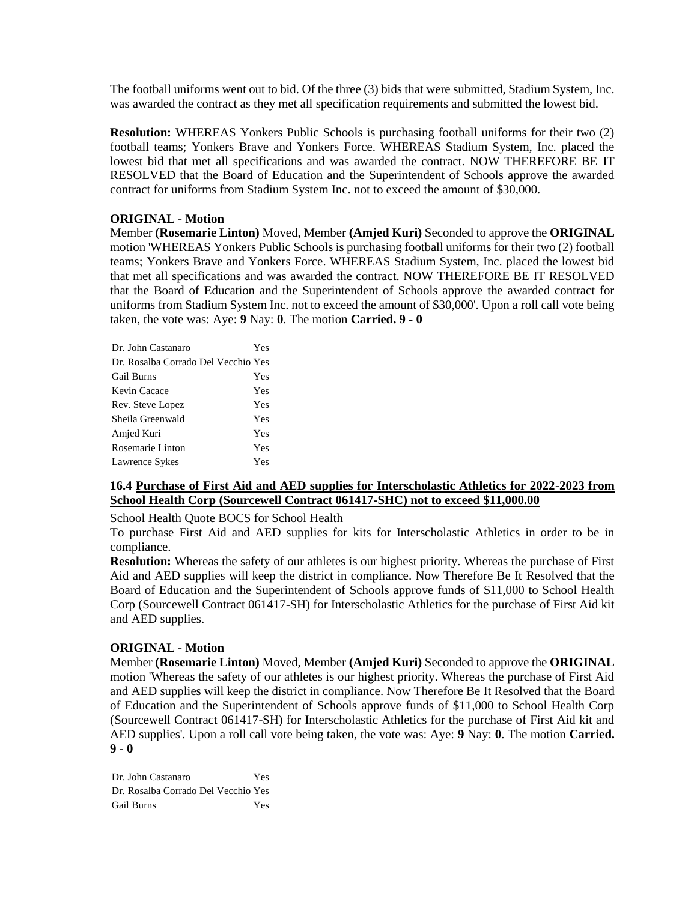The football uniforms went out to bid. Of the three (3) bids that were submitted, Stadium System, Inc. was awarded the contract as they met all specification requirements and submitted the lowest bid.

**Resolution:** WHEREAS Yonkers Public Schools is purchasing football uniforms for their two (2) football teams; Yonkers Brave and Yonkers Force. WHEREAS Stadium System, Inc. placed the lowest bid that met all specifications and was awarded the contract. NOW THEREFORE BE IT RESOLVED that the Board of Education and the Superintendent of Schools approve the awarded contract for uniforms from Stadium System Inc. not to exceed the amount of $30,000.

**ORIGINAL - Motion**

Member **(Rosemarie Linton)** Moved, Member **(Amjed Kuri)** Seconded to approve the **ORIGINAL** motion 'WHEREAS Yonkers Public Schools is purchasing football uniforms for their two (2) football teams; Yonkers Brave and Yonkers Force. WHEREAS Stadium System, Inc. placed the lowest bid that met all specifications and was awarded the contract. NOW THEREFORE BE IT RESOLVED that the Board of Education and the Superintendent of Schools approve the awarded contract for uniforms from Stadium System Inc. not to exceed the amount of $30,000'. Upon a roll call vote being taken, the vote was: Aye: **9** Nay: **0**. The motion **Carried. 9 - 0**

| | |
|---|---|
| Dr. John Castanaro | Yes |
| Dr. Rosalba Corrado Del Vecchio | Yes |
| Gail Burns | Yes |
| Kevin Cacace | Yes |
| Rev. Steve Lopez | Yes |
| Sheila Greenwald | Yes |
| Amjed Kuri | Yes |
| Rosemarie Linton | Yes |
| Lawrence Sykes | Yes |

### 16.4 Purchase of First Aid and AED supplies for Interscholastic Athletics for 2022-2023 from School Health Corp (Sourcewell Contract 061417-SHC) not to exceed $11,000.00

School Health Quote BOCS for School Health

To purchase First Aid and AED supplies for kits for Interscholastic Athletics in order to be in compliance.

**Resolution:** Whereas the safety of our athletes is our highest priority. Whereas the purchase of First Aid and AED supplies will keep the district in compliance. Now Therefore Be It Resolved that the Board of Education and the Superintendent of Schools approve funds of $11,000 to School Health Corp (Sourcewell Contract 061417-SH) for Interscholastic Athletics for the purchase of First Aid kit and AED supplies.

**ORIGINAL - Motion**

Member **(Rosemarie Linton)** Moved, Member **(Amjed Kuri)** Seconded to approve the **ORIGINAL** motion 'Whereas the safety of our athletes is our highest priority. Whereas the purchase of First Aid and AED supplies will keep the district in compliance. Now Therefore Be It Resolved that the Board of Education and the Superintendent of Schools approve funds of $11,000 to School Health Corp (Sourcewell Contract 061417-SH) for Interscholastic Athletics for the purchase of First Aid kit and AED supplies'. Upon a roll call vote being taken, the vote was: Aye: **9** Nay: **0**. The motion **Carried. 9 - 0**

| | |
|---|---|
| Dr. John Castanaro | Yes |
| Dr. Rosalba Corrado Del Vecchio | Yes |
| Gail Burns | Yes |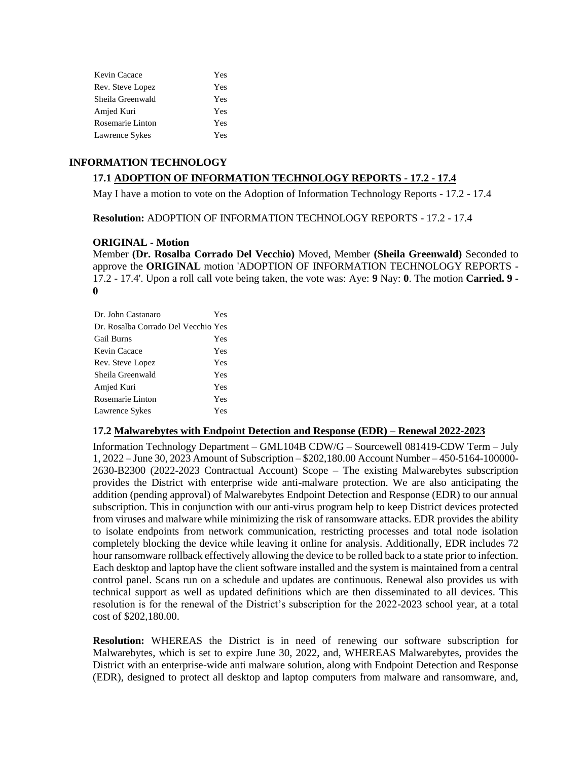| | |
|---|---|
| Kevin Cacace | Yes |
| Rev. Steve Lopez | Yes |
| Sheila Greenwald | Yes |
| Amjed Kuri | Yes |
| Rosemarie Linton | Yes |
| Lawrence Sykes | Yes |

## INFORMATION TECHNOLOGY

### 17.1 ADOPTION OF INFORMATION TECHNOLOGY REPORTS - 17.2 - 17.4

May I have a motion to vote on the Adoption of Information Technology Reports - 17.2 - 17.4

**Resolution:** ADOPTION OF INFORMATION TECHNOLOGY REPORTS - 17.2 - 17.4

**ORIGINAL - Motion**

Member **(Dr. Rosalba Corrado Del Vecchio)** Moved, Member **(Sheila Greenwald)** Seconded to approve the **ORIGINAL** motion 'ADOPTION OF INFORMATION TECHNOLOGY REPORTS - 17.2 - 17.4'. Upon a roll call vote being taken, the vote was: Aye: **9** Nay: **0**. The motion **Carried. 9 - 0**

| | |
|---|---|
| Dr. John Castanaro | Yes |
| Dr. Rosalba Corrado Del Vecchio | Yes |
| Gail Burns | Yes |
| Kevin Cacace | Yes |
| Rev. Steve Lopez | Yes |
| Sheila Greenwald | Yes |
| Amjed Kuri | Yes |
| Rosemarie Linton | Yes |
| Lawrence Sykes | Yes |

### 17.2 Malwarebytes with Endpoint Detection and Response (EDR) – Renewal 2022-2023

Information Technology Department – GML104B CDW/G – Sourcewell 081419-CDW Term – July 1, 2022 – June 30, 2023 Amount of Subscription – $202,180.00 Account Number – 450-5164-100000-2630-B2300 (2022-2023 Contractual Account) Scope – The existing Malwarebytes subscription provides the District with enterprise wide anti-malware protection. We are also anticipating the addition (pending approval) of Malwarebytes Endpoint Detection and Response (EDR) to our annual subscription. This in conjunction with our anti-virus program help to keep District devices protected from viruses and malware while minimizing the risk of ransomware attacks. EDR provides the ability to isolate endpoints from network communication, restricting processes and total node isolation completely blocking the device while leaving it online for analysis. Additionally, EDR includes 72 hour ransomware rollback effectively allowing the device to be rolled back to a state prior to infection. Each desktop and laptop have the client software installed and the system is maintained from a central control panel. Scans run on a schedule and updates are continuous. Renewal also provides us with technical support as well as updated definitions which are then disseminated to all devices. This resolution is for the renewal of the District's subscription for the 2022-2023 school year, at a total cost of $202,180.00.

**Resolution:** WHEREAS the District is in need of renewing our software subscription for Malwarebytes, which is set to expire June 30, 2022, and, WHEREAS Malwarebytes, provides the District with an enterprise-wide anti malware solution, along with Endpoint Detection and Response (EDR), designed to protect all desktop and laptop computers from malware and ransomware, and,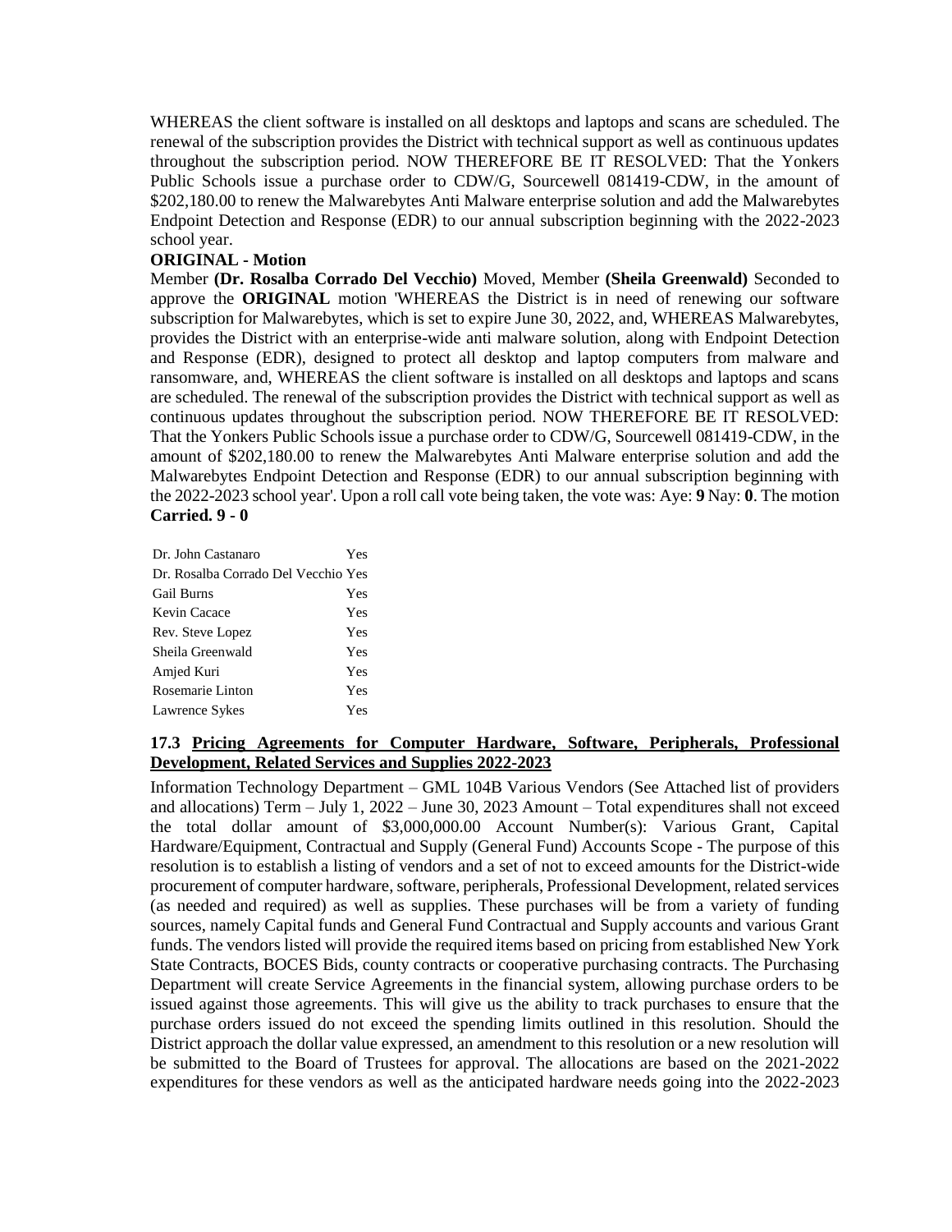WHEREAS the client software is installed on all desktops and laptops and scans are scheduled. The renewal of the subscription provides the District with technical support as well as continuous updates throughout the subscription period. NOW THEREFORE BE IT RESOLVED: That the Yonkers Public Schools issue a purchase order to CDW/G, Sourcewell 081419-CDW, in the amount of $202,180.00 to renew the Malwarebytes Anti Malware enterprise solution and add the Malwarebytes Endpoint Detection and Response (EDR) to our annual subscription beginning with the 2022-2023 school year.

**ORIGINAL - Motion**

Member **(Dr. Rosalba Corrado Del Vecchio)** Moved, Member **(Sheila Greenwald)** Seconded to approve the **ORIGINAL** motion 'WHEREAS the District is in need of renewing our software subscription for Malwarebytes, which is set to expire June 30, 2022, and, WHEREAS Malwarebytes, provides the District with an enterprise-wide anti malware solution, along with Endpoint Detection and Response (EDR), designed to protect all desktop and laptop computers from malware and ransomware, and, WHEREAS the client software is installed on all desktops and laptops and scans are scheduled. The renewal of the subscription provides the District with technical support as well as continuous updates throughout the subscription period. NOW THEREFORE BE IT RESOLVED: That the Yonkers Public Schools issue a purchase order to CDW/G, Sourcewell 081419-CDW, in the amount of $202,180.00 to renew the Malwarebytes Anti Malware enterprise solution and add the Malwarebytes Endpoint Detection and Response (EDR) to our annual subscription beginning with the 2022-2023 school year'. Upon a roll call vote being taken, the vote was: Aye: **9** Nay: **0**. The motion **Carried. 9 - 0**

| | |
|---|---|
| Dr. John Castanaro | Yes |
| Dr. Rosalba Corrado Del Vecchio | Yes |
| Gail Burns | Yes |
| Kevin Cacace | Yes |
| Rev. Steve Lopez | Yes |
| Sheila Greenwald | Yes |
| Amjed Kuri | Yes |
| Rosemarie Linton | Yes |
| Lawrence Sykes | Yes |

**17.3 Pricing Agreements for Computer Hardware, Software, Peripherals, Professional Development, Related Services and Supplies 2022-2023**

Information Technology Department – GML 104B Various Vendors (See Attached list of providers and allocations) Term – July 1, 2022 – June 30, 2023 Amount – Total expenditures shall not exceed the total dollar amount of $3,000,000.00 Account Number(s): Various Grant, Capital Hardware/Equipment, Contractual and Supply (General Fund) Accounts Scope - The purpose of this resolution is to establish a listing of vendors and a set of not to exceed amounts for the District-wide procurement of computer hardware, software, peripherals, Professional Development, related services (as needed and required) as well as supplies. These purchases will be from a variety of funding sources, namely Capital funds and General Fund Contractual and Supply accounts and various Grant funds. The vendors listed will provide the required items based on pricing from established New York State Contracts, BOCES Bids, county contracts or cooperative purchasing contracts. The Purchasing Department will create Service Agreements in the financial system, allowing purchase orders to be issued against those agreements. This will give us the ability to track purchases to ensure that the purchase orders issued do not exceed the spending limits outlined in this resolution. Should the District approach the dollar value expressed, an amendment to this resolution or a new resolution will be submitted to the Board of Trustees for approval. The allocations are based on the 2021-2022 expenditures for these vendors as well as the anticipated hardware needs going into the 2022-2023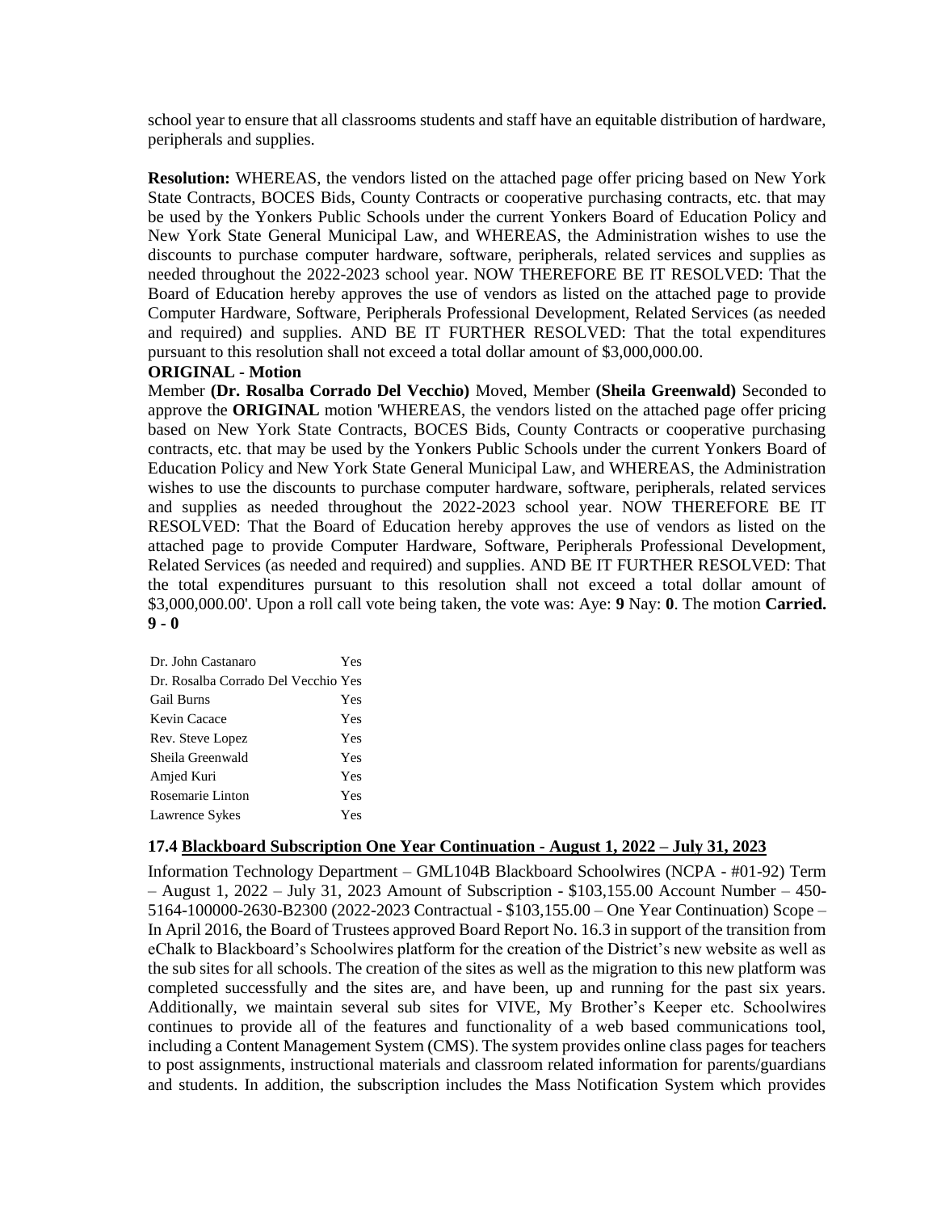school year to ensure that all classrooms students and staff have an equitable distribution of hardware, peripherals and supplies.

**Resolution:** WHEREAS, the vendors listed on the attached page offer pricing based on New York State Contracts, BOCES Bids, County Contracts or cooperative purchasing contracts, etc. that may be used by the Yonkers Public Schools under the current Yonkers Board of Education Policy and New York State General Municipal Law, and WHEREAS, the Administration wishes to use the discounts to purchase computer hardware, software, peripherals, related services and supplies as needed throughout the 2022-2023 school year. NOW THEREFORE BE IT RESOLVED: That the Board of Education hereby approves the use of vendors as listed on the attached page to provide Computer Hardware, Software, Peripherals Professional Development, Related Services (as needed and required) and supplies. AND BE IT FURTHER RESOLVED: That the total expenditures pursuant to this resolution shall not exceed a total dollar amount of $3,000,000.00.

**ORIGINAL - Motion**

Member **(Dr. Rosalba Corrado Del Vecchio)** Moved, Member **(Sheila Greenwald)** Seconded to approve the **ORIGINAL** motion 'WHEREAS, the vendors listed on the attached page offer pricing based on New York State Contracts, BOCES Bids, County Contracts or cooperative purchasing contracts, etc. that may be used by the Yonkers Public Schools under the current Yonkers Board of Education Policy and New York State General Municipal Law, and WHEREAS, the Administration wishes to use the discounts to purchase computer hardware, software, peripherals, related services and supplies as needed throughout the 2022-2023 school year. NOW THEREFORE BE IT RESOLVED: That the Board of Education hereby approves the use of vendors as listed on the attached page to provide Computer Hardware, Software, Peripherals Professional Development, Related Services (as needed and required) and supplies. AND BE IT FURTHER RESOLVED: That the total expenditures pursuant to this resolution shall not exceed a total dollar amount of $3,000,000.00'. Upon a roll call vote being taken, the vote was: Aye: **9** Nay: **0**. The motion **Carried. 9 - 0**

| | |
|---|---|
| Dr. John Castanaro | Yes |
| Dr. Rosalba Corrado Del Vecchio | Yes |
| Gail Burns | Yes |
| Kevin Cacace | Yes |
| Rev. Steve Lopez | Yes |
| Sheila Greenwald | Yes |
| Amjed Kuri | Yes |
| Rosemarie Linton | Yes |
| Lawrence Sykes | Yes |

### 17.4 Blackboard Subscription One Year Continuation - August 1, 2022 – July 31, 2023

Information Technology Department – GML104B Blackboard Schoolwires (NCPA - #01-92) Term – August 1, 2022 – July 31, 2023 Amount of Subscription - $103,155.00 Account Number – 450-5164-100000-2630-B2300 (2022-2023 Contractual - $103,155.00 – One Year Continuation) Scope – In April 2016, the Board of Trustees approved Board Report No. 16.3 in support of the transition from eChalk to Blackboard's Schoolwires platform for the creation of the District's new website as well as the sub sites for all schools. The creation of the sites as well as the migration to this new platform was completed successfully and the sites are, and have been, up and running for the past six years. Additionally, we maintain several sub sites for VIVE, My Brother's Keeper etc. Schoolwires continues to provide all of the features and functionality of a web based communications tool, including a Content Management System (CMS). The system provides online class pages for teachers to post assignments, instructional materials and classroom related information for parents/guardians and students. In addition, the subscription includes the Mass Notification System which provides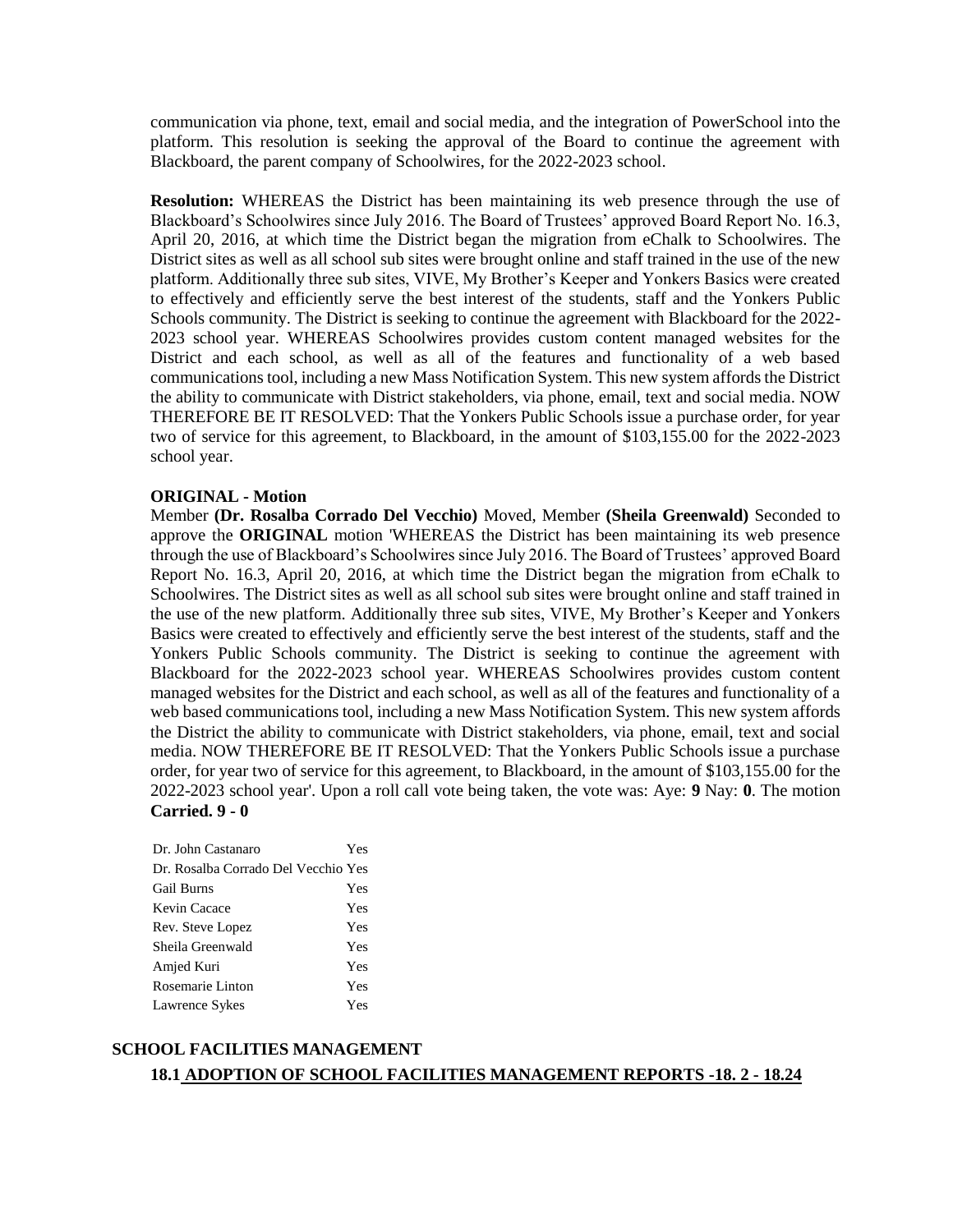communication via phone, text, email and social media, and the integration of PowerSchool into the platform. This resolution is seeking the approval of the Board to continue the agreement with Blackboard, the parent company of Schoolwires, for the 2022-2023 school.

**Resolution:** WHEREAS the District has been maintaining its web presence through the use of Blackboard's Schoolwires since July 2016. The Board of Trustees' approved Board Report No. 16.3, April 20, 2016, at which time the District began the migration from eChalk to Schoolwires. The District sites as well as all school sub sites were brought online and staff trained in the use of the new platform. Additionally three sub sites, VIVE, My Brother's Keeper and Yonkers Basics were created to effectively and efficiently serve the best interest of the students, staff and the Yonkers Public Schools community. The District is seeking to continue the agreement with Blackboard for the 2022-2023 school year. WHEREAS Schoolwires provides custom content managed websites for the District and each school, as well as all of the features and functionality of a web based communications tool, including a new Mass Notification System. This new system affords the District the ability to communicate with District stakeholders, via phone, email, text and social media. NOW THEREFORE BE IT RESOLVED: That the Yonkers Public Schools issue a purchase order, for year two of service for this agreement, to Blackboard, in the amount of $103,155.00 for the 2022-2023 school year.

**ORIGINAL - Motion**

Member **(Dr. Rosalba Corrado Del Vecchio)** Moved, Member **(Sheila Greenwald)** Seconded to approve the **ORIGINAL** motion 'WHEREAS the District has been maintaining its web presence through the use of Blackboard's Schoolwires since July 2016. The Board of Trustees' approved Board Report No. 16.3, April 20, 2016, at which time the District began the migration from eChalk to Schoolwires. The District sites as well as all school sub sites were brought online and staff trained in the use of the new platform. Additionally three sub sites, VIVE, My Brother's Keeper and Yonkers Basics were created to effectively and efficiently serve the best interest of the students, staff and the Yonkers Public Schools community. The District is seeking to continue the agreement with Blackboard for the 2022-2023 school year. WHEREAS Schoolwires provides custom content managed websites for the District and each school, as well as all of the features and functionality of a web based communications tool, including a new Mass Notification System. This new system affords the District the ability to communicate with District stakeholders, via phone, email, text and social media. NOW THEREFORE BE IT RESOLVED: That the Yonkers Public Schools issue a purchase order, for year two of service for this agreement, to Blackboard, in the amount of $103,155.00 for the 2022-2023 school year'. Upon a roll call vote being taken, the vote was: Aye: **9** Nay: **0**. The motion **Carried. 9 - 0**

| | |
|---|---|
| Dr. John Castanaro | Yes |
| Dr. Rosalba Corrado Del Vecchio | Yes |
| Gail Burns | Yes |
| Kevin Cacace | Yes |
| Rev. Steve Lopez | Yes |
| Sheila Greenwald | Yes |
| Amjed Kuri | Yes |
| Rosemarie Linton | Yes |
| Lawrence Sykes | Yes |

## SCHOOL FACILITIES MANAGEMENT

### 18.1 ADOPTION OF SCHOOL FACILITIES MANAGEMENT REPORTS -18. 2 - 18.24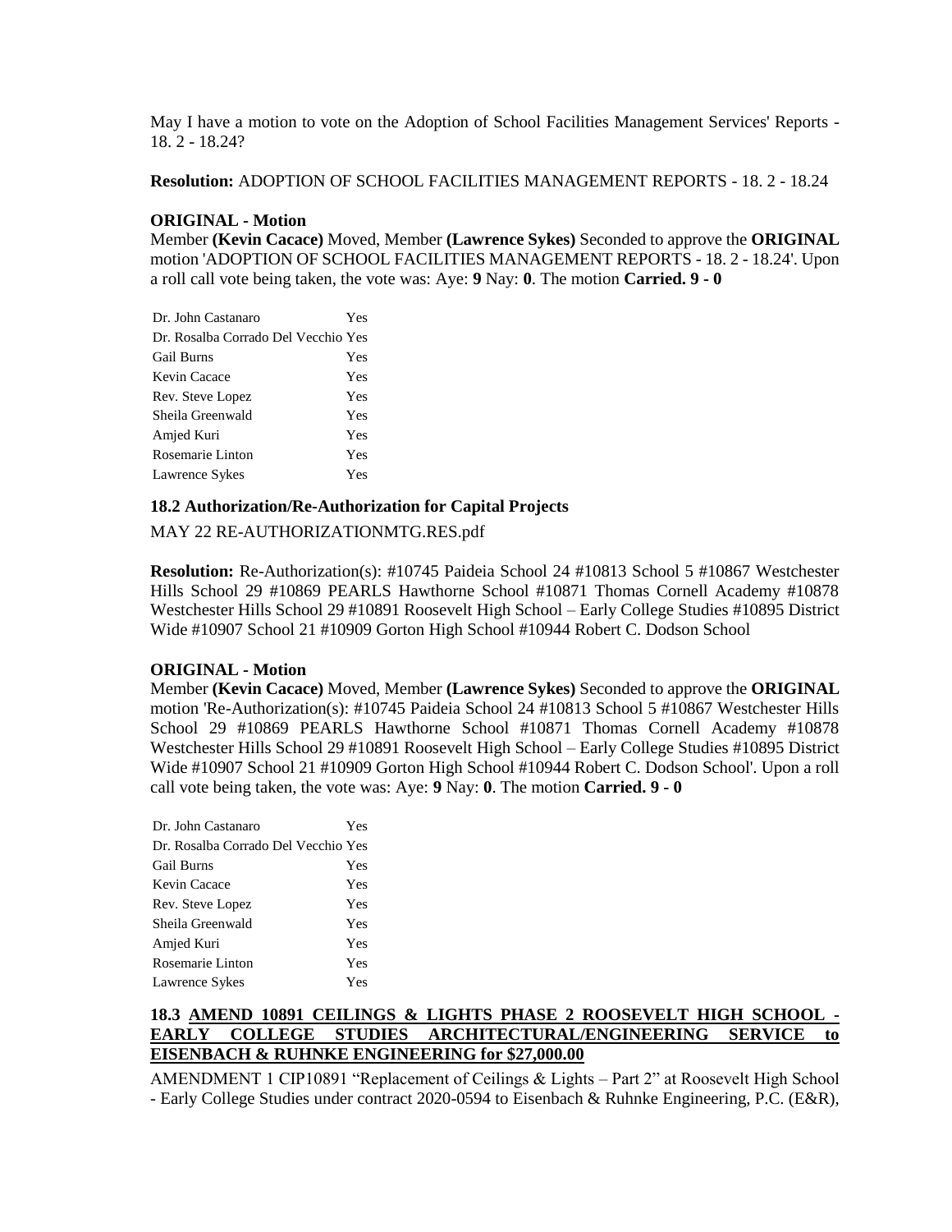May I have a motion to vote on the Adoption of School Facilities Management Services' Reports - 18. 2 - 18.24?

**Resolution:** ADOPTION OF SCHOOL FACILITIES MANAGEMENT REPORTS - 18. 2 - 18.24

**ORIGINAL - Motion**

Member **(Kevin Cacace)** Moved, Member **(Lawrence Sykes)** Seconded to approve the **ORIGINAL** motion 'ADOPTION OF SCHOOL FACILITIES MANAGEMENT REPORTS - 18. 2 - 18.24'. Upon a roll call vote being taken, the vote was: Aye: **9** Nay: **0**. The motion **Carried. 9 - 0**

| | |
|---|---|
| Dr. John Castanaro | Yes |
| Dr. Rosalba Corrado Del Vecchio | Yes |
| Gail Burns | Yes |
| Kevin Cacace | Yes |
| Rev. Steve Lopez | Yes |
| Sheila Greenwald | Yes |
| Amjed Kuri | Yes |
| Rosemarie Linton | Yes |
| Lawrence Sykes | Yes |

**18.2 Authorization/Re-Authorization for Capital Projects**

MAY 22 RE-AUTHORIZATIONMTG.RES.pdf

**Resolution:** Re-Authorization(s): #10745 Paideia School 24 #10813 School 5 #10867 Westchester Hills School 29 #10869 PEARLS Hawthorne School #10871 Thomas Cornell Academy #10878 Westchester Hills School 29 #10891 Roosevelt High School – Early College Studies #10895 District Wide #10907 School 21 #10909 Gorton High School #10944 Robert C. Dodson School

**ORIGINAL - Motion**

Member **(Kevin Cacace)** Moved, Member **(Lawrence Sykes)** Seconded to approve the **ORIGINAL** motion 'Re-Authorization(s): #10745 Paideia School 24 #10813 School 5 #10867 Westchester Hills School 29 #10869 PEARLS Hawthorne School #10871 Thomas Cornell Academy #10878 Westchester Hills School 29 #10891 Roosevelt High School – Early College Studies #10895 District Wide #10907 School 21 #10909 Gorton High School #10944 Robert C. Dodson School'. Upon a roll call vote being taken, the vote was: Aye: **9** Nay: **0**. The motion **Carried. 9 - 0**

| | |
|---|---|
| Dr. John Castanaro | Yes |
| Dr. Rosalba Corrado Del Vecchio | Yes |
| Gail Burns | Yes |
| Kevin Cacace | Yes |
| Rev. Steve Lopez | Yes |
| Sheila Greenwald | Yes |
| Amjed Kuri | Yes |
| Rosemarie Linton | Yes |
| Lawrence Sykes | Yes |

**18.3 AMEND 10891 CEILINGS & LIGHTS PHASE 2 ROOSEVELT HIGH SCHOOL - EARLY COLLEGE STUDIES ARCHITECTURAL/ENGINEERING SERVICE to EISENBACH & RUHNKE ENGINEERING for $27,000.00**

AMENDMENT 1 CIP10891 "Replacement of Ceilings & Lights – Part 2" at Roosevelt High School - Early College Studies under contract 2020-0594 to Eisenbach & Ruhnke Engineering, P.C. (E&R),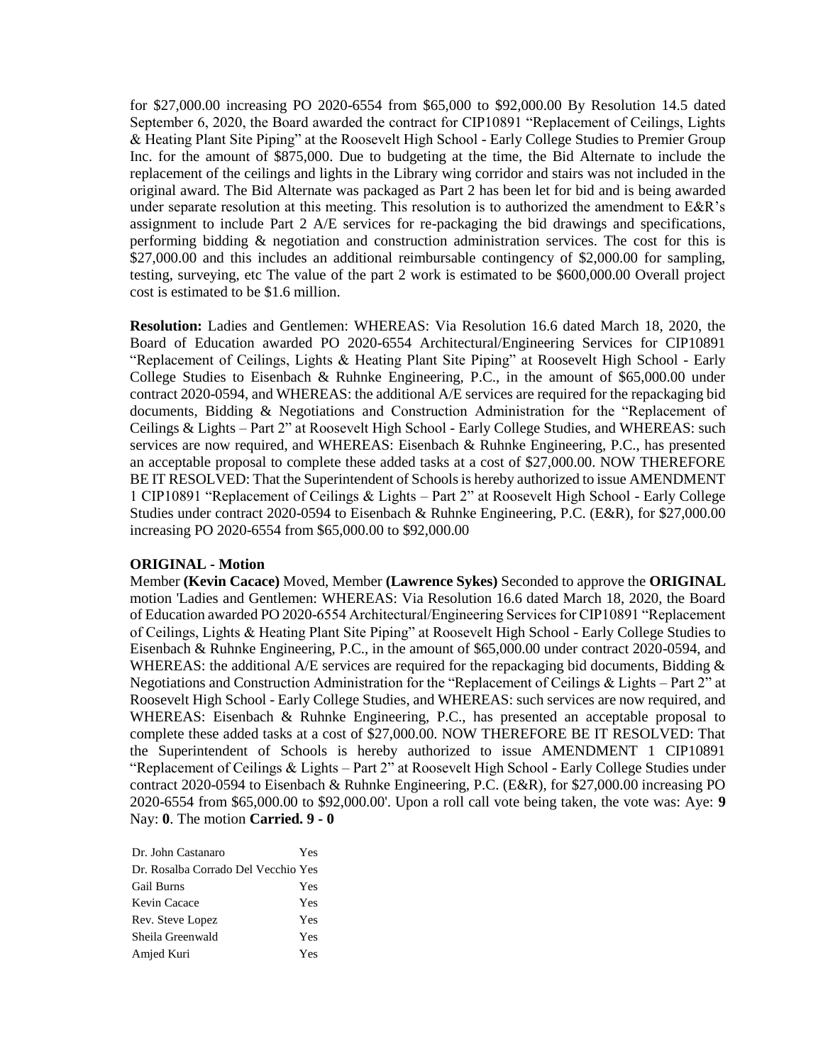for $27,000.00 increasing PO 2020-6554 from $65,000 to $92,000.00 By Resolution 14.5 dated September 6, 2020, the Board awarded the contract for CIP10891 "Replacement of Ceilings, Lights & Heating Plant Site Piping" at the Roosevelt High School - Early College Studies to Premier Group Inc. for the amount of $875,000. Due to budgeting at the time, the Bid Alternate to include the replacement of the ceilings and lights in the Library wing corridor and stairs was not included in the original award. The Bid Alternate was packaged as Part 2 has been let for bid and is being awarded under separate resolution at this meeting. This resolution is to authorized the amendment to E&R's assignment to include Part 2 A/E services for re-packaging the bid drawings and specifications, performing bidding & negotiation and construction administration services. The cost for this is $27,000.00 and this includes an additional reimbursable contingency of $2,000.00 for sampling, testing, surveying, etc The value of the part 2 work is estimated to be $600,000.00 Overall project cost is estimated to be $1.6 million.

**Resolution:** Ladies and Gentlemen: WHEREAS: Via Resolution 16.6 dated March 18, 2020, the Board of Education awarded PO 2020-6554 Architectural/Engineering Services for CIP10891 "Replacement of Ceilings, Lights & Heating Plant Site Piping" at Roosevelt High School - Early College Studies to Eisenbach & Ruhnke Engineering, P.C., in the amount of $65,000.00 under contract 2020-0594, and WHEREAS: the additional A/E services are required for the repackaging bid documents, Bidding & Negotiations and Construction Administration for the "Replacement of Ceilings & Lights – Part 2" at Roosevelt High School - Early College Studies, and WHEREAS: such services are now required, and WHEREAS: Eisenbach & Ruhnke Engineering, P.C., has presented an acceptable proposal to complete these added tasks at a cost of $27,000.00. NOW THEREFORE BE IT RESOLVED: That the Superintendent of Schools is hereby authorized to issue AMENDMENT 1 CIP10891 "Replacement of Ceilings & Lights – Part 2" at Roosevelt High School - Early College Studies under contract 2020-0594 to Eisenbach & Ruhnke Engineering, P.C. (E&R), for $27,000.00 increasing PO 2020-6554 from $65,000.00 to $92,000.00

**ORIGINAL - Motion**

Member **(Kevin Cacace)** Moved, Member **(Lawrence Sykes)** Seconded to approve the **ORIGINAL** motion 'Ladies and Gentlemen: WHEREAS: Via Resolution 16.6 dated March 18, 2020, the Board of Education awarded PO 2020-6554 Architectural/Engineering Services for CIP10891 "Replacement of Ceilings, Lights & Heating Plant Site Piping" at Roosevelt High School - Early College Studies to Eisenbach & Ruhnke Engineering, P.C., in the amount of $65,000.00 under contract 2020-0594, and WHEREAS: the additional A/E services are required for the repackaging bid documents, Bidding & Negotiations and Construction Administration for the "Replacement of Ceilings & Lights – Part 2" at Roosevelt High School - Early College Studies, and WHEREAS: such services are now required, and WHEREAS: Eisenbach & Ruhnke Engineering, P.C., has presented an acceptable proposal to complete these added tasks at a cost of $27,000.00. NOW THEREFORE BE IT RESOLVED: That the Superintendent of Schools is hereby authorized to issue AMENDMENT 1 CIP10891 "Replacement of Ceilings & Lights – Part 2" at Roosevelt High School - Early College Studies under contract 2020-0594 to Eisenbach & Ruhnke Engineering, P.C. (E&R), for $27,000.00 increasing PO 2020-6554 from $65,000.00 to $92,000.00'. Upon a roll call vote being taken, the vote was: Aye: **9** Nay: **0**. The motion **Carried. 9 - 0**

| | |
|---|---|
| Dr. John Castanaro | Yes |
| Dr. Rosalba Corrado Del Vecchio | Yes |
| Gail Burns | Yes |
| Kevin Cacace | Yes |
| Rev. Steve Lopez | Yes |
| Sheila Greenwald | Yes |
| Amjed Kuri | Yes |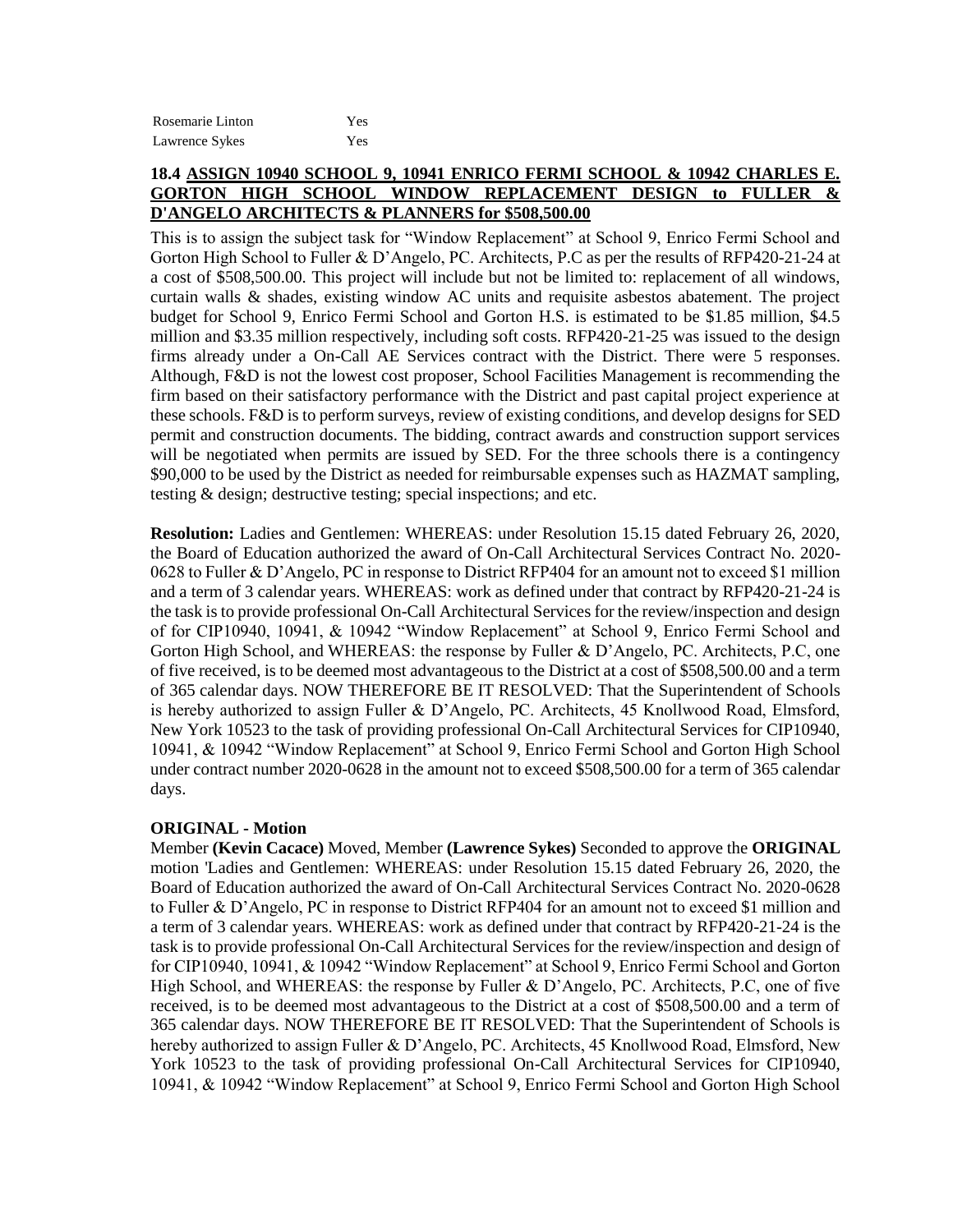| | |
|---|---|
| Rosemarie Linton | Yes |
| Lawrence Sykes | Yes |

### 18.4 ASSIGN 10940 SCHOOL 9, 10941 ENRICO FERMI SCHOOL & 10942 CHARLES E. GORTON HIGH SCHOOL WINDOW REPLACEMENT DESIGN to FULLER & D'ANGELO ARCHITECTS & PLANNERS for $508,500.00

This is to assign the subject task for "Window Replacement" at School 9, Enrico Fermi School and Gorton High School to Fuller & D'Angelo, PC. Architects, P.C as per the results of RFP420-21-24 at a cost of $508,500.00. This project will include but not be limited to: replacement of all windows, curtain walls & shades, existing window AC units and requisite asbestos abatement. The project budget for School 9, Enrico Fermi School and Gorton H.S. is estimated to be $1.85 million, $4.5 million and $3.35 million respectively, including soft costs. RFP420-21-25 was issued to the design firms already under a On-Call AE Services contract with the District. There were 5 responses. Although, F&D is not the lowest cost proposer, School Facilities Management is recommending the firm based on their satisfactory performance with the District and past capital project experience at these schools. F&D is to perform surveys, review of existing conditions, and develop designs for SED permit and construction documents. The bidding, contract awards and construction support services will be negotiated when permits are issued by SED. For the three schools there is a contingency $90,000 to be used by the District as needed for reimbursable expenses such as HAZMAT sampling, testing & design; destructive testing; special inspections; and etc.

**Resolution:** Ladies and Gentlemen: WHEREAS: under Resolution 15.15 dated February 26, 2020, the Board of Education authorized the award of On-Call Architectural Services Contract No. 2020-0628 to Fuller & D'Angelo, PC in response to District RFP404 for an amount not to exceed $1 million and a term of 3 calendar years. WHEREAS: work as defined under that contract by RFP420-21-24 is the task is to provide professional On-Call Architectural Services for the review/inspection and design of for CIP10940, 10941, & 10942 "Window Replacement" at School 9, Enrico Fermi School and Gorton High School, and WHEREAS: the response by Fuller & D'Angelo, PC. Architects, P.C, one of five received, is to be deemed most advantageous to the District at a cost of $508,500.00 and a term of 365 calendar days. NOW THEREFORE BE IT RESOLVED: That the Superintendent of Schools is hereby authorized to assign Fuller & D'Angelo, PC. Architects, 45 Knollwood Road, Elmsford, New York 10523 to the task of providing professional On-Call Architectural Services for CIP10940, 10941, & 10942 "Window Replacement" at School 9, Enrico Fermi School and Gorton High School under contract number 2020-0628 in the amount not to exceed $508,500.00 for a term of 365 calendar days.

**ORIGINAL - Motion**

Member **(Kevin Cacace)** Moved, Member **(Lawrence Sykes)** Seconded to approve the **ORIGINAL** motion 'Ladies and Gentlemen: WHEREAS: under Resolution 15.15 dated February 26, 2020, the Board of Education authorized the award of On-Call Architectural Services Contract No. 2020-0628 to Fuller & D'Angelo, PC in response to District RFP404 for an amount not to exceed $1 million and a term of 3 calendar years. WHEREAS: work as defined under that contract by RFP420-21-24 is the task is to provide professional On-Call Architectural Services for the review/inspection and design of for CIP10940, 10941, & 10942 "Window Replacement" at School 9, Enrico Fermi School and Gorton High School, and WHEREAS: the response by Fuller & D'Angelo, PC. Architects, P.C, one of five received, is to be deemed most advantageous to the District at a cost of $508,500.00 and a term of 365 calendar days. NOW THEREFORE BE IT RESOLVED: That the Superintendent of Schools is hereby authorized to assign Fuller & D'Angelo, PC. Architects, 45 Knollwood Road, Elmsford, New York 10523 to the task of providing professional On-Call Architectural Services for CIP10940, 10941, & 10942 "Window Replacement" at School 9, Enrico Fermi School and Gorton High School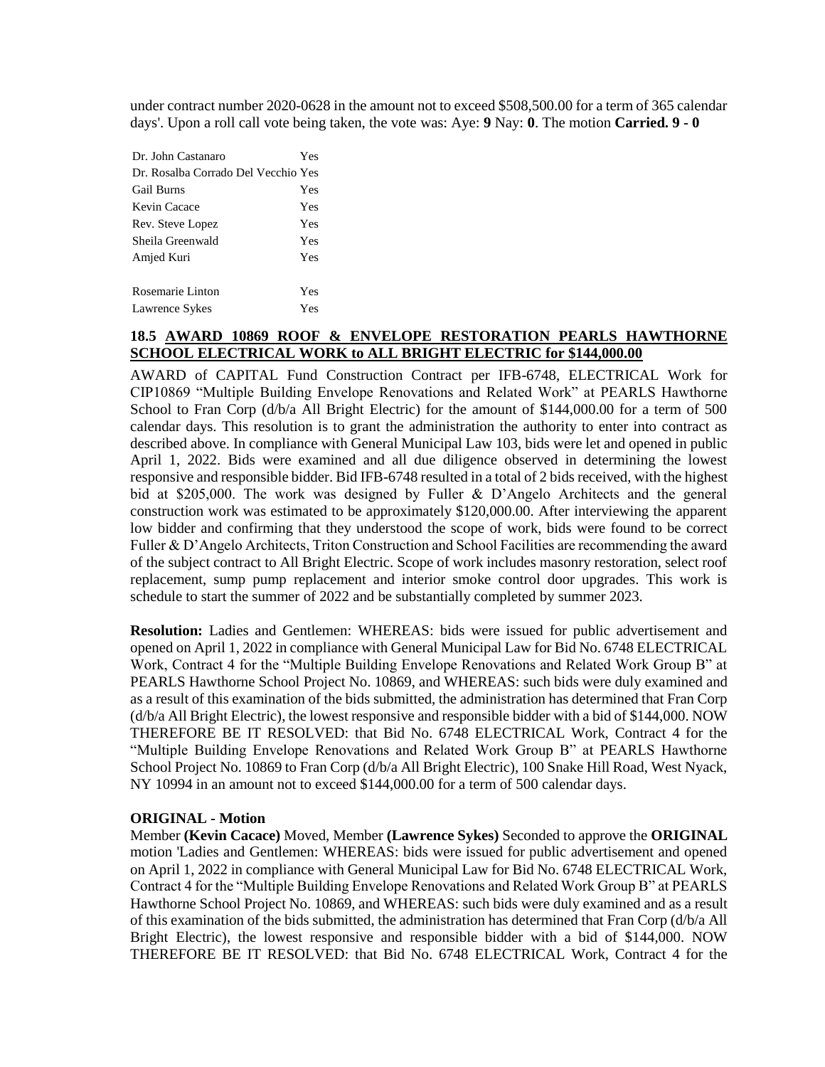under contract number 2020-0628 in the amount not to exceed $508,500.00 for a term of 365 calendar days'. Upon a roll call vote being taken, the vote was: Aye: **9** Nay: **0**. The motion **Carried. 9 - 0**

| | |
|---|---|
| Dr. John Castanaro | Yes |
| Dr. Rosalba Corrado Del Vecchio | Yes |
| Gail Burns | Yes |
| Kevin Cacace | Yes |
| Rev. Steve Lopez | Yes |
| Sheila Greenwald | Yes |
| Amjed Kuri | Yes |
| Rosemarie Linton | Yes |
| Lawrence Sykes | Yes |

### 18.5 AWARD 10869 ROOF & ENVELOPE RESTORATION PEARLS HAWTHORNE SCHOOL ELECTRICAL WORK to ALL BRIGHT ELECTRIC for $144,000.00

AWARD of CAPITAL Fund Construction Contract per IFB-6748, ELECTRICAL Work for CIP10869 "Multiple Building Envelope Renovations and Related Work" at PEARLS Hawthorne School to Fran Corp (d/b/a All Bright Electric) for the amount of $144,000.00 for a term of 500 calendar days. This resolution is to grant the administration the authority to enter into contract as described above. In compliance with General Municipal Law 103, bids were let and opened in public April 1, 2022. Bids were examined and all due diligence observed in determining the lowest responsive and responsible bidder. Bid IFB-6748 resulted in a total of 2 bids received, with the highest bid at $205,000. The work was designed by Fuller & D'Angelo Architects and the general construction work was estimated to be approximately $120,000.00. After interviewing the apparent low bidder and confirming that they understood the scope of work, bids were found to be correct Fuller & D'Angelo Architects, Triton Construction and School Facilities are recommending the award of the subject contract to All Bright Electric. Scope of work includes masonry restoration, select roof replacement, sump pump replacement and interior smoke control door upgrades. This work is schedule to start the summer of 2022 and be substantially completed by summer 2023.

**Resolution:** Ladies and Gentlemen: WHEREAS: bids were issued for public advertisement and opened on April 1, 2022 in compliance with General Municipal Law for Bid No. 6748 ELECTRICAL Work, Contract 4 for the "Multiple Building Envelope Renovations and Related Work Group B" at PEARLS Hawthorne School Project No. 10869, and WHEREAS: such bids were duly examined and as a result of this examination of the bids submitted, the administration has determined that Fran Corp (d/b/a All Bright Electric), the lowest responsive and responsible bidder with a bid of $144,000. NOW THEREFORE BE IT RESOLVED: that Bid No. 6748 ELECTRICAL Work, Contract 4 for the "Multiple Building Envelope Renovations and Related Work Group B" at PEARLS Hawthorne School Project No. 10869 to Fran Corp (d/b/a All Bright Electric), 100 Snake Hill Road, West Nyack, NY 10994 in an amount not to exceed $144,000.00 for a term of 500 calendar days.

**ORIGINAL - Motion**

Member **(Kevin Cacace)** Moved, Member **(Lawrence Sykes)** Seconded to approve the **ORIGINAL** motion 'Ladies and Gentlemen: WHEREAS: bids were issued for public advertisement and opened on April 1, 2022 in compliance with General Municipal Law for Bid No. 6748 ELECTRICAL Work, Contract 4 for the "Multiple Building Envelope Renovations and Related Work Group B" at PEARLS Hawthorne School Project No. 10869, and WHEREAS: such bids were duly examined and as a result of this examination of the bids submitted, the administration has determined that Fran Corp (d/b/a All Bright Electric), the lowest responsive and responsible bidder with a bid of $144,000. NOW THEREFORE BE IT RESOLVED: that Bid No. 6748 ELECTRICAL Work, Contract 4 for the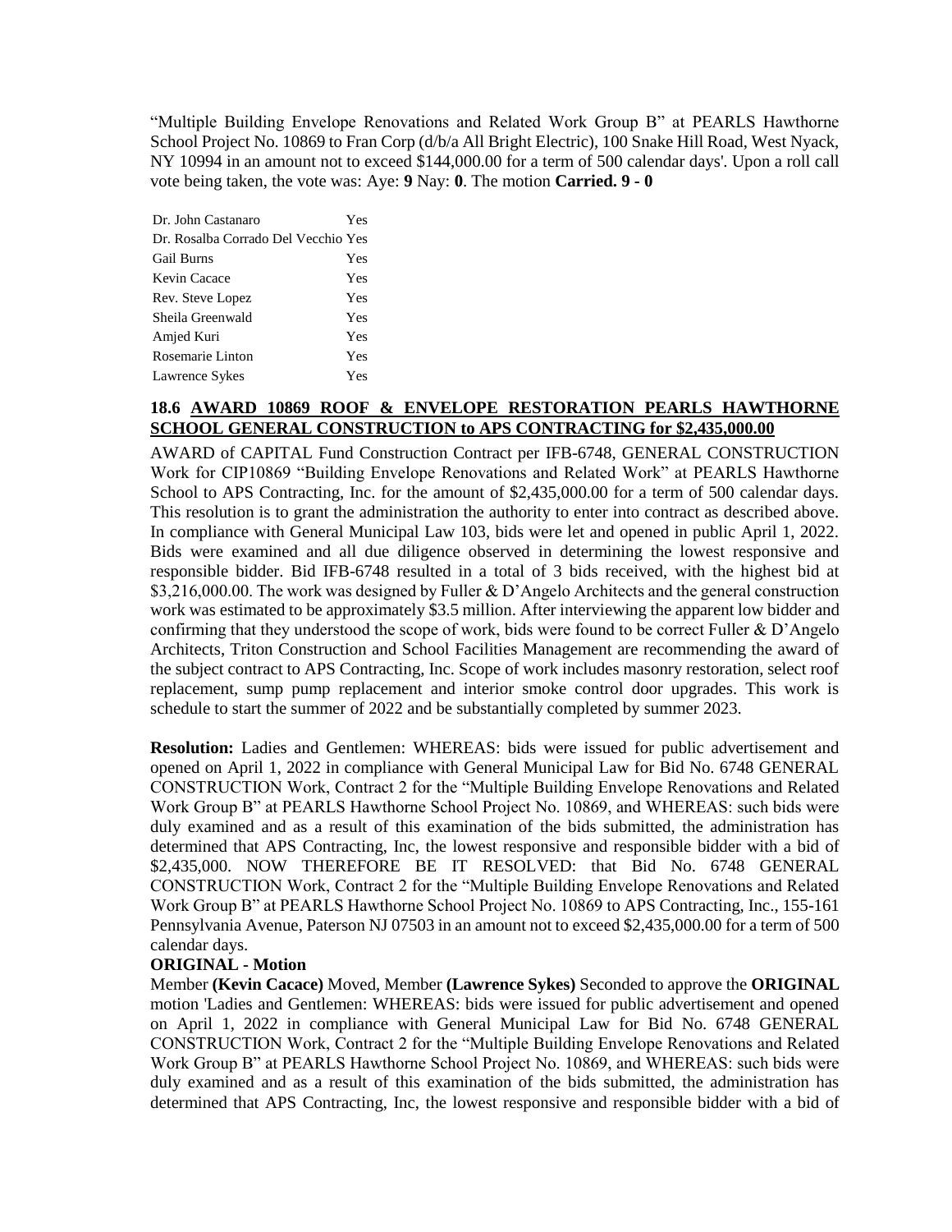"Multiple Building Envelope Renovations and Related Work Group B" at PEARLS Hawthorne School Project No. 10869 to Fran Corp (d/b/a All Bright Electric), 100 Snake Hill Road, West Nyack, NY 10994 in an amount not to exceed $144,000.00 for a term of 500 calendar days'. Upon a roll call vote being taken, the vote was: Aye: **9** Nay: **0**. The motion **Carried. 9 - 0**

| | |
|---|---|
| Dr. John Castanaro | Yes |
| Dr. Rosalba Corrado Del Vecchio | Yes |
| Gail Burns | Yes |
| Kevin Cacace | Yes |
| Rev. Steve Lopez | Yes |
| Sheila Greenwald | Yes |
| Amjed Kuri | Yes |
| Rosemarie Linton | Yes |
| Lawrence Sykes | Yes |

### 18.6 AWARD 10869 ROOF & ENVELOPE RESTORATION PEARLS HAWTHORNE SCHOOL GENERAL CONSTRUCTION to APS CONTRACTING for $2,435,000.00

AWARD of CAPITAL Fund Construction Contract per IFB-6748, GENERAL CONSTRUCTION Work for CIP10869 "Building Envelope Renovations and Related Work" at PEARLS Hawthorne School to APS Contracting, Inc. for the amount of $2,435,000.00 for a term of 500 calendar days. This resolution is to grant the administration the authority to enter into contract as described above. In compliance with General Municipal Law 103, bids were let and opened in public April 1, 2022. Bids were examined and all due diligence observed in determining the lowest responsive and responsible bidder. Bid IFB-6748 resulted in a total of 3 bids received, with the highest bid at $3,216,000.00. The work was designed by Fuller & D'Angelo Architects and the general construction work was estimated to be approximately $3.5 million. After interviewing the apparent low bidder and confirming that they understood the scope of work, bids were found to be correct Fuller & D'Angelo Architects, Triton Construction and School Facilities Management are recommending the award of the subject contract to APS Contracting, Inc. Scope of work includes masonry restoration, select roof replacement, sump pump replacement and interior smoke control door upgrades. This work is schedule to start the summer of 2022 and be substantially completed by summer 2023.

**Resolution:** Ladies and Gentlemen: WHEREAS: bids were issued for public advertisement and opened on April 1, 2022 in compliance with General Municipal Law for Bid No. 6748 GENERAL CONSTRUCTION Work, Contract 2 for the "Multiple Building Envelope Renovations and Related Work Group B" at PEARLS Hawthorne School Project No. 10869, and WHEREAS: such bids were duly examined and as a result of this examination of the bids submitted, the administration has determined that APS Contracting, Inc, the lowest responsive and responsible bidder with a bid of $2,435,000. NOW THEREFORE BE IT RESOLVED: that Bid No. 6748 GENERAL CONSTRUCTION Work, Contract 2 for the "Multiple Building Envelope Renovations and Related Work Group B" at PEARLS Hawthorne School Project No. 10869 to APS Contracting, Inc., 155-161 Pennsylvania Avenue, Paterson NJ 07503 in an amount not to exceed $2,435,000.00 for a term of 500 calendar days.

**ORIGINAL - Motion**

Member **(Kevin Cacace)** Moved, Member **(Lawrence Sykes)** Seconded to approve the **ORIGINAL** motion 'Ladies and Gentlemen: WHEREAS: bids were issued for public advertisement and opened on April 1, 2022 in compliance with General Municipal Law for Bid No. 6748 GENERAL CONSTRUCTION Work, Contract 2 for the "Multiple Building Envelope Renovations and Related Work Group B" at PEARLS Hawthorne School Project No. 10869, and WHEREAS: such bids were duly examined and as a result of this examination of the bids submitted, the administration has determined that APS Contracting, Inc, the lowest responsive and responsible bidder with a bid of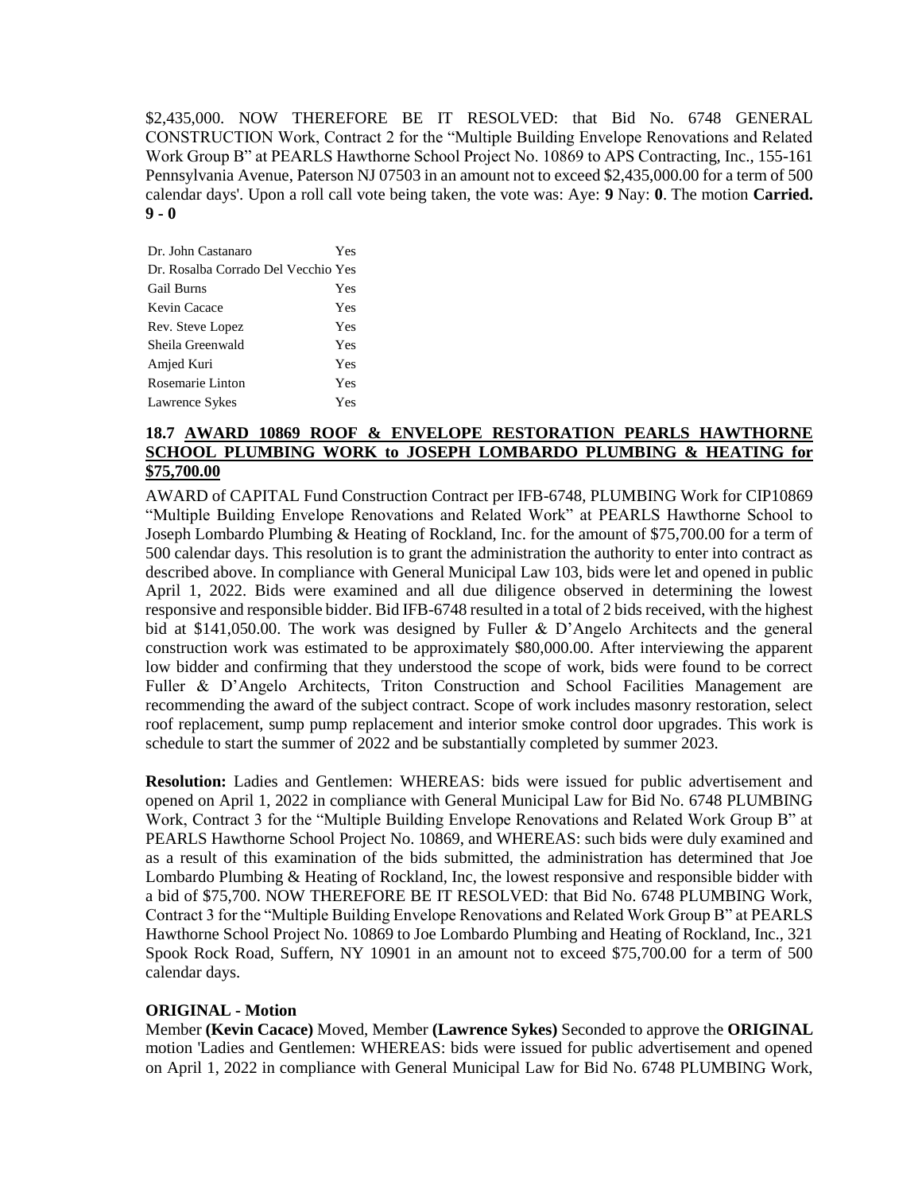$2,435,000. NOW THEREFORE BE IT RESOLVED: that Bid No. 6748 GENERAL CONSTRUCTION Work, Contract 2 for the "Multiple Building Envelope Renovations and Related Work Group B" at PEARLS Hawthorne School Project No. 10869 to APS Contracting, Inc., 155-161 Pennsylvania Avenue, Paterson NJ 07503 in an amount not to exceed $2,435,000.00 for a term of 500 calendar days'. Upon a roll call vote being taken, the vote was: Aye: **9** Nay: **0**. The motion **Carried. 9 - 0**

| | |
|---|---|
| Dr. John Castanaro | Yes |
| Dr. Rosalba Corrado Del Vecchio | Yes |
| Gail Burns | Yes |
| Kevin Cacace | Yes |
| Rev. Steve Lopez | Yes |
| Sheila Greenwald | Yes |
| Amjed Kuri | Yes |
| Rosemarie Linton | Yes |
| Lawrence Sykes | Yes |

### 18.7 AWARD 10869 ROOF & ENVELOPE RESTORATION PEARLS HAWTHORNE SCHOOL PLUMBING WORK to JOSEPH LOMBARDO PLUMBING & HEATING for $75,700.00

AWARD of CAPITAL Fund Construction Contract per IFB-6748, PLUMBING Work for CIP10869 "Multiple Building Envelope Renovations and Related Work" at PEARLS Hawthorne School to Joseph Lombardo Plumbing & Heating of Rockland, Inc. for the amount of $75,700.00 for a term of 500 calendar days. This resolution is to grant the administration the authority to enter into contract as described above. In compliance with General Municipal Law 103, bids were let and opened in public April 1, 2022. Bids were examined and all due diligence observed in determining the lowest responsive and responsible bidder. Bid IFB-6748 resulted in a total of 2 bids received, with the highest bid at $141,050.00. The work was designed by Fuller & D'Angelo Architects and the general construction work was estimated to be approximately $80,000.00. After interviewing the apparent low bidder and confirming that they understood the scope of work, bids were found to be correct Fuller & D'Angelo Architects, Triton Construction and School Facilities Management are recommending the award of the subject contract. Scope of work includes masonry restoration, select roof replacement, sump pump replacement and interior smoke control door upgrades. This work is schedule to start the summer of 2022 and be substantially completed by summer 2023.

**Resolution:** Ladies and Gentlemen: WHEREAS: bids were issued for public advertisement and opened on April 1, 2022 in compliance with General Municipal Law for Bid No. 6748 PLUMBING Work, Contract 3 for the "Multiple Building Envelope Renovations and Related Work Group B" at PEARLS Hawthorne School Project No. 10869, and WHEREAS: such bids were duly examined and as a result of this examination of the bids submitted, the administration has determined that Joe Lombardo Plumbing & Heating of Rockland, Inc, the lowest responsive and responsible bidder with a bid of $75,700. NOW THEREFORE BE IT RESOLVED: that Bid No. 6748 PLUMBING Work, Contract 3 for the "Multiple Building Envelope Renovations and Related Work Group B" at PEARLS Hawthorne School Project No. 10869 to Joe Lombardo Plumbing and Heating of Rockland, Inc., 321 Spook Rock Road, Suffern, NY 10901 in an amount not to exceed $75,700.00 for a term of 500 calendar days.

**ORIGINAL - Motion**

Member **(Kevin Cacace)** Moved, Member **(Lawrence Sykes)** Seconded to approve the **ORIGINAL** motion 'Ladies and Gentlemen: WHEREAS: bids were issued for public advertisement and opened on April 1, 2022 in compliance with General Municipal Law for Bid No. 6748 PLUMBING Work,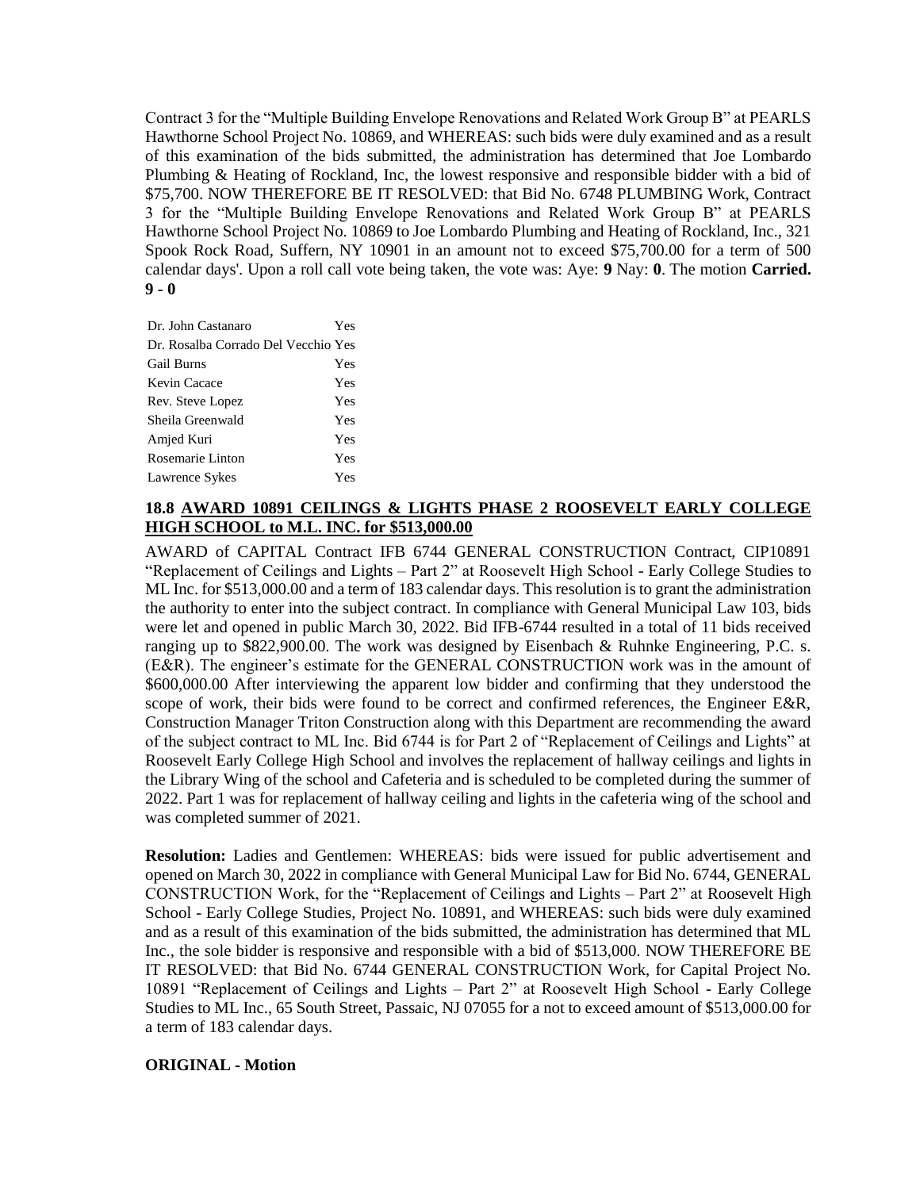Contract 3 for the "Multiple Building Envelope Renovations and Related Work Group B" at PEARLS Hawthorne School Project No. 10869, and WHEREAS: such bids were duly examined and as a result of this examination of the bids submitted, the administration has determined that Joe Lombardo Plumbing & Heating of Rockland, Inc, the lowest responsive and responsible bidder with a bid of $75,700. NOW THEREFORE BE IT RESOLVED: that Bid No. 6748 PLUMBING Work, Contract 3 for the "Multiple Building Envelope Renovations and Related Work Group B" at PEARLS Hawthorne School Project No. 10869 to Joe Lombardo Plumbing and Heating of Rockland, Inc., 321 Spook Rock Road, Suffern, NY 10901 in an amount not to exceed $75,700.00 for a term of 500 calendar days'. Upon a roll call vote being taken, the vote was: Aye: **9** Nay: **0**. The motion **Carried. 9 - 0**

| | |
|---|---|
| Dr. John Castanaro | Yes |
| Dr. Rosalba Corrado Del Vecchio | Yes |
| Gail Burns | Yes |
| Kevin Cacace | Yes |
| Rev. Steve Lopez | Yes |
| Sheila Greenwald | Yes |
| Amjed Kuri | Yes |
| Rosemarie Linton | Yes |
| Lawrence Sykes | Yes |

### 18.8 AWARD 10891 CEILINGS & LIGHTS PHASE 2 ROOSEVELT EARLY COLLEGE HIGH SCHOOL to M.L. INC. for $513,000.00

AWARD of CAPITAL Contract IFB 6744 GENERAL CONSTRUCTION Contract, CIP10891 "Replacement of Ceilings and Lights – Part 2" at Roosevelt High School - Early College Studies to ML Inc. for $513,000.00 and a term of 183 calendar days. This resolution is to grant the administration the authority to enter into the subject contract. In compliance with General Municipal Law 103, bids were let and opened in public March 30, 2022. Bid IFB-6744 resulted in a total of 11 bids received ranging up to $822,900.00. The work was designed by Eisenbach & Ruhnke Engineering, P.C. s. (E&R). The engineer's estimate for the GENERAL CONSTRUCTION work was in the amount of $600,000.00 After interviewing the apparent low bidder and confirming that they understood the scope of work, their bids were found to be correct and confirmed references, the Engineer E&R, Construction Manager Triton Construction along with this Department are recommending the award of the subject contract to ML Inc. Bid 6744 is for Part 2 of "Replacement of Ceilings and Lights" at Roosevelt Early College High School and involves the replacement of hallway ceilings and lights in the Library Wing of the school and Cafeteria and is scheduled to be completed during the summer of 2022. Part 1 was for replacement of hallway ceiling and lights in the cafeteria wing of the school and was completed summer of 2021.

**Resolution:** Ladies and Gentlemen: WHEREAS: bids were issued for public advertisement and opened on March 30, 2022 in compliance with General Municipal Law for Bid No. 6744, GENERAL CONSTRUCTION Work, for the "Replacement of Ceilings and Lights – Part 2" at Roosevelt High School - Early College Studies, Project No. 10891, and WHEREAS: such bids were duly examined and as a result of this examination of the bids submitted, the administration has determined that ML Inc., the sole bidder is responsive and responsible with a bid of $513,000. NOW THEREFORE BE IT RESOLVED: that Bid No. 6744 GENERAL CONSTRUCTION Work, for Capital Project No. 10891 "Replacement of Ceilings and Lights – Part 2" at Roosevelt High School - Early College Studies to ML Inc., 65 South Street, Passaic, NJ 07055 for a not to exceed amount of $513,000.00 for a term of 183 calendar days.

**ORIGINAL - Motion**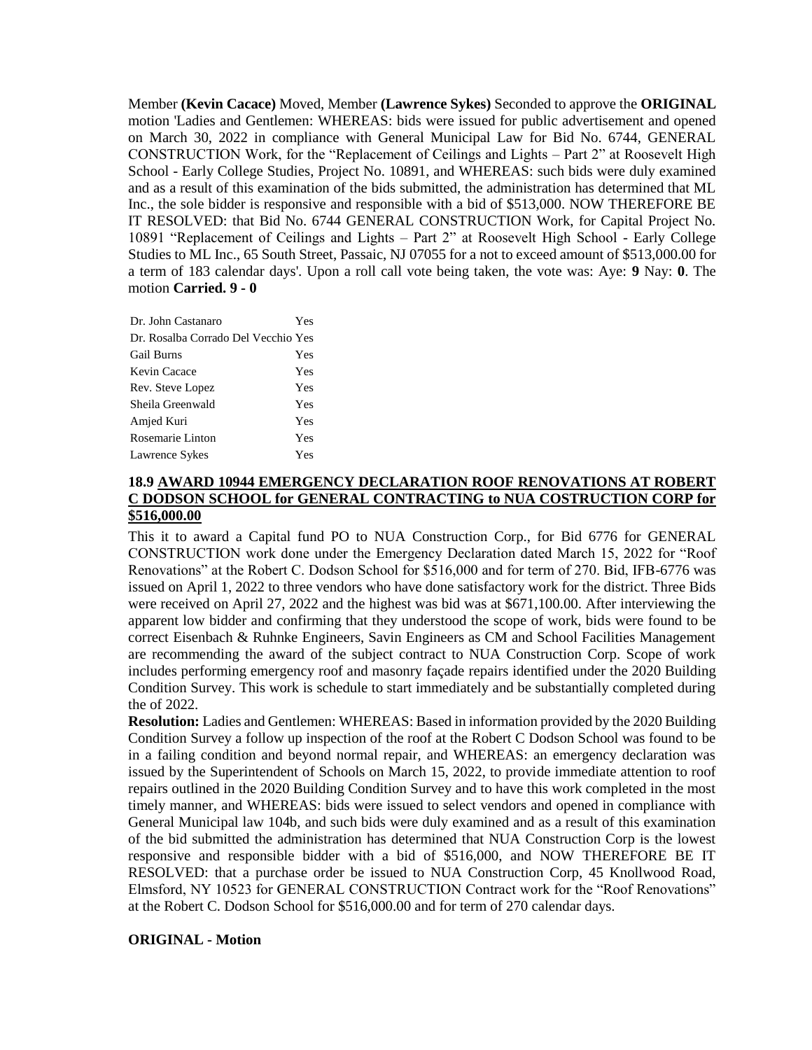Member **(Kevin Cacace)** Moved, Member **(Lawrence Sykes)** Seconded to approve the **ORIGINAL** motion 'Ladies and Gentlemen: WHEREAS: bids were issued for public advertisement and opened on March 30, 2022 in compliance with General Municipal Law for Bid No. 6744, GENERAL CONSTRUCTION Work, for the "Replacement of Ceilings and Lights – Part 2" at Roosevelt High School - Early College Studies, Project No. 10891, and WHEREAS: such bids were duly examined and as a result of this examination of the bids submitted, the administration has determined that ML Inc., the sole bidder is responsive and responsible with a bid of $513,000. NOW THEREFORE BE IT RESOLVED: that Bid No. 6744 GENERAL CONSTRUCTION Work, for Capital Project No. 10891 "Replacement of Ceilings and Lights – Part 2" at Roosevelt High School - Early College Studies to ML Inc., 65 South Street, Passaic, NJ 07055 for a not to exceed amount of $513,000.00 for a term of 183 calendar days'. Upon a roll call vote being taken, the vote was: Aye: **9** Nay: **0**. The motion **Carried. 9 - 0**

| | |
|---|---|
| Dr. John Castanaro | Yes |
| Dr. Rosalba Corrado Del Vecchio | Yes |
| Gail Burns | Yes |
| Kevin Cacace | Yes |
| Rev. Steve Lopez | Yes |
| Sheila Greenwald | Yes |
| Amjed Kuri | Yes |
| Rosemarie Linton | Yes |
| Lawrence Sykes | Yes |

### 18.9 AWARD 10944 EMERGENCY DECLARATION ROOF RENOVATIONS AT ROBERT C DODSON SCHOOL for GENERAL CONTRACTING to NUA COSTRUCTION CORP for $516,000.00

This it to award a Capital fund PO to NUA Construction Corp., for Bid 6776 for GENERAL CONSTRUCTION work done under the Emergency Declaration dated March 15, 2022 for "Roof Renovations" at the Robert C. Dodson School for $516,000 and for term of 270. Bid, IFB-6776 was issued on April 1, 2022 to three vendors who have done satisfactory work for the district. Three Bids were received on April 27, 2022 and the highest was bid was at $671,100.00. After interviewing the apparent low bidder and confirming that they understood the scope of work, bids were found to be correct Eisenbach & Ruhnke Engineers, Savin Engineers as CM and School Facilities Management are recommending the award of the subject contract to NUA Construction Corp. Scope of work includes performing emergency roof and masonry façade repairs identified under the 2020 Building Condition Survey. This work is schedule to start immediately and be substantially completed during the of 2022.

**Resolution:** Ladies and Gentlemen: WHEREAS: Based in information provided by the 2020 Building Condition Survey a follow up inspection of the roof at the Robert C Dodson School was found to be in a failing condition and beyond normal repair, and WHEREAS: an emergency declaration was issued by the Superintendent of Schools on March 15, 2022, to provide immediate attention to roof repairs outlined in the 2020 Building Condition Survey and to have this work completed in the most timely manner, and WHEREAS: bids were issued to select vendors and opened in compliance with General Municipal law 104b, and such bids were duly examined and as a result of this examination of the bid submitted the administration has determined that NUA Construction Corp is the lowest responsive and responsible bidder with a bid of $516,000, and NOW THEREFORE BE IT RESOLVED: that a purchase order be issued to NUA Construction Corp, 45 Knollwood Road, Elmsford, NY 10523 for GENERAL CONSTRUCTION Contract work for the "Roof Renovations" at the Robert C. Dodson School for $516,000.00 and for term of 270 calendar days.

**ORIGINAL - Motion**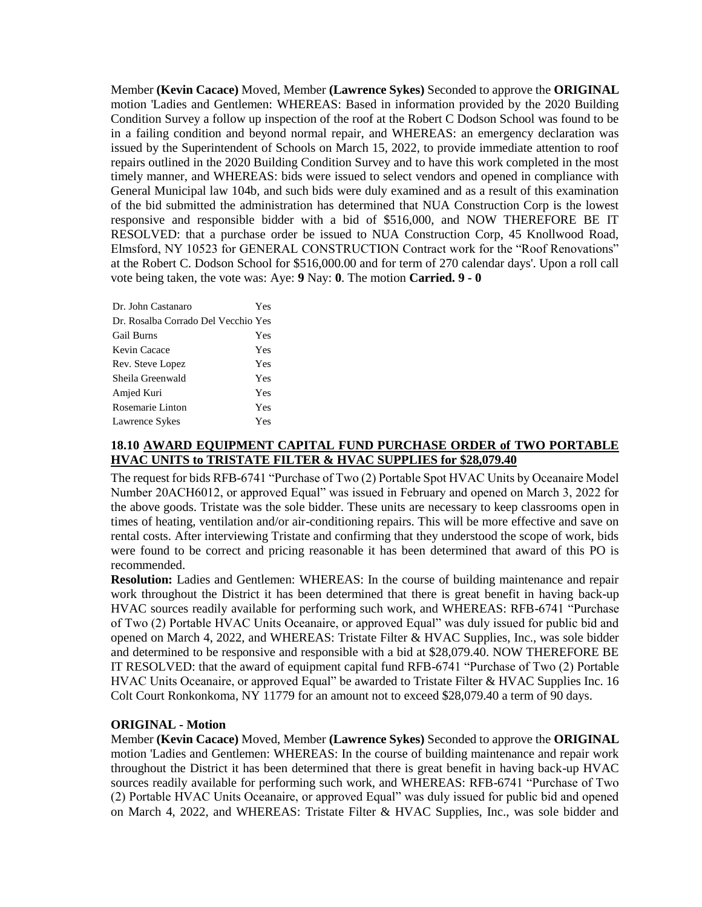Member **(Kevin Cacace)** Moved, Member **(Lawrence Sykes)** Seconded to approve the **ORIGINAL** motion 'Ladies and Gentlemen: WHEREAS: Based in information provided by the 2020 Building Condition Survey a follow up inspection of the roof at the Robert C Dodson School was found to be in a failing condition and beyond normal repair, and WHEREAS: an emergency declaration was issued by the Superintendent of Schools on March 15, 2022, to provide immediate attention to roof repairs outlined in the 2020 Building Condition Survey and to have this work completed in the most timely manner, and WHEREAS: bids were issued to select vendors and opened in compliance with General Municipal law 104b, and such bids were duly examined and as a result of this examination of the bid submitted the administration has determined that NUA Construction Corp is the lowest responsive and responsible bidder with a bid of $516,000, and NOW THEREFORE BE IT RESOLVED: that a purchase order be issued to NUA Construction Corp, 45 Knollwood Road, Elmsford, NY 10523 for GENERAL CONSTRUCTION Contract work for the "Roof Renovations" at the Robert C. Dodson School for $516,000.00 and for term of 270 calendar days'. Upon a roll call vote being taken, the vote was: Aye: **9** Nay: **0**. The motion **Carried. 9 - 0**

| | |
|---|---|
| Dr. John Castanaro | Yes |
| Dr. Rosalba Corrado Del Vecchio | Yes |
| Gail Burns | Yes |
| Kevin Cacace | Yes |
| Rev. Steve Lopez | Yes |
| Sheila Greenwald | Yes |
| Amjed Kuri | Yes |
| Rosemarie Linton | Yes |
| Lawrence Sykes | Yes |

### 18.10 AWARD EQUIPMENT CAPITAL FUND PURCHASE ORDER of TWO PORTABLE HVAC UNITS to TRISTATE FILTER & HVAC SUPPLIES for $28,079.40

The request for bids RFB-6741 "Purchase of Two (2) Portable Spot HVAC Units by Oceanaire Model Number 20ACH6012, or approved Equal" was issued in February and opened on March 3, 2022 for the above goods. Tristate was the sole bidder. These units are necessary to keep classrooms open in times of heating, ventilation and/or air-conditioning repairs. This will be more effective and save on rental costs. After interviewing Tristate and confirming that they understood the scope of work, bids were found to be correct and pricing reasonable it has been determined that award of this PO is recommended.

**Resolution:** Ladies and Gentlemen: WHEREAS: In the course of building maintenance and repair work throughout the District it has been determined that there is great benefit in having back-up HVAC sources readily available for performing such work, and WHEREAS: RFB-6741 "Purchase of Two (2) Portable HVAC Units Oceanaire, or approved Equal" was duly issued for public bid and opened on March 4, 2022, and WHEREAS: Tristate Filter & HVAC Supplies, Inc., was sole bidder and determined to be responsive and responsible with a bid at $28,079.40. NOW THEREFORE BE IT RESOLVED: that the award of equipment capital fund RFB-6741 "Purchase of Two (2) Portable HVAC Units Oceanaire, or approved Equal" be awarded to Tristate Filter & HVAC Supplies Inc. 16 Colt Court Ronkonkoma, NY 11779 for an amount not to exceed $28,079.40 a term of 90 days.

**ORIGINAL - Motion**

Member **(Kevin Cacace)** Moved, Member **(Lawrence Sykes)** Seconded to approve the **ORIGINAL** motion 'Ladies and Gentlemen: WHEREAS: In the course of building maintenance and repair work throughout the District it has been determined that there is great benefit in having back-up HVAC sources readily available for performing such work, and WHEREAS: RFB-6741 "Purchase of Two (2) Portable HVAC Units Oceanaire, or approved Equal" was duly issued for public bid and opened on March 4, 2022, and WHEREAS: Tristate Filter & HVAC Supplies, Inc., was sole bidder and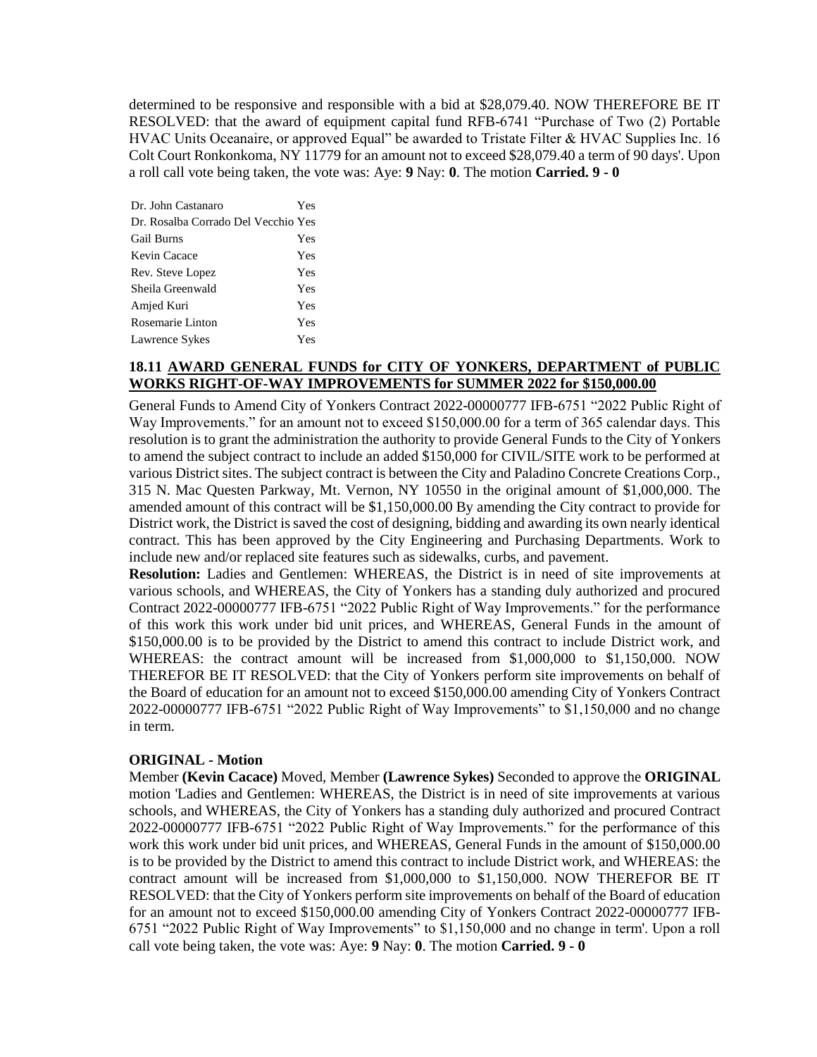determined to be responsive and responsible with a bid at $28,079.40. NOW THEREFORE BE IT RESOLVED: that the award of equipment capital fund RFB-6741 "Purchase of Two (2) Portable HVAC Units Oceanaire, or approved Equal" be awarded to Tristate Filter & HVAC Supplies Inc. 16 Colt Court Ronkonkoma, NY 11779 for an amount not to exceed $28,079.40 a term of 90 days'. Upon a roll call vote being taken, the vote was: Aye: **9** Nay: **0**. The motion **Carried. 9 - 0**

| | |
|---|---|
| Dr. John Castanaro | Yes |
| Dr. Rosalba Corrado Del Vecchio | Yes |
| Gail Burns | Yes |
| Kevin Cacace | Yes |
| Rev. Steve Lopez | Yes |
| Sheila Greenwald | Yes |
| Amjed Kuri | Yes |
| Rosemarie Linton | Yes |
| Lawrence Sykes | Yes |

### 18.11 AWARD GENERAL FUNDS for CITY OF YONKERS, DEPARTMENT of PUBLIC WORKS RIGHT-OF-WAY IMPROVEMENTS for SUMMER 2022 for $150,000.00

General Funds to Amend City of Yonkers Contract 2022-00000777 IFB-6751 "2022 Public Right of Way Improvements." for an amount not to exceed $150,000.00 for a term of 365 calendar days. This resolution is to grant the administration the authority to provide General Funds to the City of Yonkers to amend the subject contract to include an added $150,000 for CIVIL/SITE work to be performed at various District sites. The subject contract is between the City and Paladino Concrete Creations Corp., 315 N. Mac Questen Parkway, Mt. Vernon, NY 10550 in the original amount of $1,000,000. The amended amount of this contract will be $1,150,000.00 By amending the City contract to provide for District work, the District is saved the cost of designing, bidding and awarding its own nearly identical contract. This has been approved by the City Engineering and Purchasing Departments. Work to include new and/or replaced site features such as sidewalks, curbs, and pavement.

**Resolution:** Ladies and Gentlemen: WHEREAS, the District is in need of site improvements at various schools, and WHEREAS, the City of Yonkers has a standing duly authorized and procured Contract 2022-00000777 IFB-6751 "2022 Public Right of Way Improvements." for the performance of this work this work under bid unit prices, and WHEREAS, General Funds in the amount of $150,000.00 is to be provided by the District to amend this contract to include District work, and WHEREAS: the contract amount will be increased from $1,000,000 to $1,150,000. NOW THEREFOR BE IT RESOLVED: that the City of Yonkers perform site improvements on behalf of the Board of education for an amount not to exceed $150,000.00 amending City of Yonkers Contract 2022-00000777 IFB-6751 "2022 Public Right of Way Improvements" to $1,150,000 and no change in term.

**ORIGINAL - Motion**

Member **(Kevin Cacace)** Moved, Member **(Lawrence Sykes)** Seconded to approve the **ORIGINAL** motion 'Ladies and Gentlemen: WHEREAS, the District is in need of site improvements at various schools, and WHEREAS, the City of Yonkers has a standing duly authorized and procured Contract 2022-00000777 IFB-6751 "2022 Public Right of Way Improvements." for the performance of this work this work under bid unit prices, and WHEREAS, General Funds in the amount of $150,000.00 is to be provided by the District to amend this contract to include District work, and WHEREAS: the contract amount will be increased from $1,000,000 to $1,150,000. NOW THEREFOR BE IT RESOLVED: that the City of Yonkers perform site improvements on behalf of the Board of education for an amount not to exceed $150,000.00 amending City of Yonkers Contract 2022-00000777 IFB-6751 "2022 Public Right of Way Improvements" to $1,150,000 and no change in term'. Upon a roll call vote being taken, the vote was: Aye: **9** Nay: **0**. The motion **Carried. 9 - 0**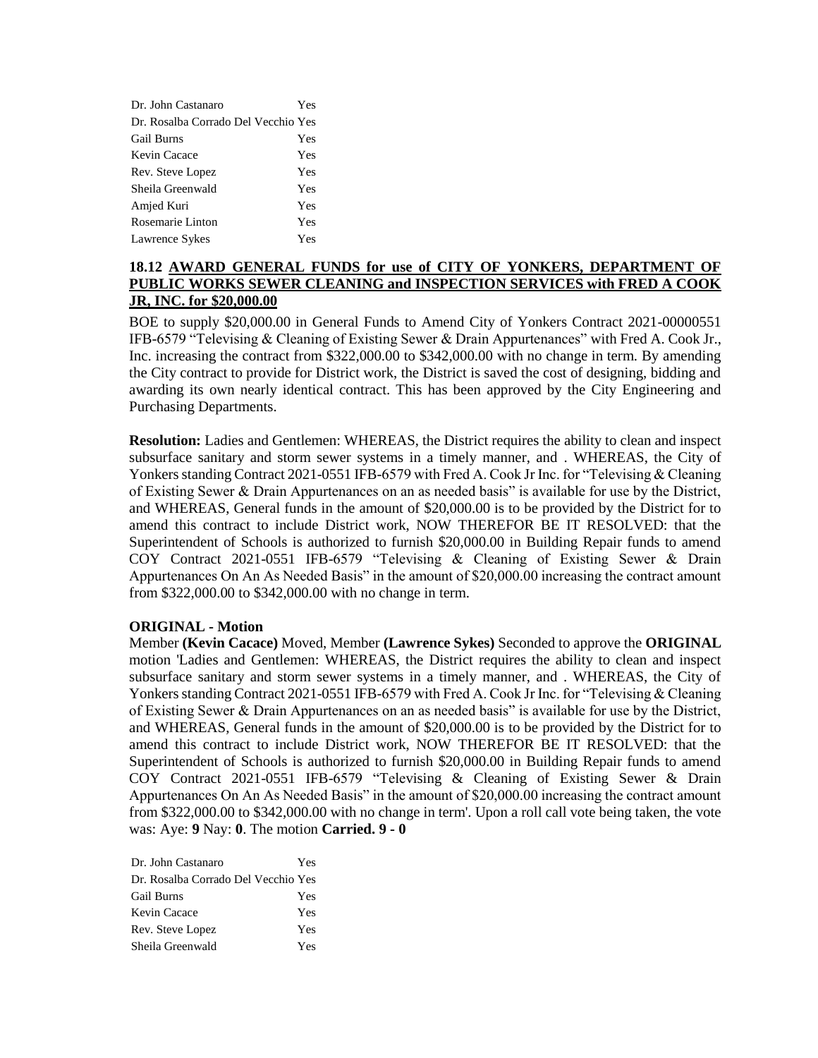| | |
|---|---|
| Dr. John Castanaro | Yes |
| Dr. Rosalba Corrado Del Vecchio | Yes |
| Gail Burns | Yes |
| Kevin Cacace | Yes |
| Rev. Steve Lopez | Yes |
| Sheila Greenwald | Yes |
| Amjed Kuri | Yes |
| Rosemarie Linton | Yes |
| Lawrence Sykes | Yes |

### 18.12 AWARD GENERAL FUNDS for use of CITY OF YONKERS, DEPARTMENT OF PUBLIC WORKS SEWER CLEANING and INSPECTION SERVICES with FRED A COOK JR, INC. for $20,000.00

BOE to supply $20,000.00 in General Funds to Amend City of Yonkers Contract 2021-00000551 IFB-6579 "Televising & Cleaning of Existing Sewer & Drain Appurtenances" with Fred A. Cook Jr., Inc. increasing the contract from $322,000.00 to $342,000.00 with no change in term. By amending the City contract to provide for District work, the District is saved the cost of designing, bidding and awarding its own nearly identical contract. This has been approved by the City Engineering and Purchasing Departments.

**Resolution:** Ladies and Gentlemen: WHEREAS, the District requires the ability to clean and inspect subsurface sanitary and storm sewer systems in a timely manner, and . WHEREAS, the City of Yonkers standing Contract 2021-0551 IFB-6579 with Fred A. Cook Jr Inc. for "Televising & Cleaning of Existing Sewer & Drain Appurtenances on an as needed basis" is available for use by the District, and WHEREAS, General funds in the amount of $20,000.00 is to be provided by the District for to amend this contract to include District work, NOW THEREFOR BE IT RESOLVED: that the Superintendent of Schools is authorized to furnish $20,000.00 in Building Repair funds to amend COY Contract 2021-0551 IFB-6579 "Televising & Cleaning of Existing Sewer & Drain Appurtenances On An As Needed Basis" in the amount of $20,000.00 increasing the contract amount from $322,000.00 to $342,000.00 with no change in term.

**ORIGINAL - Motion**

Member **(Kevin Cacace)** Moved, Member **(Lawrence Sykes)** Seconded to approve the **ORIGINAL** motion 'Ladies and Gentlemen: WHEREAS, the District requires the ability to clean and inspect subsurface sanitary and storm sewer systems in a timely manner, and . WHEREAS, the City of Yonkers standing Contract 2021-0551 IFB-6579 with Fred A. Cook Jr Inc. for "Televising & Cleaning of Existing Sewer & Drain Appurtenances on an as needed basis" is available for use by the District, and WHEREAS, General funds in the amount of $20,000.00 is to be provided by the District for to amend this contract to include District work, NOW THEREFOR BE IT RESOLVED: that the Superintendent of Schools is authorized to furnish $20,000.00 in Building Repair funds to amend COY Contract 2021-0551 IFB-6579 "Televising & Cleaning of Existing Sewer & Drain Appurtenances On An As Needed Basis" in the amount of $20,000.00 increasing the contract amount from $322,000.00 to $342,000.00 with no change in term'. Upon a roll call vote being taken, the vote was: Aye: **9** Nay: **0**. The motion **Carried. 9 - 0**

| | |
|---|---|
| Dr. John Castanaro | Yes |
| Dr. Rosalba Corrado Del Vecchio | Yes |
| Gail Burns | Yes |
| Kevin Cacace | Yes |
| Rev. Steve Lopez | Yes |
| Sheila Greenwald | Yes |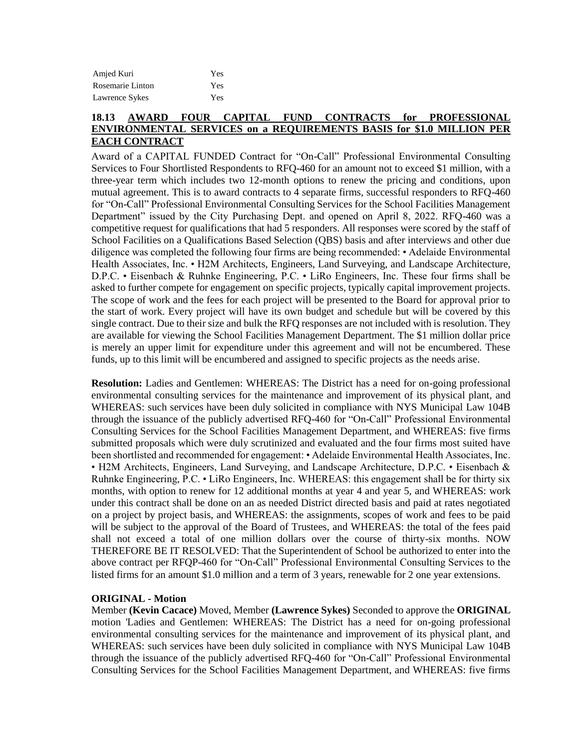| | |
|---|---|
| Amjed Kuri | Yes |
| Rosemarie Linton | Yes |
| Lawrence Sykes | Yes |

### 18.13 AWARD FOUR CAPITAL FUND CONTRACTS for PROFESSIONAL ENVIRONMENTAL SERVICES on a REQUIREMENTS BASIS for $1.0 MILLION PER EACH CONTRACT

Award of a CAPITAL FUNDED Contract for "On-Call" Professional Environmental Consulting Services to Four Shortlisted Respondents to RFQ-460 for an amount not to exceed $1 million, with a three-year term which includes two 12-month options to renew the pricing and conditions, upon mutual agreement. This is to award contracts to 4 separate firms, successful responders to RFQ-460 for "On-Call" Professional Environmental Consulting Services for the School Facilities Management Department" issued by the City Purchasing Dept. and opened on April 8, 2022. RFQ-460 was a competitive request for qualifications that had 5 responders. All responses were scored by the staff of School Facilities on a Qualifications Based Selection (QBS) basis and after interviews and other due diligence was completed the following four firms are being recommended: • Adelaide Environmental Health Associates, Inc. • H2M Architects, Engineers, Land Surveying, and Landscape Architecture, D.P.C. • Eisenbach & Ruhnke Engineering, P.C. • LiRo Engineers, Inc. These four firms shall be asked to further compete for engagement on specific projects, typically capital improvement projects. The scope of work and the fees for each project will be presented to the Board for approval prior to the start of work. Every project will have its own budget and schedule but will be covered by this single contract. Due to their size and bulk the RFQ responses are not included with is resolution. They are available for viewing the School Facilities Management Department. The $1 million dollar price is merely an upper limit for expenditure under this agreement and will not be encumbered. These funds, up to this limit will be encumbered and assigned to specific projects as the needs arise.

**Resolution:** Ladies and Gentlemen: WHEREAS: The District has a need for on-going professional environmental consulting services for the maintenance and improvement of its physical plant, and WHEREAS: such services have been duly solicited in compliance with NYS Municipal Law 104B through the issuance of the publicly advertised RFQ-460 for "On-Call" Professional Environmental Consulting Services for the School Facilities Management Department, and WHEREAS: five firms submitted proposals which were duly scrutinized and evaluated and the four firms most suited have been shortlisted and recommended for engagement: • Adelaide Environmental Health Associates, Inc. • H2M Architects, Engineers, Land Surveying, and Landscape Architecture, D.P.C. • Eisenbach & Ruhnke Engineering, P.C. • LiRo Engineers, Inc. WHEREAS: this engagement shall be for thirty six months, with option to renew for 12 additional months at year 4 and year 5, and WHEREAS: work under this contract shall be done on an as needed District directed basis and paid at rates negotiated on a project by project basis, and WHEREAS: the assignments, scopes of work and fees to be paid will be subject to the approval of the Board of Trustees, and WHEREAS: the total of the fees paid shall not exceed a total of one million dollars over the course of thirty-six months. NOW THEREFORE BE IT RESOLVED: That the Superintendent of School be authorized to enter into the above contract per RFQP-460 for "On-Call" Professional Environmental Consulting Services to the listed firms for an amount $1.0 million and a term of 3 years, renewable for 2 one year extensions.

**ORIGINAL - Motion**

Member **(Kevin Cacace)** Moved, Member **(Lawrence Sykes)** Seconded to approve the **ORIGINAL** motion 'Ladies and Gentlemen: WHEREAS: The District has a need for on-going professional environmental consulting services for the maintenance and improvement of its physical plant, and WHEREAS: such services have been duly solicited in compliance with NYS Municipal Law 104B through the issuance of the publicly advertised RFQ-460 for "On-Call" Professional Environmental Consulting Services for the School Facilities Management Department, and WHEREAS: five firms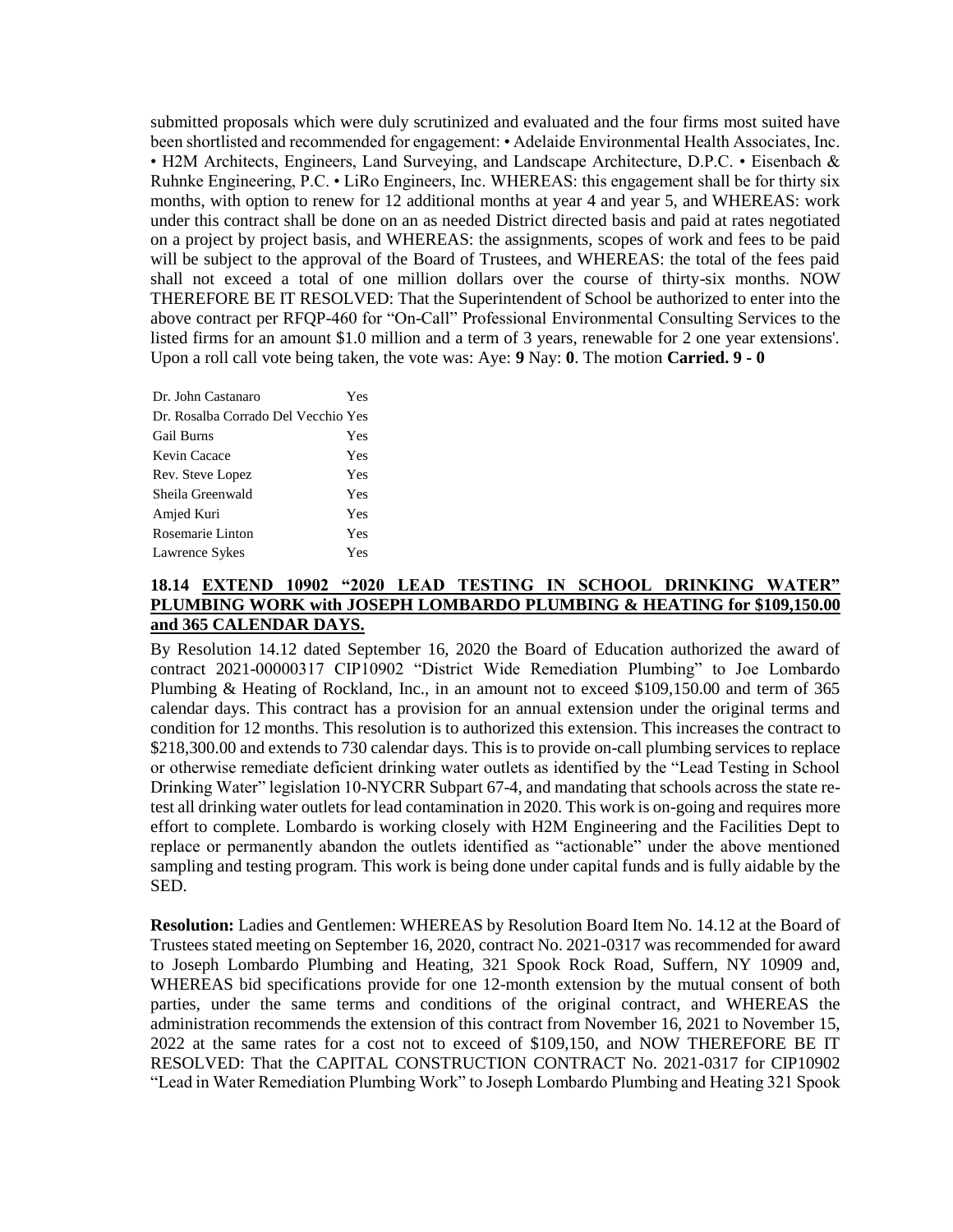submitted proposals which were duly scrutinized and evaluated and the four firms most suited have been shortlisted and recommended for engagement: • Adelaide Environmental Health Associates, Inc. • H2M Architects, Engineers, Land Surveying, and Landscape Architecture, D.P.C. • Eisenbach & Ruhnke Engineering, P.C. • LiRo Engineers, Inc. WHEREAS: this engagement shall be for thirty six months, with option to renew for 12 additional months at year 4 and year 5, and WHEREAS: work under this contract shall be done on an as needed District directed basis and paid at rates negotiated on a project by project basis, and WHEREAS: the assignments, scopes of work and fees to be paid will be subject to the approval of the Board of Trustees, and WHEREAS: the total of the fees paid shall not exceed a total of one million dollars over the course of thirty-six months. NOW THEREFORE BE IT RESOLVED: That the Superintendent of School be authorized to enter into the above contract per RFQP-460 for "On-Call" Professional Environmental Consulting Services to the listed firms for an amount $1.0 million and a term of 3 years, renewable for 2 one year extensions'. Upon a roll call vote being taken, the vote was: Aye: **9** Nay: **0**. The motion **Carried. 9 - 0**

| | |
|---|---|
| Dr. John Castanaro | Yes |
| Dr. Rosalba Corrado Del Vecchio | Yes |
| Gail Burns | Yes |
| Kevin Cacace | Yes |
| Rev. Steve Lopez | Yes |
| Sheila Greenwald | Yes |
| Amjed Kuri | Yes |
| Rosemarie Linton | Yes |
| Lawrence Sykes | Yes |

**18.14 EXTEND 10902 "2020 LEAD TESTING IN SCHOOL DRINKING WATER" PLUMBING WORK with JOSEPH LOMBARDO PLUMBING & HEATING for $109,150.00 and 365 CALENDAR DAYS.**

By Resolution 14.12 dated September 16, 2020 the Board of Education authorized the award of contract 2021-00000317 CIP10902 "District Wide Remediation Plumbing" to Joe Lombardo Plumbing & Heating of Rockland, Inc., in an amount not to exceed $109,150.00 and term of 365 calendar days. This contract has a provision for an annual extension under the original terms and condition for 12 months. This resolution is to authorized this extension. This increases the contract to $218,300.00 and extends to 730 calendar days. This is to provide on-call plumbing services to replace or otherwise remediate deficient drinking water outlets as identified by the "Lead Testing in School Drinking Water" legislation 10-NYCRR Subpart 67-4, and mandating that schools across the state re-test all drinking water outlets for lead contamination in 2020. This work is on-going and requires more effort to complete. Lombardo is working closely with H2M Engineering and the Facilities Dept to replace or permanently abandon the outlets identified as "actionable" under the above mentioned sampling and testing program. This work is being done under capital funds and is fully aidable by the SED.

**Resolution:** Ladies and Gentlemen: WHEREAS by Resolution Board Item No. 14.12 at the Board of Trustees stated meeting on September 16, 2020, contract No. 2021-0317 was recommended for award to Joseph Lombardo Plumbing and Heating, 321 Spook Rock Road, Suffern, NY 10909 and, WHEREAS bid specifications provide for one 12-month extension by the mutual consent of both parties, under the same terms and conditions of the original contract, and WHEREAS the administration recommends the extension of this contract from November 16, 2021 to November 15, 2022 at the same rates for a cost not to exceed of $109,150, and NOW THEREFORE BE IT RESOLVED: That the CAPITAL CONSTRUCTION CONTRACT No. 2021-0317 for CIP10902 "Lead in Water Remediation Plumbing Work" to Joseph Lombardo Plumbing and Heating 321 Spook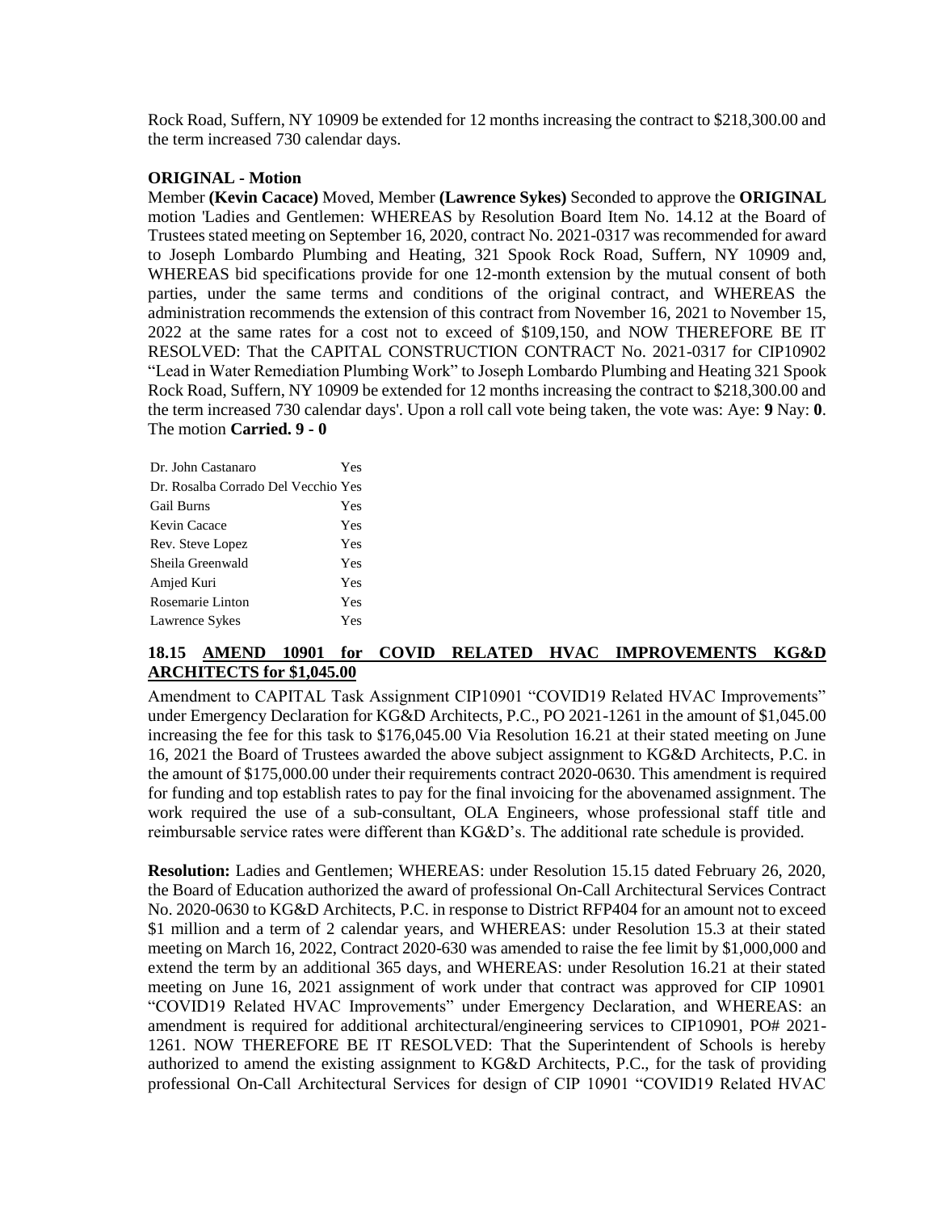Rock Road, Suffern, NY 10909 be extended for 12 months increasing the contract to $218,300.00 and the term increased 730 calendar days.

**ORIGINAL - Motion**

Member **(Kevin Cacace)** Moved, Member **(Lawrence Sykes)** Seconded to approve the **ORIGINAL** motion 'Ladies and Gentlemen: WHEREAS by Resolution Board Item No. 14.12 at the Board of Trustees stated meeting on September 16, 2020, contract No. 2021-0317 was recommended for award to Joseph Lombardo Plumbing and Heating, 321 Spook Rock Road, Suffern, NY 10909 and, WHEREAS bid specifications provide for one 12-month extension by the mutual consent of both parties, under the same terms and conditions of the original contract, and WHEREAS the administration recommends the extension of this contract from November 16, 2021 to November 15, 2022 at the same rates for a cost not to exceed of $109,150, and NOW THEREFORE BE IT RESOLVED: That the CAPITAL CONSTRUCTION CONTRACT No. 2021-0317 for CIP10902 "Lead in Water Remediation Plumbing Work" to Joseph Lombardo Plumbing and Heating 321 Spook Rock Road, Suffern, NY 10909 be extended for 12 months increasing the contract to $218,300.00 and the term increased 730 calendar days'. Upon a roll call vote being taken, the vote was: Aye: **9** Nay: **0**. The motion **Carried. 9 - 0**

| | |
|---|---|
| Dr. John Castanaro | Yes |
| Dr. Rosalba Corrado Del Vecchio | Yes |
| Gail Burns | Yes |
| Kevin Cacace | Yes |
| Rev. Steve Lopez | Yes |
| Sheila Greenwald | Yes |
| Amjed Kuri | Yes |
| Rosemarie Linton | Yes |
| Lawrence Sykes | Yes |

### 18.15 AMEND 10901 for COVID RELATED HVAC IMPROVEMENTS KG&D ARCHITECTS for $1,045.00

Amendment to CAPITAL Task Assignment CIP10901 "COVID19 Related HVAC Improvements" under Emergency Declaration for KG&D Architects, P.C., PO 2021-1261 in the amount of $1,045.00 increasing the fee for this task to $176,045.00 Via Resolution 16.21 at their stated meeting on June 16, 2021 the Board of Trustees awarded the above subject assignment to KG&D Architects, P.C. in the amount of $175,000.00 under their requirements contract 2020-0630. This amendment is required for funding and top establish rates to pay for the final invoicing for the abovenamed assignment. The work required the use of a sub-consultant, OLA Engineers, whose professional staff title and reimbursable service rates were different than KG&D's. The additional rate schedule is provided.

**Resolution:** Ladies and Gentlemen; WHEREAS: under Resolution 15.15 dated February 26, 2020, the Board of Education authorized the award of professional On-Call Architectural Services Contract No. 2020-0630 to KG&D Architects, P.C. in response to District RFP404 for an amount not to exceed $1 million and a term of 2 calendar years, and WHEREAS: under Resolution 15.3 at their stated meeting on March 16, 2022, Contract 2020-630 was amended to raise the fee limit by $1,000,000 and extend the term by an additional 365 days, and WHEREAS: under Resolution 16.21 at their stated meeting on June 16, 2021 assignment of work under that contract was approved for CIP 10901 "COVID19 Related HVAC Improvements" under Emergency Declaration, and WHEREAS: an amendment is required for additional architectural/engineering services to CIP10901, PO# 2021-1261. NOW THEREFORE BE IT RESOLVED: That the Superintendent of Schools is hereby authorized to amend the existing assignment to KG&D Architects, P.C., for the task of providing professional On-Call Architectural Services for design of CIP 10901 "COVID19 Related HVAC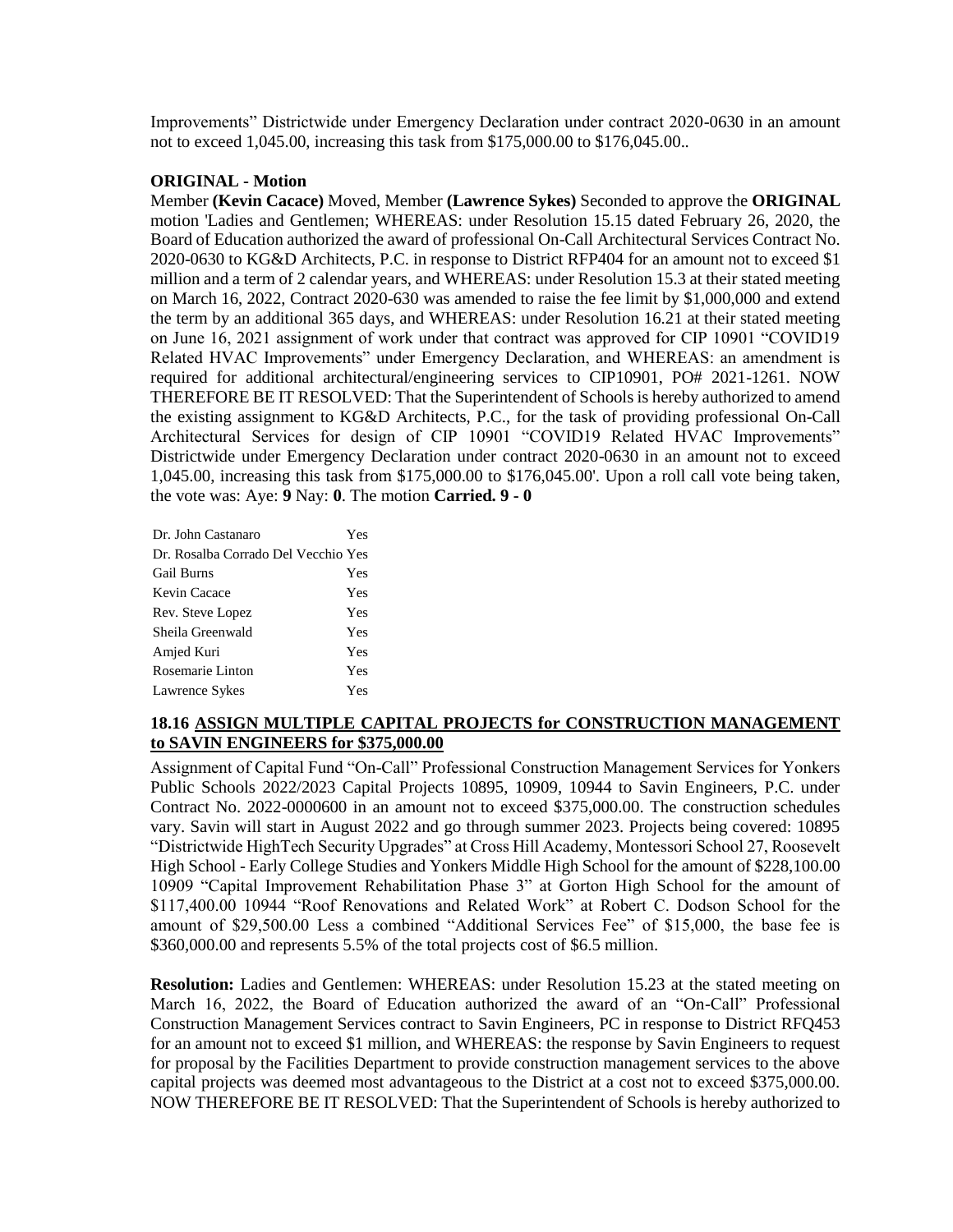Improvements" Districtwide under Emergency Declaration under contract 2020-0630 in an amount not to exceed 1,045.00, increasing this task from $175,000.00 to $176,045.00..

**ORIGINAL - Motion**

Member **(Kevin Cacace)** Moved, Member **(Lawrence Sykes)** Seconded to approve the **ORIGINAL** motion 'Ladies and Gentlemen; WHEREAS: under Resolution 15.15 dated February 26, 2020, the Board of Education authorized the award of professional On-Call Architectural Services Contract No. 2020-0630 to KG&D Architects, P.C. in response to District RFP404 for an amount not to exceed $1 million and a term of 2 calendar years, and WHEREAS: under Resolution 15.3 at their stated meeting on March 16, 2022, Contract 2020-630 was amended to raise the fee limit by $1,000,000 and extend the term by an additional 365 days, and WHEREAS: under Resolution 16.21 at their stated meeting on June 16, 2021 assignment of work under that contract was approved for CIP 10901 "COVID19 Related HVAC Improvements" under Emergency Declaration, and WHEREAS: an amendment is required for additional architectural/engineering services to CIP10901, PO# 2021-1261. NOW THEREFORE BE IT RESOLVED: That the Superintendent of Schools is hereby authorized to amend the existing assignment to KG&D Architects, P.C., for the task of providing professional On-Call Architectural Services for design of CIP 10901 "COVID19 Related HVAC Improvements" Districtwide under Emergency Declaration under contract 2020-0630 in an amount not to exceed 1,045.00, increasing this task from $175,000.00 to $176,045.00'. Upon a roll call vote being taken, the vote was: Aye: **9** Nay: **0**. The motion **Carried. 9 - 0**

| | |
|---|---|
| Dr. John Castanaro | Yes |
| Dr. Rosalba Corrado Del Vecchio | Yes |
| Gail Burns | Yes |
| Kevin Cacace | Yes |
| Rev. Steve Lopez | Yes |
| Sheila Greenwald | Yes |
| Amjed Kuri | Yes |
| Rosemarie Linton | Yes |
| Lawrence Sykes | Yes |

### 18.16 ASSIGN MULTIPLE CAPITAL PROJECTS for CONSTRUCTION MANAGEMENT to SAVIN ENGINEERS for $375,000.00

Assignment of Capital Fund "On-Call" Professional Construction Management Services for Yonkers Public Schools 2022/2023 Capital Projects 10895, 10909, 10944 to Savin Engineers, P.C. under Contract No. 2022-0000600 in an amount not to exceed $375,000.00. The construction schedules vary. Savin will start in August 2022 and go through summer 2023. Projects being covered: 10895 "Districtwide HighTech Security Upgrades" at Cross Hill Academy, Montessori School 27, Roosevelt High School - Early College Studies and Yonkers Middle High School for the amount of $228,100.00 10909 "Capital Improvement Rehabilitation Phase 3" at Gorton High School for the amount of $117,400.00 10944 "Roof Renovations and Related Work" at Robert C. Dodson School for the amount of $29,500.00 Less a combined "Additional Services Fee" of $15,000, the base fee is $360,000.00 and represents 5.5% of the total projects cost of $6.5 million.

**Resolution:** Ladies and Gentlemen: WHEREAS: under Resolution 15.23 at the stated meeting on March 16, 2022, the Board of Education authorized the award of an "On-Call" Professional Construction Management Services contract to Savin Engineers, PC in response to District RFQ453 for an amount not to exceed $1 million, and WHEREAS: the response by Savin Engineers to request for proposal by the Facilities Department to provide construction management services to the above capital projects was deemed most advantageous to the District at a cost not to exceed $375,000.00. NOW THEREFORE BE IT RESOLVED: That the Superintendent of Schools is hereby authorized to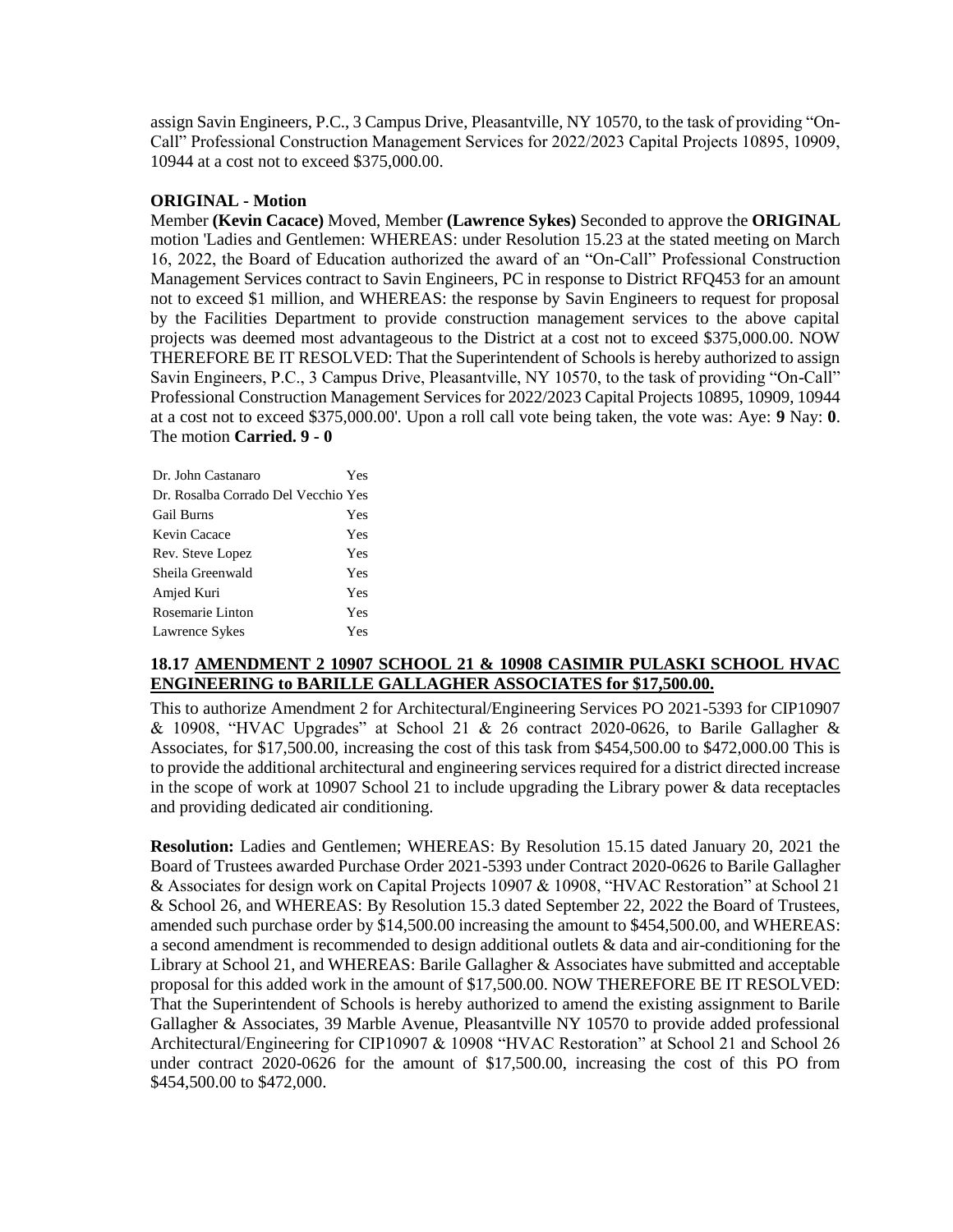assign Savin Engineers, P.C., 3 Campus Drive, Pleasantville, NY 10570, to the task of providing "On-Call" Professional Construction Management Services for 2022/2023 Capital Projects 10895, 10909, 10944 at a cost not to exceed $375,000.00.

**ORIGINAL - Motion**

Member **(Kevin Cacace)** Moved, Member **(Lawrence Sykes)** Seconded to approve the **ORIGINAL** motion 'Ladies and Gentlemen: WHEREAS: under Resolution 15.23 at the stated meeting on March 16, 2022, the Board of Education authorized the award of an "On-Call" Professional Construction Management Services contract to Savin Engineers, PC in response to District RFQ453 for an amount not to exceed $1 million, and WHEREAS: the response by Savin Engineers to request for proposal by the Facilities Department to provide construction management services to the above capital projects was deemed most advantageous to the District at a cost not to exceed $375,000.00. NOW THEREFORE BE IT RESOLVED: That the Superintendent of Schools is hereby authorized to assign Savin Engineers, P.C., 3 Campus Drive, Pleasantville, NY 10570, to the task of providing "On-Call" Professional Construction Management Services for 2022/2023 Capital Projects 10895, 10909, 10944 at a cost not to exceed $375,000.00'. Upon a roll call vote being taken, the vote was: Aye: **9** Nay: **0**. The motion **Carried. 9 - 0**

| | |
|---|---|
| Dr. John Castanaro | Yes |
| Dr. Rosalba Corrado Del Vecchio | Yes |
| Gail Burns | Yes |
| Kevin Cacace | Yes |
| Rev. Steve Lopez | Yes |
| Sheila Greenwald | Yes |
| Amjed Kuri | Yes |
| Rosemarie Linton | Yes |
| Lawrence Sykes | Yes |

**18.17 AMENDMENT 2 10907 SCHOOL 21 & 10908 CASIMIR PULASKI SCHOOL HVAC ENGINEERING to BARILLE GALLAGHER ASSOCIATES for $17,500.00.**

This to authorize Amendment 2 for Architectural/Engineering Services PO 2021-5393 for CIP10907 & 10908, "HVAC Upgrades" at School 21 & 26 contract 2020-0626, to Barile Gallagher & Associates, for $17,500.00, increasing the cost of this task from $454,500.00 to $472,000.00 This is to provide the additional architectural and engineering services required for a district directed increase in the scope of work at 10907 School 21 to include upgrading the Library power & data receptacles and providing dedicated air conditioning.

**Resolution:** Ladies and Gentlemen; WHEREAS: By Resolution 15.15 dated January 20, 2021 the Board of Trustees awarded Purchase Order 2021-5393 under Contract 2020-0626 to Barile Gallagher & Associates for design work on Capital Projects 10907 & 10908, "HVAC Restoration" at School 21 & School 26, and WHEREAS: By Resolution 15.3 dated September 22, 2022 the Board of Trustees, amended such purchase order by $14,500.00 increasing the amount to $454,500.00, and WHEREAS: a second amendment is recommended to design additional outlets & data and air-conditioning for the Library at School 21, and WHEREAS: Barile Gallagher & Associates have submitted and acceptable proposal for this added work in the amount of $17,500.00. NOW THEREFORE BE IT RESOLVED: That the Superintendent of Schools is hereby authorized to amend the existing assignment to Barile Gallagher & Associates, 39 Marble Avenue, Pleasantville NY 10570 to provide added professional Architectural/Engineering for CIP10907 & 10908 "HVAC Restoration" at School 21 and School 26 under contract 2020-0626 for the amount of $17,500.00, increasing the cost of this PO from $454,500.00 to $472,000.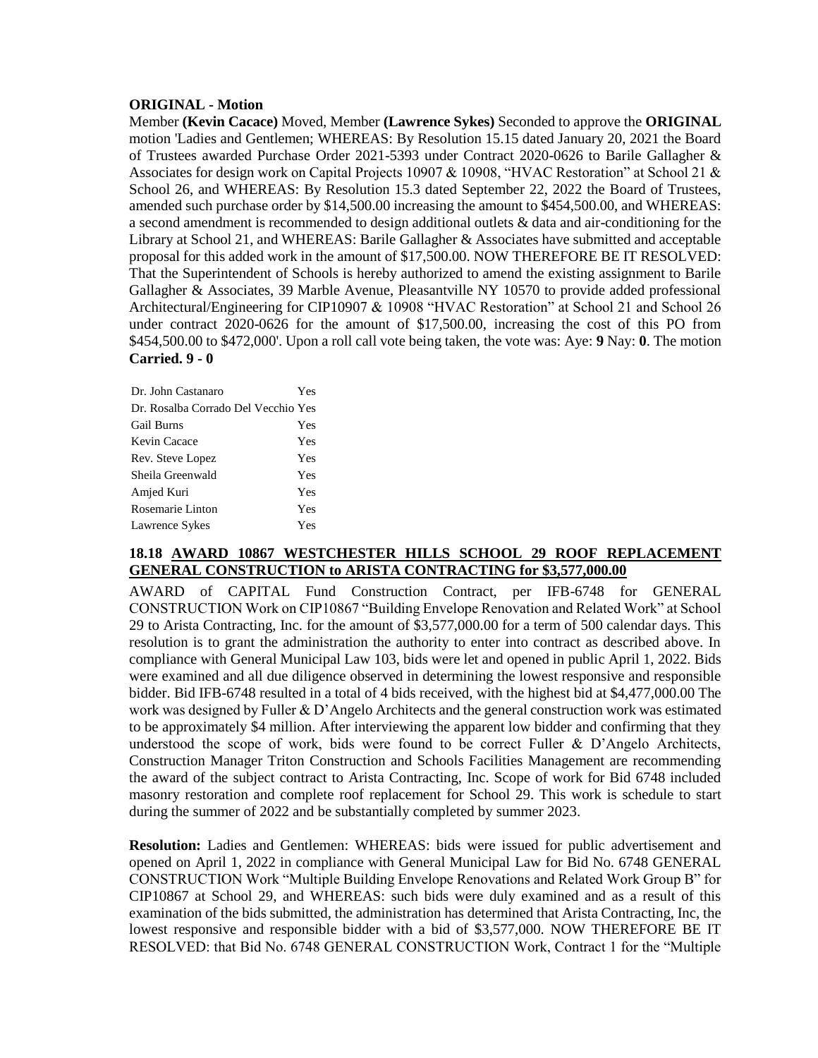**ORIGINAL - Motion**

Member **(Kevin Cacace)** Moved, Member **(Lawrence Sykes)** Seconded to approve the **ORIGINAL** motion 'Ladies and Gentlemen; WHEREAS: By Resolution 15.15 dated January 20, 2021 the Board of Trustees awarded Purchase Order 2021-5393 under Contract 2020-0626 to Barile Gallagher & Associates for design work on Capital Projects 10907 & 10908, "HVAC Restoration" at School 21 & School 26, and WHEREAS: By Resolution 15.3 dated September 22, 2022 the Board of Trustees, amended such purchase order by $14,500.00 increasing the amount to $454,500.00, and WHEREAS: a second amendment is recommended to design additional outlets & data and air-conditioning for the Library at School 21, and WHEREAS: Barile Gallagher & Associates have submitted and acceptable proposal for this added work in the amount of $17,500.00. NOW THEREFORE BE IT RESOLVED: That the Superintendent of Schools is hereby authorized to amend the existing assignment to Barile Gallagher & Associates, 39 Marble Avenue, Pleasantville NY 10570 to provide added professional Architectural/Engineering for CIP10907 & 10908 "HVAC Restoration" at School 21 and School 26 under contract 2020-0626 for the amount of $17,500.00, increasing the cost of this PO from $454,500.00 to $472,000'. Upon a roll call vote being taken, the vote was: Aye: **9** Nay: **0**. The motion **Carried. 9 - 0**

| | |
|---|---|
| Dr. John Castanaro | Yes |
| Dr. Rosalba Corrado Del Vecchio | Yes |
| Gail Burns | Yes |
| Kevin Cacace | Yes |
| Rev. Steve Lopez | Yes |
| Sheila Greenwald | Yes |
| Amjed Kuri | Yes |
| Rosemarie Linton | Yes |
| Lawrence Sykes | Yes |

## 18.18 AWARD 10867 WESTCHESTER HILLS SCHOOL 29 ROOF REPLACEMENT GENERAL CONSTRUCTION to ARISTA CONTRACTING for $3,577,000.00

AWARD of CAPITAL Fund Construction Contract, per IFB-6748 for GENERAL CONSTRUCTION Work on CIP10867 "Building Envelope Renovation and Related Work" at School 29 to Arista Contracting, Inc. for the amount of $3,577,000.00 for a term of 500 calendar days. This resolution is to grant the administration the authority to enter into contract as described above. In compliance with General Municipal Law 103, bids were let and opened in public April 1, 2022. Bids were examined and all due diligence observed in determining the lowest responsive and responsible bidder. Bid IFB-6748 resulted in a total of 4 bids received, with the highest bid at $4,477,000.00 The work was designed by Fuller & D'Angelo Architects and the general construction work was estimated to be approximately $4 million. After interviewing the apparent low bidder and confirming that they understood the scope of work, bids were found to be correct Fuller & D'Angelo Architects, Construction Manager Triton Construction and Schools Facilities Management are recommending the award of the subject contract to Arista Contracting, Inc. Scope of work for Bid 6748 included masonry restoration and complete roof replacement for School 29. This work is schedule to start during the summer of 2022 and be substantially completed by summer 2023.

**Resolution:** Ladies and Gentlemen: WHEREAS: bids were issued for public advertisement and opened on April 1, 2022 in compliance with General Municipal Law for Bid No. 6748 GENERAL CONSTRUCTION Work "Multiple Building Envelope Renovations and Related Work Group B" for CIP10867 at School 29, and WHEREAS: such bids were duly examined and as a result of this examination of the bids submitted, the administration has determined that Arista Contracting, Inc, the lowest responsive and responsible bidder with a bid of $3,577,000. NOW THEREFORE BE IT RESOLVED: that Bid No. 6748 GENERAL CONSTRUCTION Work, Contract 1 for the "Multiple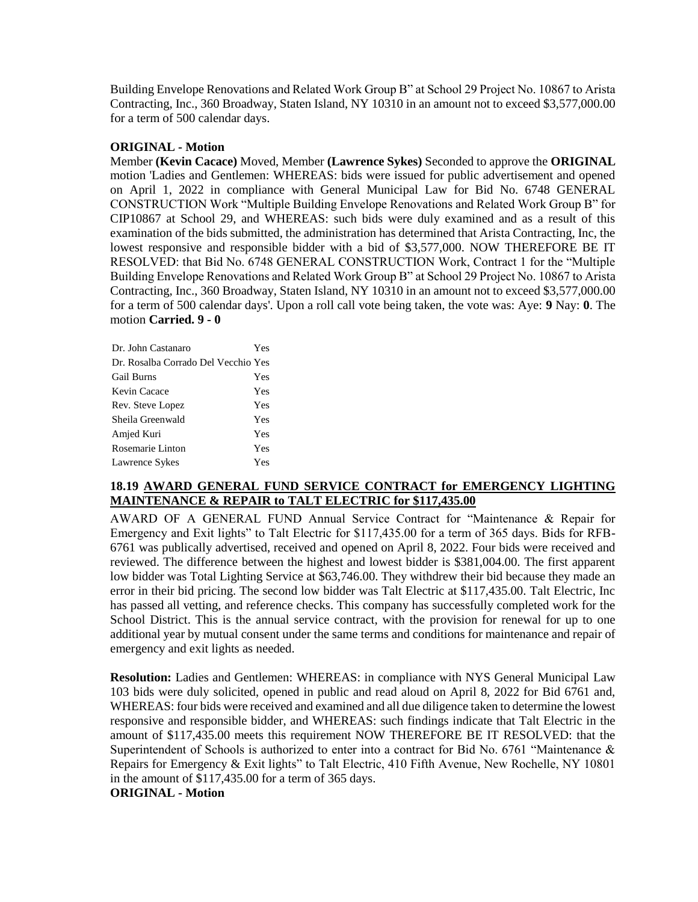Building Envelope Renovations and Related Work Group B" at School 29 Project No. 10867 to Arista Contracting, Inc., 360 Broadway, Staten Island, NY 10310 in an amount not to exceed $3,577,000.00 for a term of 500 calendar days.

**ORIGINAL - Motion**

Member **(Kevin Cacace)** Moved, Member **(Lawrence Sykes)** Seconded to approve the **ORIGINAL** motion 'Ladies and Gentlemen: WHEREAS: bids were issued for public advertisement and opened on April 1, 2022 in compliance with General Municipal Law for Bid No. 6748 GENERAL CONSTRUCTION Work "Multiple Building Envelope Renovations and Related Work Group B" for CIP10867 at School 29, and WHEREAS: such bids were duly examined and as a result of this examination of the bids submitted, the administration has determined that Arista Contracting, Inc, the lowest responsive and responsible bidder with a bid of $3,577,000. NOW THEREFORE BE IT RESOLVED: that Bid No. 6748 GENERAL CONSTRUCTION Work, Contract 1 for the "Multiple Building Envelope Renovations and Related Work Group B" at School 29 Project No. 10867 to Arista Contracting, Inc., 360 Broadway, Staten Island, NY 10310 in an amount not to exceed $3,577,000.00 for a term of 500 calendar days'. Upon a roll call vote being taken, the vote was: Aye: **9** Nay: **0**. The motion **Carried. 9 - 0**

| | |
|---|---|
| Dr. John Castanaro | Yes |
| Dr. Rosalba Corrado Del Vecchio | Yes |
| Gail Burns | Yes |
| Kevin Cacace | Yes |
| Rev. Steve Lopez | Yes |
| Sheila Greenwald | Yes |
| Amjed Kuri | Yes |
| Rosemarie Linton | Yes |
| Lawrence Sykes | Yes |

### 18.19 AWARD GENERAL FUND SERVICE CONTRACT for EMERGENCY LIGHTING MAINTENANCE & REPAIR to TALT ELECTRIC for $117,435.00

AWARD OF A GENERAL FUND Annual Service Contract for "Maintenance & Repair for Emergency and Exit lights" to Talt Electric for $117,435.00 for a term of 365 days. Bids for RFB-6761 was publically advertised, received and opened on April 8, 2022. Four bids were received and reviewed. The difference between the highest and lowest bidder is $381,004.00. The first apparent low bidder was Total Lighting Service at $63,746.00. They withdrew their bid because they made an error in their bid pricing. The second low bidder was Talt Electric at $117,435.00. Talt Electric, Inc has passed all vetting, and reference checks. This company has successfully completed work for the School District. This is the annual service contract, with the provision for renewal for up to one additional year by mutual consent under the same terms and conditions for maintenance and repair of emergency and exit lights as needed.

**Resolution:** Ladies and Gentlemen: WHEREAS: in compliance with NYS General Municipal Law 103 bids were duly solicited, opened in public and read aloud on April 8, 2022 for Bid 6761 and, WHEREAS: four bids were received and examined and all due diligence taken to determine the lowest responsive and responsible bidder, and WHEREAS: such findings indicate that Talt Electric in the amount of $117,435.00 meets this requirement NOW THEREFORE BE IT RESOLVED: that the Superintendent of Schools is authorized to enter into a contract for Bid No. 6761 "Maintenance & Repairs for Emergency & Exit lights" to Talt Electric, 410 Fifth Avenue, New Rochelle, NY 10801 in the amount of $117,435.00 for a term of 365 days.

**ORIGINAL - Motion**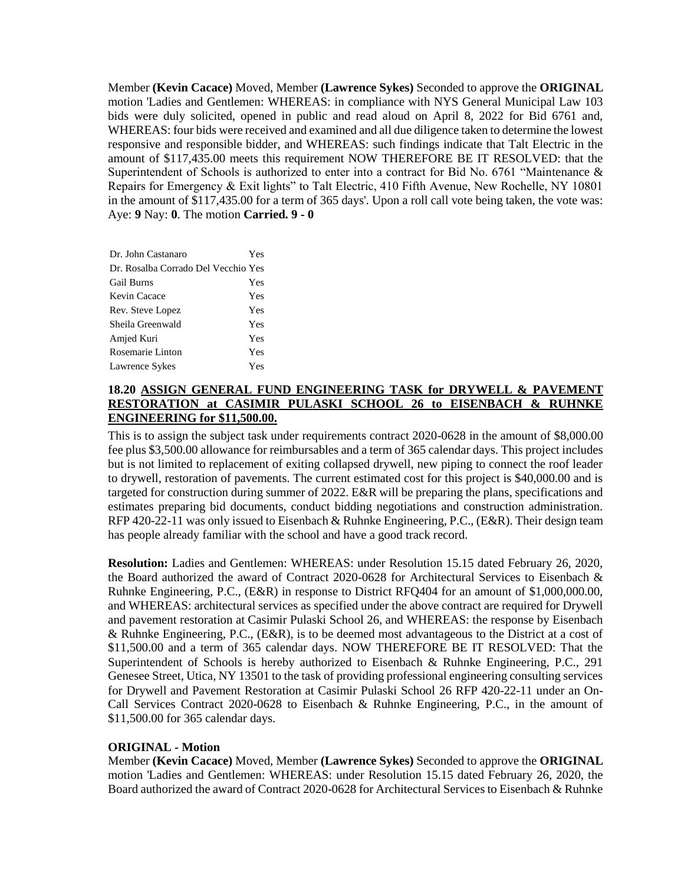Member **(Kevin Cacace)** Moved, Member **(Lawrence Sykes)** Seconded to approve the **ORIGINAL** motion 'Ladies and Gentlemen: WHEREAS: in compliance with NYS General Municipal Law 103 bids were duly solicited, opened in public and read aloud on April 8, 2022 for Bid 6761 and, WHEREAS: four bids were received and examined and all due diligence taken to determine the lowest responsive and responsible bidder, and WHEREAS: such findings indicate that Talt Electric in the amount of $117,435.00 meets this requirement NOW THEREFORE BE IT RESOLVED: that the Superintendent of Schools is authorized to enter into a contract for Bid No. 6761 "Maintenance & Repairs for Emergency & Exit lights" to Talt Electric, 410 Fifth Avenue, New Rochelle, NY 10801 in the amount of $117,435.00 for a term of 365 days'. Upon a roll call vote being taken, the vote was: Aye: **9** Nay: **0**. The motion **Carried. 9 - 0**

| | |
|---|---|
| Dr. John Castanaro | Yes |
| Dr. Rosalba Corrado Del Vecchio | Yes |
| Gail Burns | Yes |
| Kevin Cacace | Yes |
| Rev. Steve Lopez | Yes |
| Sheila Greenwald | Yes |
| Amjed Kuri | Yes |
| Rosemarie Linton | Yes |
| Lawrence Sykes | Yes |

### 18.20 ASSIGN GENERAL FUND ENGINEERING TASK for DRYWELL & PAVEMENT RESTORATION at CASIMIR PULASKI SCHOOL 26 to EISENBACH & RUHNKE ENGINEERING for $11,500.00.

This is to assign the subject task under requirements contract 2020-0628 in the amount of $8,000.00 fee plus $3,500.00 allowance for reimbursables and a term of 365 calendar days. This project includes but is not limited to replacement of exiting collapsed drywell, new piping to connect the roof leader to drywell, restoration of pavements. The current estimated cost for this project is $40,000.00 and is targeted for construction during summer of 2022. E&R will be preparing the plans, specifications and estimates preparing bid documents, conduct bidding negotiations and construction administration. RFP 420-22-11 was only issued to Eisenbach & Ruhnke Engineering, P.C., (E&R). Their design team has people already familiar with the school and have a good track record.

**Resolution:** Ladies and Gentlemen: WHEREAS: under Resolution 15.15 dated February 26, 2020, the Board authorized the award of Contract 2020-0628 for Architectural Services to Eisenbach & Ruhnke Engineering, P.C., (E&R) in response to District RFQ404 for an amount of $1,000,000.00, and WHEREAS: architectural services as specified under the above contract are required for Drywell and pavement restoration at Casimir Pulaski School 26, and WHEREAS: the response by Eisenbach & Ruhnke Engineering, P.C., (E&R), is to be deemed most advantageous to the District at a cost of $11,500.00 and a term of 365 calendar days. NOW THEREFORE BE IT RESOLVED: That the Superintendent of Schools is hereby authorized to Eisenbach & Ruhnke Engineering, P.C., 291 Genesee Street, Utica, NY 13501 to the task of providing professional engineering consulting services for Drywell and Pavement Restoration at Casimir Pulaski School 26 RFP 420-22-11 under an On-Call Services Contract 2020-0628 to Eisenbach & Ruhnke Engineering, P.C., in the amount of $11,500.00 for 365 calendar days.

**ORIGINAL - Motion**

Member **(Kevin Cacace)** Moved, Member **(Lawrence Sykes)** Seconded to approve the **ORIGINAL** motion 'Ladies and Gentlemen: WHEREAS: under Resolution 15.15 dated February 26, 2020, the Board authorized the award of Contract 2020-0628 for Architectural Services to Eisenbach & Ruhnke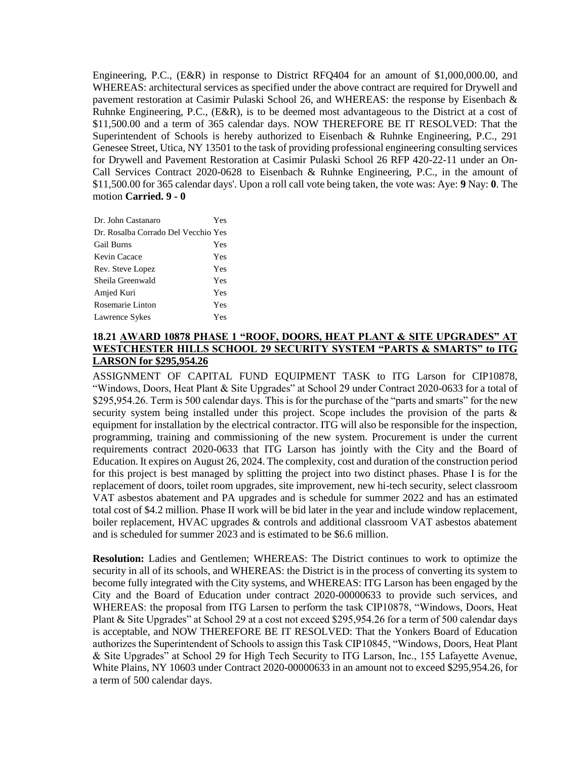Engineering, P.C., (E&R) in response to District RFQ404 for an amount of $1,000,000.00, and WHEREAS: architectural services as specified under the above contract are required for Drywell and pavement restoration at Casimir Pulaski School 26, and WHEREAS: the response by Eisenbach & Ruhnke Engineering, P.C., (E&R), is to be deemed most advantageous to the District at a cost of $11,500.00 and a term of 365 calendar days. NOW THEREFORE BE IT RESOLVED: That the Superintendent of Schools is hereby authorized to Eisenbach & Ruhnke Engineering, P.C., 291 Genesee Street, Utica, NY 13501 to the task of providing professional engineering consulting services for Drywell and Pavement Restoration at Casimir Pulaski School 26 RFP 420-22-11 under an On-Call Services Contract 2020-0628 to Eisenbach & Ruhnke Engineering, P.C., in the amount of $11,500.00 for 365 calendar days'. Upon a roll call vote being taken, the vote was: Aye: **9** Nay: **0**. The motion **Carried. 9 - 0**

| | |
|---|---|
| Dr. John Castanaro | Yes |
| Dr. Rosalba Corrado Del Vecchio | Yes |
| Gail Burns | Yes |
| Kevin Cacace | Yes |
| Rev. Steve Lopez | Yes |
| Sheila Greenwald | Yes |
| Amjed Kuri | Yes |
| Rosemarie Linton | Yes |
| Lawrence Sykes | Yes |

### 18.21 AWARD 10878 PHASE 1 "ROOF, DOORS, HEAT PLANT & SITE UPGRADES" AT WESTCHESTER HILLS SCHOOL 29 SECURITY SYSTEM "PARTS & SMARTS" to ITG LARSON for $295,954.26

ASSIGNMENT OF CAPITAL FUND EQUIPMENT TASK to ITG Larson for CIP10878, "Windows, Doors, Heat Plant & Site Upgrades" at School 29 under Contract 2020-0633 for a total of $295,954.26. Term is 500 calendar days. This is for the purchase of the "parts and smarts" for the new security system being installed under this project. Scope includes the provision of the parts & equipment for installation by the electrical contractor. ITG will also be responsible for the inspection, programming, training and commissioning of the new system. Procurement is under the current requirements contract 2020-0633 that ITG Larson has jointly with the City and the Board of Education. It expires on August 26, 2024. The complexity, cost and duration of the construction period for this project is best managed by splitting the project into two distinct phases. Phase I is for the replacement of doors, toilet room upgrades, site improvement, new hi-tech security, select classroom VAT asbestos abatement and PA upgrades and is schedule for summer 2022 and has an estimated total cost of $4.2 million. Phase II work will be bid later in the year and include window replacement, boiler replacement, HVAC upgrades & controls and additional classroom VAT asbestos abatement and is scheduled for summer 2023 and is estimated to be $6.6 million.

**Resolution:** Ladies and Gentlemen; WHEREAS: The District continues to work to optimize the security in all of its schools, and WHEREAS: the District is in the process of converting its system to become fully integrated with the City systems, and WHEREAS: ITG Larson has been engaged by the City and the Board of Education under contract 2020-00000633 to provide such services, and WHEREAS: the proposal from ITG Larsen to perform the task CIP10878, "Windows, Doors, Heat Plant & Site Upgrades" at School 29 at a cost not exceed $295,954.26 for a term of 500 calendar days is acceptable, and NOW THEREFORE BE IT RESOLVED: That the Yonkers Board of Education authorizes the Superintendent of Schools to assign this Task CIP10845, "Windows, Doors, Heat Plant & Site Upgrades" at School 29 for High Tech Security to ITG Larson, Inc., 155 Lafayette Avenue, White Plains, NY 10603 under Contract 2020-00000633 in an amount not to exceed $295,954.26, for a term of 500 calendar days.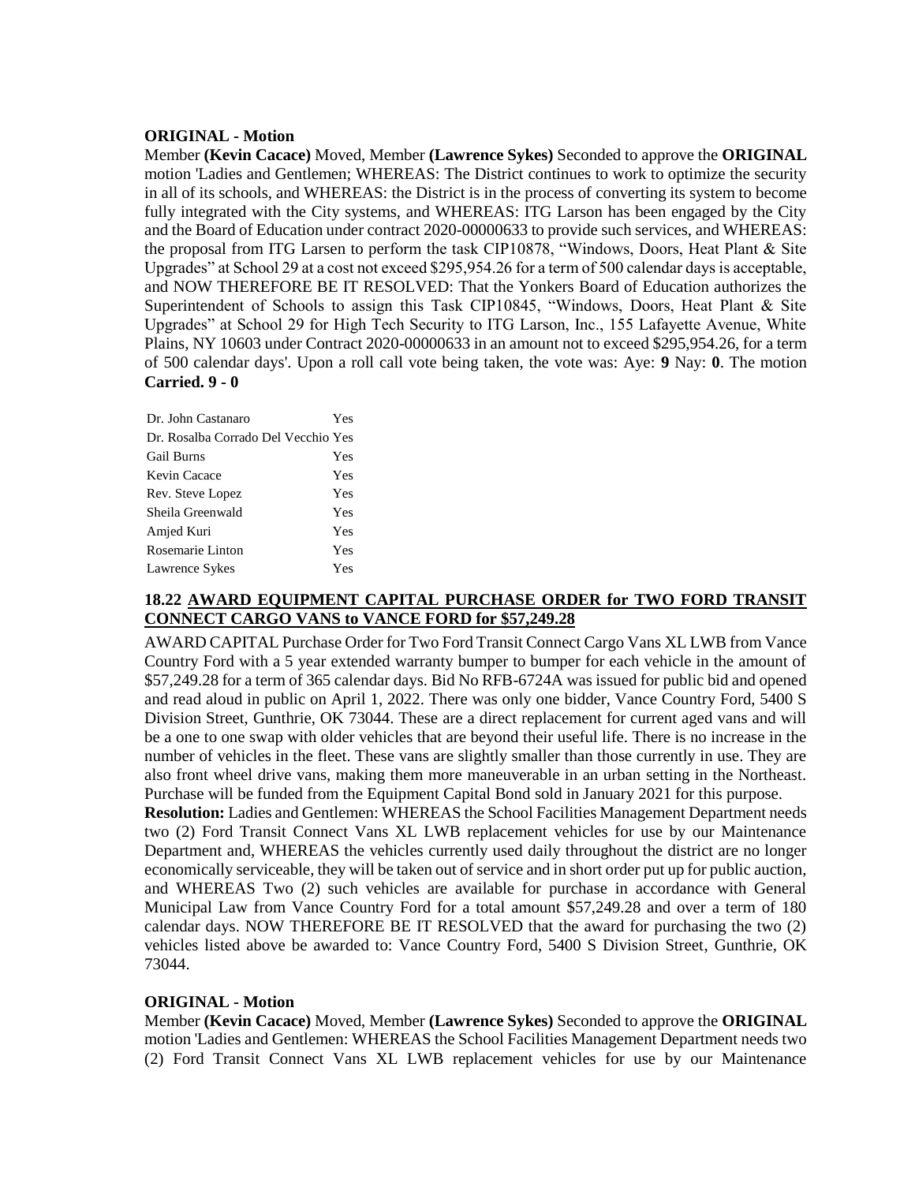**ORIGINAL - Motion**

Member **(Kevin Cacace)** Moved, Member **(Lawrence Sykes)** Seconded to approve the **ORIGINAL** motion 'Ladies and Gentlemen; WHEREAS: The District continues to work to optimize the security in all of its schools, and WHEREAS: the District is in the process of converting its system to become fully integrated with the City systems, and WHEREAS: ITG Larson has been engaged by the City and the Board of Education under contract 2020-00000633 to provide such services, and WHEREAS: the proposal from ITG Larsen to perform the task CIP10878, "Windows, Doors, Heat Plant & Site Upgrades" at School 29 at a cost not exceed $295,954.26 for a term of 500 calendar days is acceptable, and NOW THEREFORE BE IT RESOLVED: That the Yonkers Board of Education authorizes the Superintendent of Schools to assign this Task CIP10845, "Windows, Doors, Heat Plant & Site Upgrades" at School 29 for High Tech Security to ITG Larson, Inc., 155 Lafayette Avenue, White Plains, NY 10603 under Contract 2020-00000633 in an amount not to exceed $295,954.26, for a term of 500 calendar days'. Upon a roll call vote being taken, the vote was: Aye: **9** Nay: **0**. The motion **Carried. 9 - 0**

| | |
|---|---|
| Dr. John Castanaro | Yes |
| Dr. Rosalba Corrado Del Vecchio | Yes |
| Gail Burns | Yes |
| Kevin Cacace | Yes |
| Rev. Steve Lopez | Yes |
| Sheila Greenwald | Yes |
| Amjed Kuri | Yes |
| Rosemarie Linton | Yes |
| Lawrence Sykes | Yes |

**18.22 AWARD EQUIPMENT CAPITAL PURCHASE ORDER for TWO FORD TRANSIT CONNECT CARGO VANS to VANCE FORD for $57,249.28**

AWARD CAPITAL Purchase Order for Two Ford Transit Connect Cargo Vans XL LWB from Vance Country Ford with a 5 year extended warranty bumper to bumper for each vehicle in the amount of $57,249.28 for a term of 365 calendar days. Bid No RFB-6724A was issued for public bid and opened and read aloud in public on April 1, 2022. There was only one bidder, Vance Country Ford, 5400 S Division Street, Gunthrie, OK 73044. These are a direct replacement for current aged vans and will be a one to one swap with older vehicles that are beyond their useful life. There is no increase in the number of vehicles in the fleet. These vans are slightly smaller than those currently in use. They are also front wheel drive vans, making them more maneuverable in an urban setting in the Northeast. Purchase will be funded from the Equipment Capital Bond sold in January 2021 for this purpose.

**Resolution:** Ladies and Gentlemen: WHEREAS the School Facilities Management Department needs two (2) Ford Transit Connect Vans XL LWB replacement vehicles for use by our Maintenance Department and, WHEREAS the vehicles currently used daily throughout the district are no longer economically serviceable, they will be taken out of service and in short order put up for public auction, and WHEREAS Two (2) such vehicles are available for purchase in accordance with General Municipal Law from Vance Country Ford for a total amount $57,249.28 and over a term of 180 calendar days. NOW THEREFORE BE IT RESOLVED that the award for purchasing the two (2) vehicles listed above be awarded to: Vance Country Ford, 5400 S Division Street, Gunthrie, OK 73044.

**ORIGINAL - Motion**

Member **(Kevin Cacace)** Moved, Member **(Lawrence Sykes)** Seconded to approve the **ORIGINAL** motion 'Ladies and Gentlemen: WHEREAS the School Facilities Management Department needs two (2) Ford Transit Connect Vans XL LWB replacement vehicles for use by our Maintenance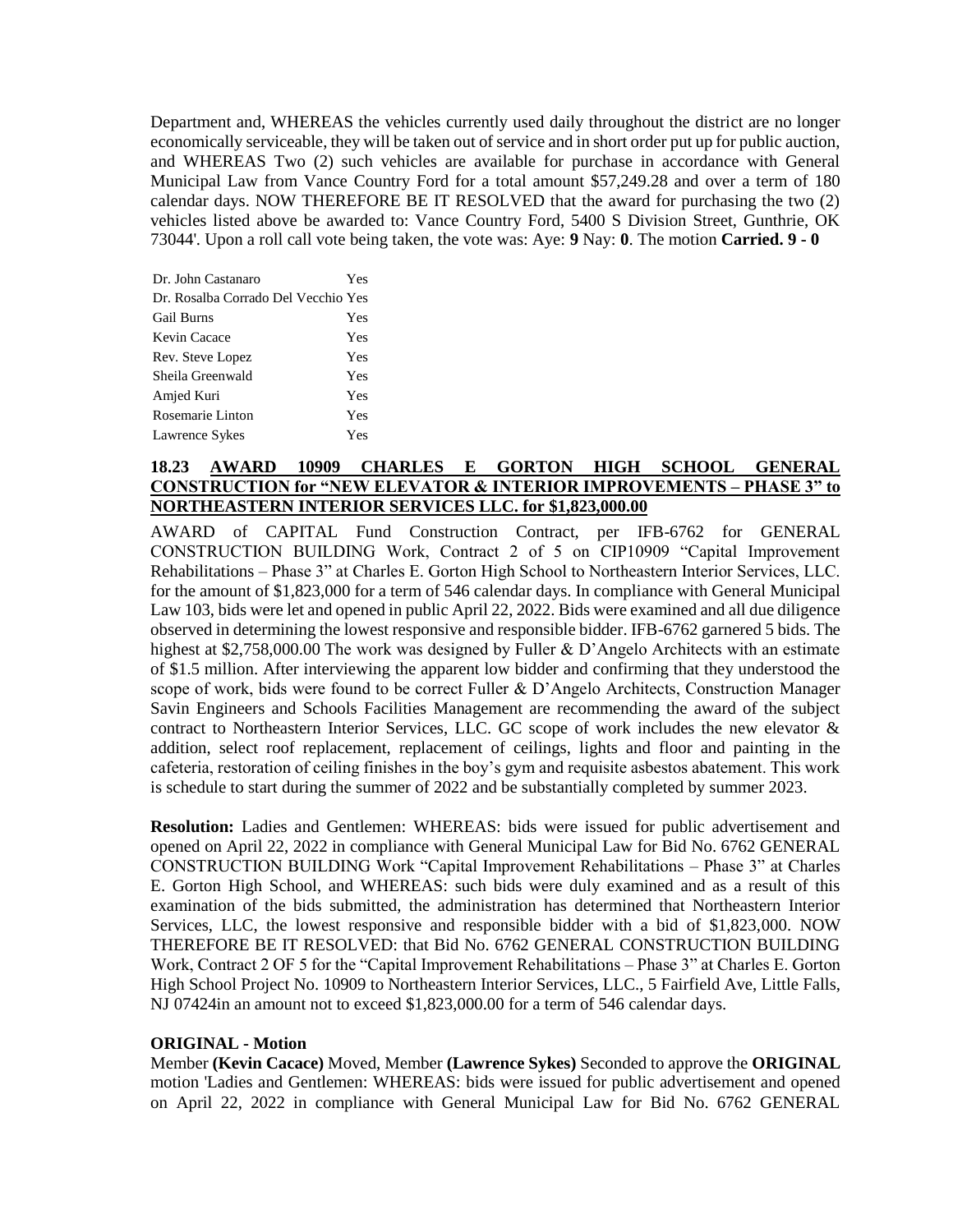Department and, WHEREAS the vehicles currently used daily throughout the district are no longer economically serviceable, they will be taken out of service and in short order put up for public auction, and WHEREAS Two (2) such vehicles are available for purchase in accordance with General Municipal Law from Vance Country Ford for a total amount $57,249.28 and over a term of 180 calendar days. NOW THEREFORE BE IT RESOLVED that the award for purchasing the two (2) vehicles listed above be awarded to: Vance Country Ford, 5400 S Division Street, Gunthrie, OK 73044'. Upon a roll call vote being taken, the vote was: Aye: **9** Nay: **0**. The motion **Carried. 9 - 0**

| | |
|---|---|
| Dr. John Castanaro | Yes |
| Dr. Rosalba Corrado Del Vecchio | Yes |
| Gail Burns | Yes |
| Kevin Cacace | Yes |
| Rev. Steve Lopez | Yes |
| Sheila Greenwald | Yes |
| Amjed Kuri | Yes |
| Rosemarie Linton | Yes |
| Lawrence Sykes | Yes |

**18.23 AWARD 10909 CHARLES E GORTON HIGH SCHOOL GENERAL CONSTRUCTION for "NEW ELEVATOR & INTERIOR IMPROVEMENTS – PHASE 3" to NORTHEASTERN INTERIOR SERVICES LLC. for $1,823,000.00**

AWARD of CAPITAL Fund Construction Contract, per IFB-6762 for GENERAL CONSTRUCTION BUILDING Work, Contract 2 of 5 on CIP10909 "Capital Improvement Rehabilitations – Phase 3" at Charles E. Gorton High School to Northeastern Interior Services, LLC. for the amount of $1,823,000 for a term of 546 calendar days. In compliance with General Municipal Law 103, bids were let and opened in public April 22, 2022. Bids were examined and all due diligence observed in determining the lowest responsive and responsible bidder. IFB-6762 garnered 5 bids. The highest at $2,758,000.00 The work was designed by Fuller & D'Angelo Architects with an estimate of $1.5 million. After interviewing the apparent low bidder and confirming that they understood the scope of work, bids were found to be correct Fuller & D'Angelo Architects, Construction Manager Savin Engineers and Schools Facilities Management are recommending the award of the subject contract to Northeastern Interior Services, LLC. GC scope of work includes the new elevator & addition, select roof replacement, replacement of ceilings, lights and floor and painting in the cafeteria, restoration of ceiling finishes in the boy's gym and requisite asbestos abatement. This work is schedule to start during the summer of 2022 and be substantially completed by summer 2023.

**Resolution:** Ladies and Gentlemen: WHEREAS: bids were issued for public advertisement and opened on April 22, 2022 in compliance with General Municipal Law for Bid No. 6762 GENERAL CONSTRUCTION BUILDING Work "Capital Improvement Rehabilitations – Phase 3" at Charles E. Gorton High School, and WHEREAS: such bids were duly examined and as a result of this examination of the bids submitted, the administration has determined that Northeastern Interior Services, LLC, the lowest responsive and responsible bidder with a bid of $1,823,000. NOW THEREFORE BE IT RESOLVED: that Bid No. 6762 GENERAL CONSTRUCTION BUILDING Work, Contract 2 OF 5 for the "Capital Improvement Rehabilitations – Phase 3" at Charles E. Gorton High School Project No. 10909 to Northeastern Interior Services, LLC., 5 Fairfield Ave, Little Falls, NJ 07424in an amount not to exceed $1,823,000.00 for a term of 546 calendar days.

**ORIGINAL - Motion**

Member **(Kevin Cacace)** Moved, Member **(Lawrence Sykes)** Seconded to approve the **ORIGINAL** motion 'Ladies and Gentlemen: WHEREAS: bids were issued for public advertisement and opened on April 22, 2022 in compliance with General Municipal Law for Bid No. 6762 GENERAL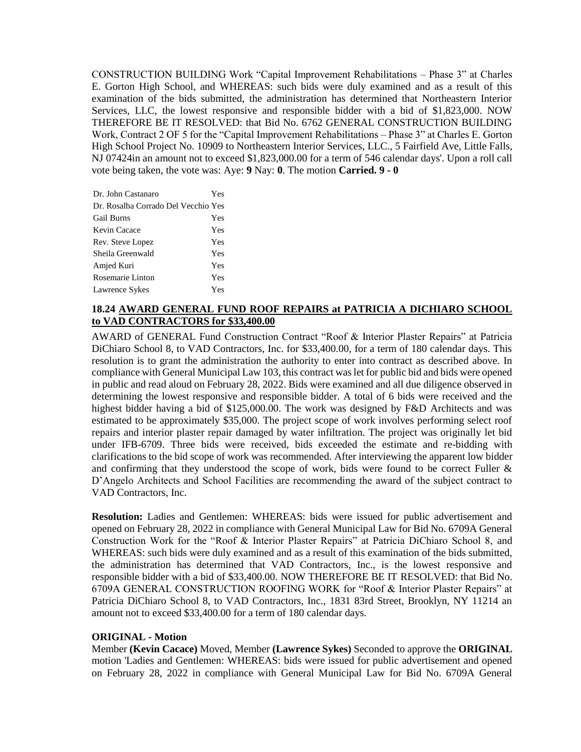CONSTRUCTION BUILDING Work "Capital Improvement Rehabilitations – Phase 3" at Charles E. Gorton High School, and WHEREAS: such bids were duly examined and as a result of this examination of the bids submitted, the administration has determined that Northeastern Interior Services, LLC, the lowest responsive and responsible bidder with a bid of $1,823,000. NOW THEREFORE BE IT RESOLVED: that Bid No. 6762 GENERAL CONSTRUCTION BUILDING Work, Contract 2 OF 5 for the "Capital Improvement Rehabilitations – Phase 3" at Charles E. Gorton High School Project No. 10909 to Northeastern Interior Services, LLC., 5 Fairfield Ave, Little Falls, NJ 07424in an amount not to exceed $1,823,000.00 for a term of 546 calendar days'. Upon a roll call vote being taken, the vote was: Aye: **9** Nay: **0**. The motion **Carried. 9 - 0**

| | |
|---|---|
| Dr. John Castanaro | Yes |
| Dr. Rosalba Corrado Del Vecchio | Yes |
| Gail Burns | Yes |
| Kevin Cacace | Yes |
| Rev. Steve Lopez | Yes |
| Sheila Greenwald | Yes |
| Amjed Kuri | Yes |
| Rosemarie Linton | Yes |
| Lawrence Sykes | Yes |

### 18.24 AWARD GENERAL FUND ROOF REPAIRS at PATRICIA A DICHIARO SCHOOL to VAD CONTRACTORS for $33,400.00

AWARD of GENERAL Fund Construction Contract "Roof & Interior Plaster Repairs" at Patricia DiChiaro School 8, to VAD Contractors, Inc. for $33,400.00, for a term of 180 calendar days. This resolution is to grant the administration the authority to enter into contract as described above. In compliance with General Municipal Law 103, this contract was let for public bid and bids were opened in public and read aloud on February 28, 2022. Bids were examined and all due diligence observed in determining the lowest responsive and responsible bidder. A total of 6 bids were received and the highest bidder having a bid of $125,000.00. The work was designed by F&D Architects and was estimated to be approximately $35,000. The project scope of work involves performing select roof repairs and interior plaster repair damaged by water infiltration. The project was originally let bid under IFB-6709. Three bids were received, bids exceeded the estimate and re-bidding with clarifications to the bid scope of work was recommended. After interviewing the apparent low bidder and confirming that they understood the scope of work, bids were found to be correct Fuller & D'Angelo Architects and School Facilities are recommending the award of the subject contract to VAD Contractors, Inc.

**Resolution:** Ladies and Gentlemen: WHEREAS: bids were issued for public advertisement and opened on February 28, 2022 in compliance with General Municipal Law for Bid No. 6709A General Construction Work for the "Roof & Interior Plaster Repairs" at Patricia DiChiaro School 8, and WHEREAS: such bids were duly examined and as a result of this examination of the bids submitted, the administration has determined that VAD Contractors, Inc., is the lowest responsive and responsible bidder with a bid of $33,400.00. NOW THEREFORE BE IT RESOLVED: that Bid No. 6709A GENERAL CONSTRUCTION ROOFING WORK for "Roof & Interior Plaster Repairs" at Patricia DiChiaro School 8, to VAD Contractors, Inc., 1831 83rd Street, Brooklyn, NY 11214 an amount not to exceed $33,400.00 for a term of 180 calendar days.

**ORIGINAL - Motion**

Member **(Kevin Cacace)** Moved, Member **(Lawrence Sykes)** Seconded to approve the **ORIGINAL** motion 'Ladies and Gentlemen: WHEREAS: bids were issued for public advertisement and opened on February 28, 2022 in compliance with General Municipal Law for Bid No. 6709A General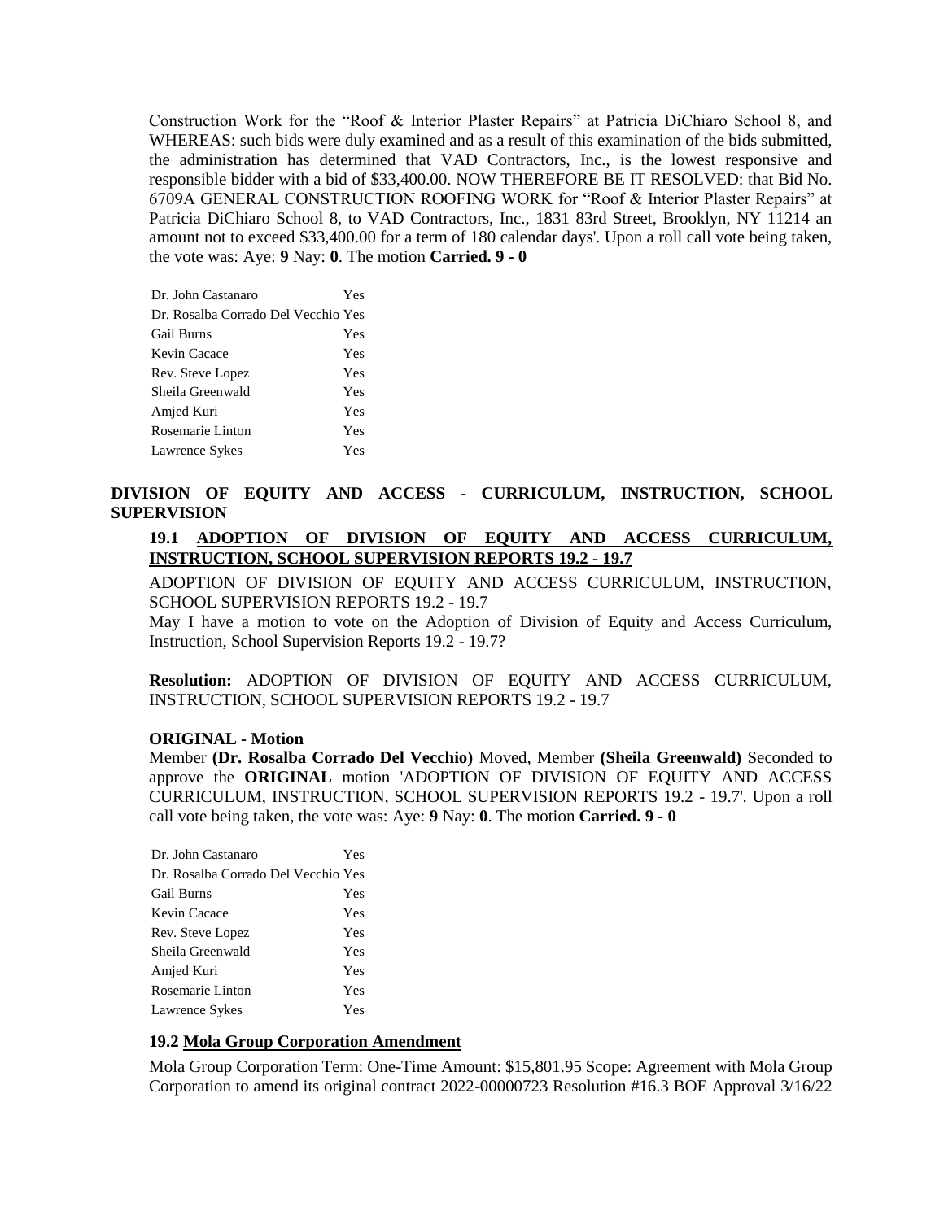Construction Work for the "Roof & Interior Plaster Repairs" at Patricia DiChiaro School 8, and WHEREAS: such bids were duly examined and as a result of this examination of the bids submitted, the administration has determined that VAD Contractors, Inc., is the lowest responsive and responsible bidder with a bid of $33,400.00. NOW THEREFORE BE IT RESOLVED: that Bid No. 6709A GENERAL CONSTRUCTION ROOFING WORK for "Roof & Interior Plaster Repairs" at Patricia DiChiaro School 8, to VAD Contractors, Inc., 1831 83rd Street, Brooklyn, NY 11214 an amount not to exceed $33,400.00 for a term of 180 calendar days'. Upon a roll call vote being taken, the vote was: Aye: **9** Nay: **0**. The motion **Carried. 9 - 0**

| | |
|---|---|
| Dr. John Castanaro | Yes |
| Dr. Rosalba Corrado Del Vecchio | Yes |
| Gail Burns | Yes |
| Kevin Cacace | Yes |
| Rev. Steve Lopez | Yes |
| Sheila Greenwald | Yes |
| Amjed Kuri | Yes |
| Rosemarie Linton | Yes |
| Lawrence Sykes | Yes |

## DIVISION OF EQUITY AND ACCESS - CURRICULUM, INSTRUCTION, SCHOOL SUPERVISION

### 19.1 ADOPTION OF DIVISION OF EQUITY AND ACCESS CURRICULUM, INSTRUCTION, SCHOOL SUPERVISION REPORTS 19.2 - 19.7

ADOPTION OF DIVISION OF EQUITY AND ACCESS CURRICULUM, INSTRUCTION, SCHOOL SUPERVISION REPORTS 19.2 - 19.7

May I have a motion to vote on the Adoption of Division of Equity and Access Curriculum, Instruction, School Supervision Reports 19.2 - 19.7?

**Resolution:** ADOPTION OF DIVISION OF EQUITY AND ACCESS CURRICULUM, INSTRUCTION, SCHOOL SUPERVISION REPORTS 19.2 - 19.7

**ORIGINAL - Motion**

Member **(Dr. Rosalba Corrado Del Vecchio)** Moved, Member **(Sheila Greenwald)** Seconded to approve the **ORIGINAL** motion 'ADOPTION OF DIVISION OF EQUITY AND ACCESS CURRICULUM, INSTRUCTION, SCHOOL SUPERVISION REPORTS 19.2 - 19.7'. Upon a roll call vote being taken, the vote was: Aye: **9** Nay: **0**. The motion **Carried. 9 - 0**

| | |
|---|---|
| Dr. John Castanaro | Yes |
| Dr. Rosalba Corrado Del Vecchio | Yes |
| Gail Burns | Yes |
| Kevin Cacace | Yes |
| Rev. Steve Lopez | Yes |
| Sheila Greenwald | Yes |
| Amjed Kuri | Yes |
| Rosemarie Linton | Yes |
| Lawrence Sykes | Yes |

### 19.2 Mola Group Corporation Amendment

Mola Group Corporation Term: One-Time Amount: $15,801.95 Scope: Agreement with Mola Group Corporation to amend its original contract 2022-00000723 Resolution #16.3 BOE Approval 3/16/22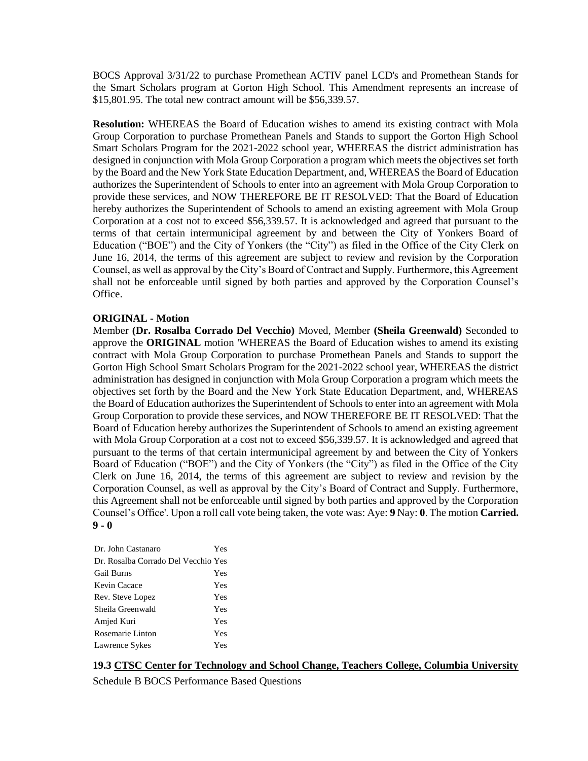BOCS Approval 3/31/22 to purchase Promethean ACTIV panel LCD's and Promethean Stands for the Smart Scholars program at Gorton High School. This Amendment represents an increase of $15,801.95. The total new contract amount will be $56,339.57.

**Resolution:** WHEREAS the Board of Education wishes to amend its existing contract with Mola Group Corporation to purchase Promethean Panels and Stands to support the Gorton High School Smart Scholars Program for the 2021-2022 school year, WHEREAS the district administration has designed in conjunction with Mola Group Corporation a program which meets the objectives set forth by the Board and the New York State Education Department, and, WHEREAS the Board of Education authorizes the Superintendent of Schools to enter into an agreement with Mola Group Corporation to provide these services, and NOW THEREFORE BE IT RESOLVED: That the Board of Education hereby authorizes the Superintendent of Schools to amend an existing agreement with Mola Group Corporation at a cost not to exceed $56,339.57. It is acknowledged and agreed that pursuant to the terms of that certain intermunicipal agreement by and between the City of Yonkers Board of Education ("BOE") and the City of Yonkers (the "City") as filed in the Office of the City Clerk on June 16, 2014, the terms of this agreement are subject to review and revision by the Corporation Counsel, as well as approval by the City's Board of Contract and Supply. Furthermore, this Agreement shall not be enforceable until signed by both parties and approved by the Corporation Counsel's Office.

**ORIGINAL - Motion**

Member **(Dr. Rosalba Corrado Del Vecchio)** Moved, Member **(Sheila Greenwald)** Seconded to approve the **ORIGINAL** motion 'WHEREAS the Board of Education wishes to amend its existing contract with Mola Group Corporation to purchase Promethean Panels and Stands to support the Gorton High School Smart Scholars Program for the 2021-2022 school year, WHEREAS the district administration has designed in conjunction with Mola Group Corporation a program which meets the objectives set forth by the Board and the New York State Education Department, and, WHEREAS the Board of Education authorizes the Superintendent of Schools to enter into an agreement with Mola Group Corporation to provide these services, and NOW THEREFORE BE IT RESOLVED: That the Board of Education hereby authorizes the Superintendent of Schools to amend an existing agreement with Mola Group Corporation at a cost not to exceed $56,339.57. It is acknowledged and agreed that pursuant to the terms of that certain intermunicipal agreement by and between the City of Yonkers Board of Education ("BOE") and the City of Yonkers (the "City") as filed in the Office of the City Clerk on June 16, 2014, the terms of this agreement are subject to review and revision by the Corporation Counsel, as well as approval by the City's Board of Contract and Supply. Furthermore, this Agreement shall not be enforceable until signed by both parties and approved by the Corporation Counsel's Office'. Upon a roll call vote being taken, the vote was: Aye: **9** Nay: **0**. The motion **Carried. 9 - 0**

| | |
|---|---|
| Dr. John Castanaro | Yes |
| Dr. Rosalba Corrado Del Vecchio | Yes |
| Gail Burns | Yes |
| Kevin Cacace | Yes |
| Rev. Steve Lopez | Yes |
| Sheila Greenwald | Yes |
| Amjed Kuri | Yes |
| Rosemarie Linton | Yes |
| Lawrence Sykes | Yes |

**19.3 CTSC Center for Technology and School Change, Teachers College, Columbia University**

Schedule B BOCS Performance Based Questions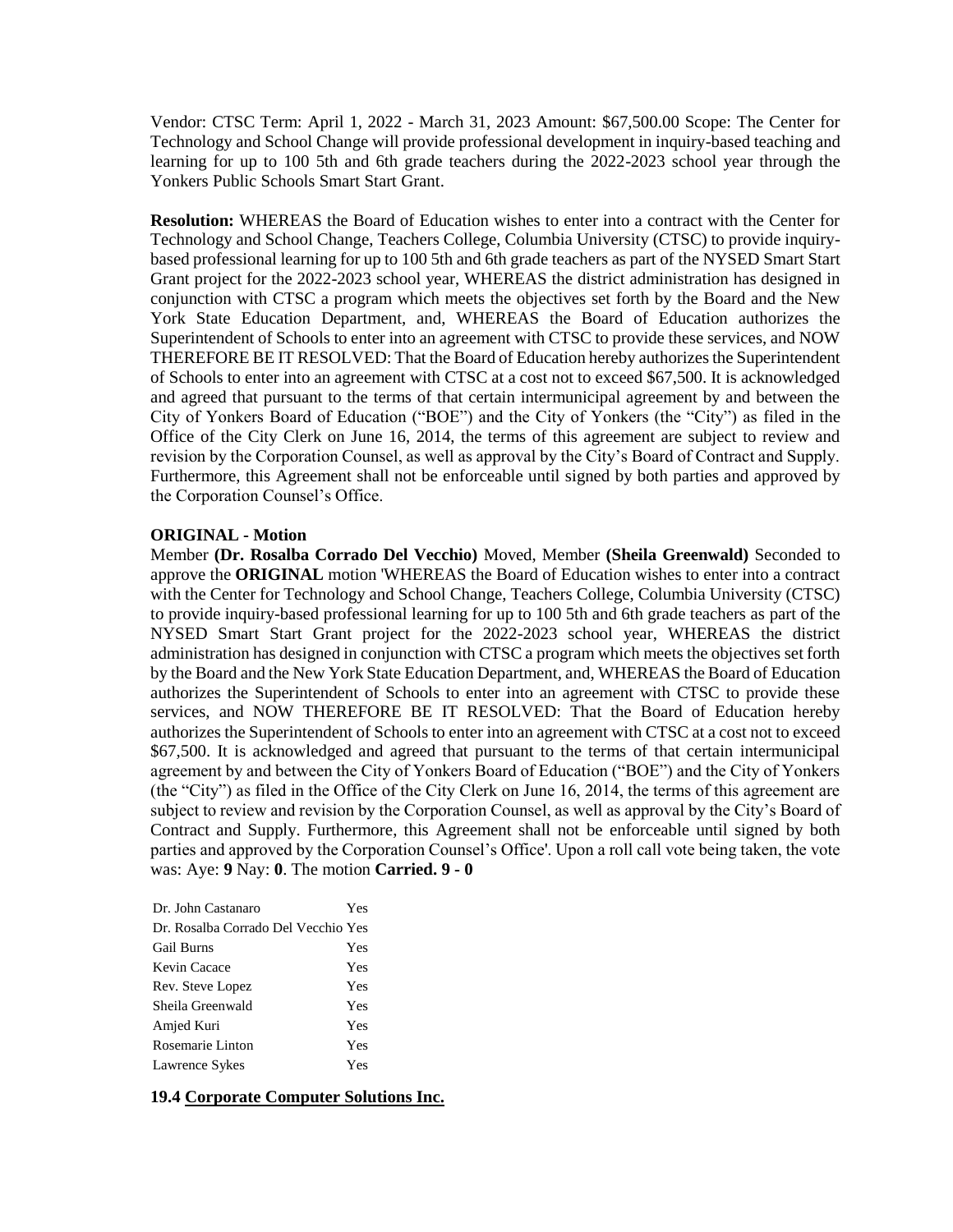Vendor: CTSC Term: April 1, 2022 - March 31, 2023 Amount: $67,500.00 Scope: The Center for Technology and School Change will provide professional development in inquiry-based teaching and learning for up to 100 5th and 6th grade teachers during the 2022-2023 school year through the Yonkers Public Schools Smart Start Grant.

**Resolution:** WHEREAS the Board of Education wishes to enter into a contract with the Center for Technology and School Change, Teachers College, Columbia University (CTSC) to provide inquiry-based professional learning for up to 100 5th and 6th grade teachers as part of the NYSED Smart Start Grant project for the 2022-2023 school year, WHEREAS the district administration has designed in conjunction with CTSC a program which meets the objectives set forth by the Board and the New York State Education Department, and, WHEREAS the Board of Education authorizes the Superintendent of Schools to enter into an agreement with CTSC to provide these services, and NOW THEREFORE BE IT RESOLVED: That the Board of Education hereby authorizes the Superintendent of Schools to enter into an agreement with CTSC at a cost not to exceed $67,500. It is acknowledged and agreed that pursuant to the terms of that certain intermunicipal agreement by and between the City of Yonkers Board of Education ("BOE") and the City of Yonkers (the "City") as filed in the Office of the City Clerk on June 16, 2014, the terms of this agreement are subject to review and revision by the Corporation Counsel, as well as approval by the City's Board of Contract and Supply. Furthermore, this Agreement shall not be enforceable until signed by both parties and approved by the Corporation Counsel's Office.

**ORIGINAL - Motion**

Member **(Dr. Rosalba Corrado Del Vecchio)** Moved, Member **(Sheila Greenwald)** Seconded to approve the **ORIGINAL** motion 'WHEREAS the Board of Education wishes to enter into a contract with the Center for Technology and School Change, Teachers College, Columbia University (CTSC) to provide inquiry-based professional learning for up to 100 5th and 6th grade teachers as part of the NYSED Smart Start Grant project for the 2022-2023 school year, WHEREAS the district administration has designed in conjunction with CTSC a program which meets the objectives set forth by the Board and the New York State Education Department, and, WHEREAS the Board of Education authorizes the Superintendent of Schools to enter into an agreement with CTSC to provide these services, and NOW THEREFORE BE IT RESOLVED: That the Board of Education hereby authorizes the Superintendent of Schools to enter into an agreement with CTSC at a cost not to exceed $67,500. It is acknowledged and agreed that pursuant to the terms of that certain intermunicipal agreement by and between the City of Yonkers Board of Education ("BOE") and the City of Yonkers (the "City") as filed in the Office of the City Clerk on June 16, 2014, the terms of this agreement are subject to review and revision by the Corporation Counsel, as well as approval by the City's Board of Contract and Supply. Furthermore, this Agreement shall not be enforceable until signed by both parties and approved by the Corporation Counsel's Office'. Upon a roll call vote being taken, the vote was: Aye: **9** Nay: **0**. The motion **Carried. 9 - 0**

| | |
|---|---|
| Dr. John Castanaro | Yes |
| Dr. Rosalba Corrado Del Vecchio | Yes |
| Gail Burns | Yes |
| Kevin Cacace | Yes |
| Rev. Steve Lopez | Yes |
| Sheila Greenwald | Yes |
| Amjed Kuri | Yes |
| Rosemarie Linton | Yes |
| Lawrence Sykes | Yes |

**19.4 Corporate Computer Solutions Inc.**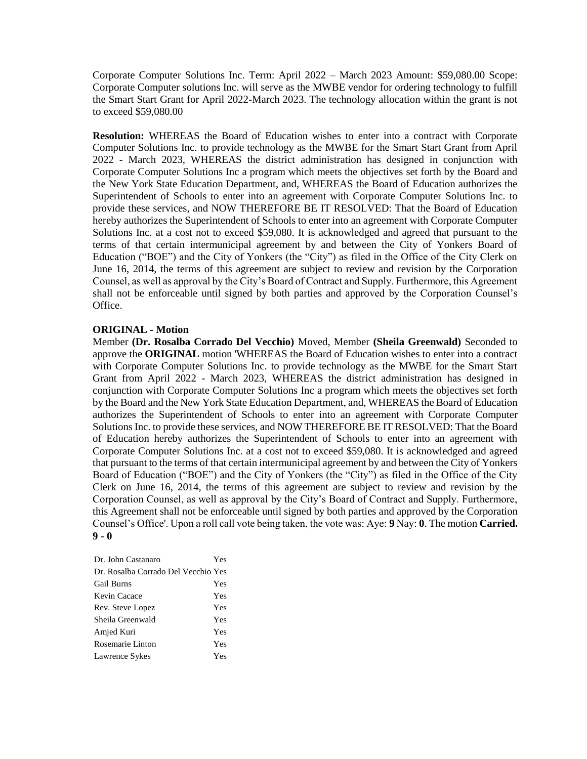Corporate Computer Solutions Inc. Term: April 2022 – March 2023 Amount: $59,080.00 Scope: Corporate Computer solutions Inc. will serve as the MWBE vendor for ordering technology to fulfill the Smart Start Grant for April 2022-March 2023. The technology allocation within the grant is not to exceed $59,080.00

**Resolution:** WHEREAS the Board of Education wishes to enter into a contract with Corporate Computer Solutions Inc. to provide technology as the MWBE for the Smart Start Grant from April 2022 - March 2023, WHEREAS the district administration has designed in conjunction with Corporate Computer Solutions Inc a program which meets the objectives set forth by the Board and the New York State Education Department, and, WHEREAS the Board of Education authorizes the Superintendent of Schools to enter into an agreement with Corporate Computer Solutions Inc. to provide these services, and NOW THEREFORE BE IT RESOLVED: That the Board of Education hereby authorizes the Superintendent of Schools to enter into an agreement with Corporate Computer Solutions Inc. at a cost not to exceed $59,080. It is acknowledged and agreed that pursuant to the terms of that certain intermunicipal agreement by and between the City of Yonkers Board of Education ("BOE") and the City of Yonkers (the "City") as filed in the Office of the City Clerk on June 16, 2014, the terms of this agreement are subject to review and revision by the Corporation Counsel, as well as approval by the City's Board of Contract and Supply. Furthermore, this Agreement shall not be enforceable until signed by both parties and approved by the Corporation Counsel's Office.

**ORIGINAL - Motion**

Member **(Dr. Rosalba Corrado Del Vecchio)** Moved, Member **(Sheila Greenwald)** Seconded to approve the **ORIGINAL** motion 'WHEREAS the Board of Education wishes to enter into a contract with Corporate Computer Solutions Inc. to provide technology as the MWBE for the Smart Start Grant from April 2022 - March 2023, WHEREAS the district administration has designed in conjunction with Corporate Computer Solutions Inc a program which meets the objectives set forth by the Board and the New York State Education Department, and, WHEREAS the Board of Education authorizes the Superintendent of Schools to enter into an agreement with Corporate Computer Solutions Inc. to provide these services, and NOW THEREFORE BE IT RESOLVED: That the Board of Education hereby authorizes the Superintendent of Schools to enter into an agreement with Corporate Computer Solutions Inc. at a cost not to exceed $59,080. It is acknowledged and agreed that pursuant to the terms of that certain intermunicipal agreement by and between the City of Yonkers Board of Education ("BOE") and the City of Yonkers (the "City") as filed in the Office of the City Clerk on June 16, 2014, the terms of this agreement are subject to review and revision by the Corporation Counsel, as well as approval by the City's Board of Contract and Supply. Furthermore, this Agreement shall not be enforceable until signed by both parties and approved by the Corporation Counsel's Office'. Upon a roll call vote being taken, the vote was: Aye: **9** Nay: **0**. The motion **Carried. 9 - 0**

| | |
|---|---|
| Dr. John Castanaro | Yes |
| Dr. Rosalba Corrado Del Vecchio | Yes |
| Gail Burns | Yes |
| Kevin Cacace | Yes |
| Rev. Steve Lopez | Yes |
| Sheila Greenwald | Yes |
| Amjed Kuri | Yes |
| Rosemarie Linton | Yes |
| Lawrence Sykes | Yes |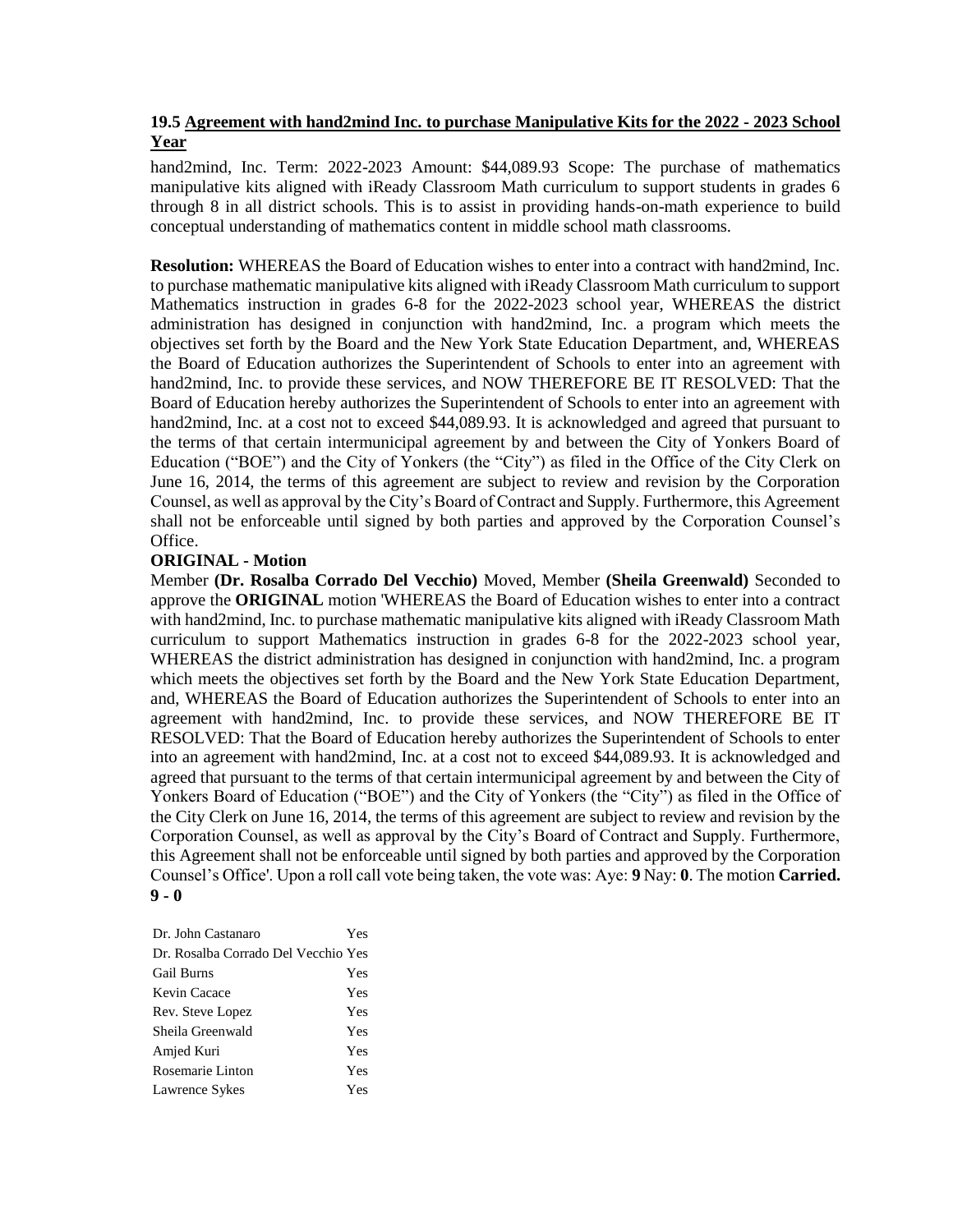### 19.5 Agreement with hand2mind Inc. to purchase Manipulative Kits for the 2022 - 2023 School Year

hand2mind, Inc. Term: 2022-2023 Amount: $44,089.93 Scope: The purchase of mathematics manipulative kits aligned with iReady Classroom Math curriculum to support students in grades 6 through 8 in all district schools. This is to assist in providing hands-on-math experience to build conceptual understanding of mathematics content in middle school math classrooms.

**Resolution:** WHEREAS the Board of Education wishes to enter into a contract with hand2mind, Inc. to purchase mathematic manipulative kits aligned with iReady Classroom Math curriculum to support Mathematics instruction in grades 6-8 for the 2022-2023 school year, WHEREAS the district administration has designed in conjunction with hand2mind, Inc. a program which meets the objectives set forth by the Board and the New York State Education Department, and, WHEREAS the Board of Education authorizes the Superintendent of Schools to enter into an agreement with hand2mind, Inc. to provide these services, and NOW THEREFORE BE IT RESOLVED: That the Board of Education hereby authorizes the Superintendent of Schools to enter into an agreement with hand2mind, Inc. at a cost not to exceed $44,089.93. It is acknowledged and agreed that pursuant to the terms of that certain intermunicipal agreement by and between the City of Yonkers Board of Education ("BOE") and the City of Yonkers (the "City") as filed in the Office of the City Clerk on June 16, 2014, the terms of this agreement are subject to review and revision by the Corporation Counsel, as well as approval by the City's Board of Contract and Supply. Furthermore, this Agreement shall not be enforceable until signed by both parties and approved by the Corporation Counsel's Office.

**ORIGINAL - Motion**

Member **(Dr. Rosalba Corrado Del Vecchio)** Moved, Member **(Sheila Greenwald)** Seconded to approve the **ORIGINAL** motion 'WHEREAS the Board of Education wishes to enter into a contract with hand2mind, Inc. to purchase mathematic manipulative kits aligned with iReady Classroom Math curriculum to support Mathematics instruction in grades 6-8 for the 2022-2023 school year, WHEREAS the district administration has designed in conjunction with hand2mind, Inc. a program which meets the objectives set forth by the Board and the New York State Education Department, and, WHEREAS the Board of Education authorizes the Superintendent of Schools to enter into an agreement with hand2mind, Inc. to provide these services, and NOW THEREFORE BE IT RESOLVED: That the Board of Education hereby authorizes the Superintendent of Schools to enter into an agreement with hand2mind, Inc. at a cost not to exceed $44,089.93. It is acknowledged and agreed that pursuant to the terms of that certain intermunicipal agreement by and between the City of Yonkers Board of Education ("BOE") and the City of Yonkers (the "City") as filed in the Office of the City Clerk on June 16, 2014, the terms of this agreement are subject to review and revision by the Corporation Counsel, as well as approval by the City's Board of Contract and Supply. Furthermore, this Agreement shall not be enforceable until signed by both parties and approved by the Corporation Counsel's Office'. Upon a roll call vote being taken, the vote was: Aye: **9** Nay: **0**. The motion **Carried. 9 - 0**

| | |
|---|---|
| Dr. John Castanaro | Yes |
| Dr. Rosalba Corrado Del Vecchio | Yes |
| Gail Burns | Yes |
| Kevin Cacace | Yes |
| Rev. Steve Lopez | Yes |
| Sheila Greenwald | Yes |
| Amjed Kuri | Yes |
| Rosemarie Linton | Yes |
| Lawrence Sykes | Yes |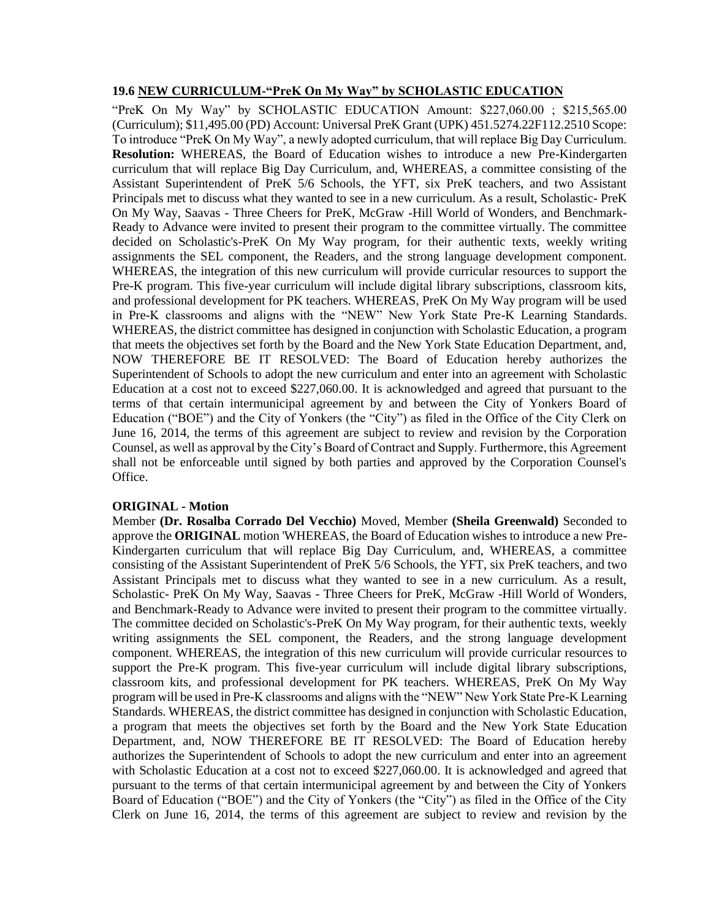### 19.6 NEW CURRICULUM-"PreK On My Way" by SCHOLASTIC EDUCATION

"PreK On My Way" by SCHOLASTIC EDUCATION Amount: $227,060.00 ; $215,565.00 (Curriculum); $11,495.00 (PD) Account: Universal PreK Grant (UPK) 451.5274.22F112.2510 Scope: To introduce "PreK On My Way", a newly adopted curriculum, that will replace Big Day Curriculum. **Resolution:** WHEREAS, the Board of Education wishes to introduce a new Pre-Kindergarten curriculum that will replace Big Day Curriculum, and, WHEREAS, a committee consisting of the Assistant Superintendent of PreK 5/6 Schools, the YFT, six PreK teachers, and two Assistant Principals met to discuss what they wanted to see in a new curriculum. As a result, Scholastic- PreK On My Way, Saavas - Three Cheers for PreK, McGraw -Hill World of Wonders, and Benchmark-Ready to Advance were invited to present their program to the committee virtually. The committee decided on Scholastic's-PreK On My Way program, for their authentic texts, weekly writing assignments the SEL component, the Readers, and the strong language development component. WHEREAS, the integration of this new curriculum will provide curricular resources to support the Pre-K program. This five-year curriculum will include digital library subscriptions, classroom kits, and professional development for PK teachers. WHEREAS, PreK On My Way program will be used in Pre-K classrooms and aligns with the "NEW" New York State Pre-K Learning Standards. WHEREAS, the district committee has designed in conjunction with Scholastic Education, a program that meets the objectives set forth by the Board and the New York State Education Department, and, NOW THEREFORE BE IT RESOLVED: The Board of Education hereby authorizes the Superintendent of Schools to adopt the new curriculum and enter into an agreement with Scholastic Education at a cost not to exceed $227,060.00. It is acknowledged and agreed that pursuant to the terms of that certain intermunicipal agreement by and between the City of Yonkers Board of Education ("BOE") and the City of Yonkers (the "City") as filed in the Office of the City Clerk on June 16, 2014, the terms of this agreement are subject to review and revision by the Corporation Counsel, as well as approval by the City's Board of Contract and Supply. Furthermore, this Agreement shall not be enforceable until signed by both parties and approved by the Corporation Counsel's Office.

**ORIGINAL - Motion**

Member **(Dr. Rosalba Corrado Del Vecchio)** Moved, Member **(Sheila Greenwald)** Seconded to approve the **ORIGINAL** motion 'WHEREAS, the Board of Education wishes to introduce a new Pre-Kindergarten curriculum that will replace Big Day Curriculum, and, WHEREAS, a committee consisting of the Assistant Superintendent of PreK 5/6 Schools, the YFT, six PreK teachers, and two Assistant Principals met to discuss what they wanted to see in a new curriculum. As a result, Scholastic- PreK On My Way, Saavas - Three Cheers for PreK, McGraw -Hill World of Wonders, and Benchmark-Ready to Advance were invited to present their program to the committee virtually. The committee decided on Scholastic's-PreK On My Way program, for their authentic texts, weekly writing assignments the SEL component, the Readers, and the strong language development component. WHEREAS, the integration of this new curriculum will provide curricular resources to support the Pre-K program. This five-year curriculum will include digital library subscriptions, classroom kits, and professional development for PK teachers. WHEREAS, PreK On My Way program will be used in Pre-K classrooms and aligns with the "NEW" New York State Pre-K Learning Standards. WHEREAS, the district committee has designed in conjunction with Scholastic Education, a program that meets the objectives set forth by the Board and the New York State Education Department, and, NOW THEREFORE BE IT RESOLVED: The Board of Education hereby authorizes the Superintendent of Schools to adopt the new curriculum and enter into an agreement with Scholastic Education at a cost not to exceed $227,060.00. It is acknowledged and agreed that pursuant to the terms of that certain intermunicipal agreement by and between the City of Yonkers Board of Education ("BOE") and the City of Yonkers (the "City") as filed in the Office of the City Clerk on June 16, 2014, the terms of this agreement are subject to review and revision by the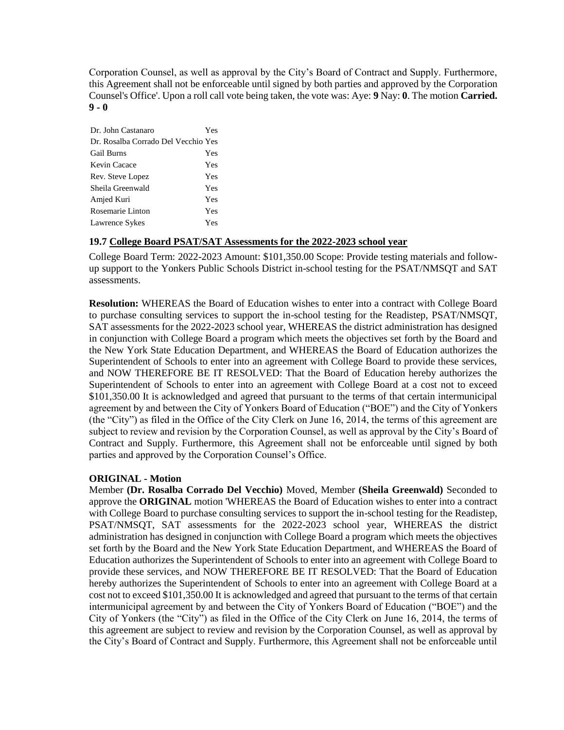Corporation Counsel, as well as approval by the City's Board of Contract and Supply. Furthermore, this Agreement shall not be enforceable until signed by both parties and approved by the Corporation Counsel's Office'. Upon a roll call vote being taken, the vote was: Aye: **9** Nay: **0**. The motion **Carried. 9 - 0**

| | |
|---|---|
| Dr. John Castanaro | Yes |
| Dr. Rosalba Corrado Del Vecchio | Yes |
| Gail Burns | Yes |
| Kevin Cacace | Yes |
| Rev. Steve Lopez | Yes |
| Sheila Greenwald | Yes |
| Amjed Kuri | Yes |
| Rosemarie Linton | Yes |
| Lawrence Sykes | Yes |

### 19.7 College Board PSAT/SAT Assessments for the 2022-2023 school year

College Board Term: 2022-2023 Amount: $101,350.00 Scope: Provide testing materials and follow-up support to the Yonkers Public Schools District in-school testing for the PSAT/NMSQT and SAT assessments.

**Resolution:** WHEREAS the Board of Education wishes to enter into a contract with College Board to purchase consulting services to support the in-school testing for the Readistep, PSAT/NMSQT, SAT assessments for the 2022-2023 school year, WHEREAS the district administration has designed in conjunction with College Board a program which meets the objectives set forth by the Board and the New York State Education Department, and WHEREAS the Board of Education authorizes the Superintendent of Schools to enter into an agreement with College Board to provide these services, and NOW THEREFORE BE IT RESOLVED: That the Board of Education hereby authorizes the Superintendent of Schools to enter into an agreement with College Board at a cost not to exceed $101,350.00 It is acknowledged and agreed that pursuant to the terms of that certain intermunicipal agreement by and between the City of Yonkers Board of Education ("BOE") and the City of Yonkers (the "City") as filed in the Office of the City Clerk on June 16, 2014, the terms of this agreement are subject to review and revision by the Corporation Counsel, as well as approval by the City's Board of Contract and Supply. Furthermore, this Agreement shall not be enforceable until signed by both parties and approved by the Corporation Counsel's Office.

**ORIGINAL - Motion**
Member **(Dr. Rosalba Corrado Del Vecchio)** Moved, Member **(Sheila Greenwald)** Seconded to approve the **ORIGINAL** motion 'WHEREAS the Board of Education wishes to enter into a contract with College Board to purchase consulting services to support the in-school testing for the Readistep, PSAT/NMSQT, SAT assessments for the 2022-2023 school year, WHEREAS the district administration has designed in conjunction with College Board a program which meets the objectives set forth by the Board and the New York State Education Department, and WHEREAS the Board of Education authorizes the Superintendent of Schools to enter into an agreement with College Board to provide these services, and NOW THEREFORE BE IT RESOLVED: That the Board of Education hereby authorizes the Superintendent of Schools to enter into an agreement with College Board at a cost not to exceed $101,350.00 It is acknowledged and agreed that pursuant to the terms of that certain intermunicipal agreement by and between the City of Yonkers Board of Education ("BOE") and the City of Yonkers (the "City") as filed in the Office of the City Clerk on June 16, 2014, the terms of this agreement are subject to review and revision by the Corporation Counsel, as well as approval by the City's Board of Contract and Supply. Furthermore, this Agreement shall not be enforceable until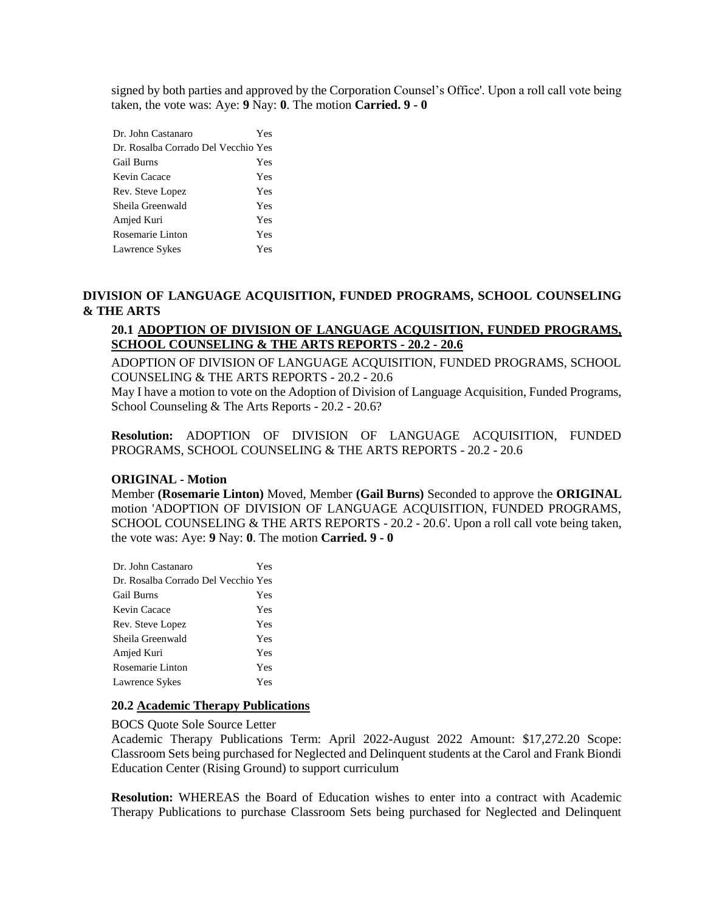signed by both parties and approved by the Corporation Counsel's Office'. Upon a roll call vote being taken, the vote was: Aye: **9** Nay: **0**. The motion **Carried. 9 - 0**

| | |
|---|---|
| Dr. John Castanaro | Yes |
| Dr. Rosalba Corrado Del Vecchio | Yes |
| Gail Burns | Yes |
| Kevin Cacace | Yes |
| Rev. Steve Lopez | Yes |
| Sheila Greenwald | Yes |
| Amjed Kuri | Yes |
| Rosemarie Linton | Yes |
| Lawrence Sykes | Yes |

## DIVISION OF LANGUAGE ACQUISITION, FUNDED PROGRAMS, SCHOOL COUNSELING & THE ARTS

### 20.1 ADOPTION OF DIVISION OF LANGUAGE ACQUISITION, FUNDED PROGRAMS, SCHOOL COUNSELING & THE ARTS REPORTS - 20.2 - 20.6

ADOPTION OF DIVISION OF LANGUAGE ACQUISITION, FUNDED PROGRAMS, SCHOOL COUNSELING & THE ARTS REPORTS - 20.2 - 20.6
May I have a motion to vote on the Adoption of Division of Language Acquisition, Funded Programs, School Counseling & The Arts Reports - 20.2 - 20.6?

**Resolution:** ADOPTION OF DIVISION OF LANGUAGE ACQUISITION, FUNDED PROGRAMS, SCHOOL COUNSELING & THE ARTS REPORTS - 20.2 - 20.6

**ORIGINAL - Motion**
Member **(Rosemarie Linton)** Moved, Member **(Gail Burns)** Seconded to approve the **ORIGINAL** motion 'ADOPTION OF DIVISION OF LANGUAGE ACQUISITION, FUNDED PROGRAMS, SCHOOL COUNSELING & THE ARTS REPORTS - 20.2 - 20.6'. Upon a roll call vote being taken, the vote was: Aye: **9** Nay: **0**. The motion **Carried. 9 - 0**

| | |
|---|---|
| Dr. John Castanaro | Yes |
| Dr. Rosalba Corrado Del Vecchio | Yes |
| Gail Burns | Yes |
| Kevin Cacace | Yes |
| Rev. Steve Lopez | Yes |
| Sheila Greenwald | Yes |
| Amjed Kuri | Yes |
| Rosemarie Linton | Yes |
| Lawrence Sykes | Yes |

### 20.2 Academic Therapy Publications

BOCS Quote Sole Source Letter
Academic Therapy Publications Term: April 2022-August 2022 Amount: $17,272.20 Scope: Classroom Sets being purchased for Neglected and Delinquent students at the Carol and Frank Biondi Education Center (Rising Ground) to support curriculum

**Resolution:** WHEREAS the Board of Education wishes to enter into a contract with Academic Therapy Publications to purchase Classroom Sets being purchased for Neglected and Delinquent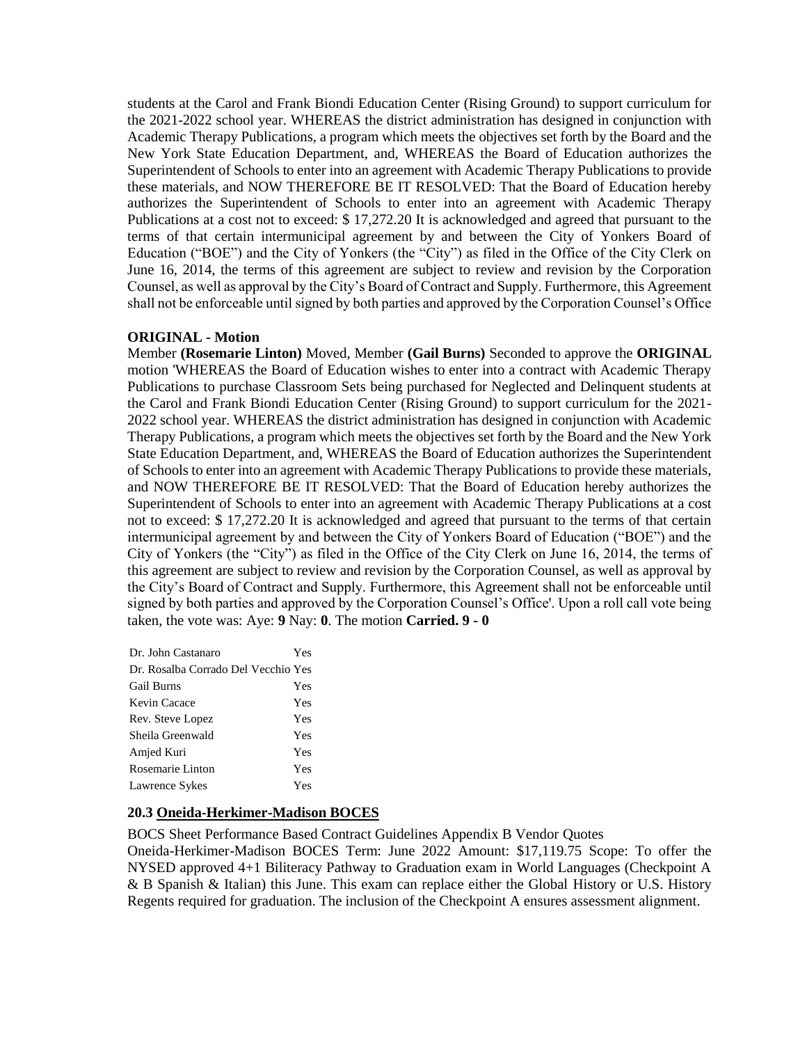students at the Carol and Frank Biondi Education Center (Rising Ground) to support curriculum for the 2021-2022 school year. WHEREAS the district administration has designed in conjunction with Academic Therapy Publications, a program which meets the objectives set forth by the Board and the New York State Education Department, and, WHEREAS the Board of Education authorizes the Superintendent of Schools to enter into an agreement with Academic Therapy Publications to provide these materials, and NOW THEREFORE BE IT RESOLVED: That the Board of Education hereby authorizes the Superintendent of Schools to enter into an agreement with Academic Therapy Publications at a cost not to exceed: $ 17,272.20 It is acknowledged and agreed that pursuant to the terms of that certain intermunicipal agreement by and between the City of Yonkers Board of Education ("BOE") and the City of Yonkers (the "City") as filed in the Office of the City Clerk on June 16, 2014, the terms of this agreement are subject to review and revision by the Corporation Counsel, as well as approval by the City's Board of Contract and Supply. Furthermore, this Agreement shall not be enforceable until signed by both parties and approved by the Corporation Counsel's Office

**ORIGINAL - Motion**

Member **(Rosemarie Linton)** Moved, Member **(Gail Burns)** Seconded to approve the **ORIGINAL** motion 'WHEREAS the Board of Education wishes to enter into a contract with Academic Therapy Publications to purchase Classroom Sets being purchased for Neglected and Delinquent students at the Carol and Frank Biondi Education Center (Rising Ground) to support curriculum for the 2021-2022 school year. WHEREAS the district administration has designed in conjunction with Academic Therapy Publications, a program which meets the objectives set forth by the Board and the New York State Education Department, and, WHEREAS the Board of Education authorizes the Superintendent of Schools to enter into an agreement with Academic Therapy Publications to provide these materials, and NOW THEREFORE BE IT RESOLVED: That the Board of Education hereby authorizes the Superintendent of Schools to enter into an agreement with Academic Therapy Publications at a cost not to exceed: $ 17,272.20 It is acknowledged and agreed that pursuant to the terms of that certain intermunicipal agreement by and between the City of Yonkers Board of Education ("BOE") and the City of Yonkers (the "City") as filed in the Office of the City Clerk on June 16, 2014, the terms of this agreement are subject to review and revision by the Corporation Counsel, as well as approval by the City's Board of Contract and Supply. Furthermore, this Agreement shall not be enforceable until signed by both parties and approved by the Corporation Counsel's Office'. Upon a roll call vote being taken, the vote was: Aye: **9** Nay: **0**. The motion **Carried. 9 - 0**

| | |
|---|---|
| Dr. John Castanaro | Yes |
| Dr. Rosalba Corrado Del Vecchio | Yes |
| Gail Burns | Yes |
| Kevin Cacace | Yes |
| Rev. Steve Lopez | Yes |
| Sheila Greenwald | Yes |
| Amjed Kuri | Yes |
| Rosemarie Linton | Yes |
| Lawrence Sykes | Yes |

### 20.3 Oneida-Herkimer-Madison BOCES

BOCS Sheet Performance Based Contract Guidelines Appendix B Vendor Quotes

Oneida-Herkimer-Madison BOCES Term: June 2022 Amount: $17,119.75 Scope: To offer the NYSED approved 4+1 Biliteracy Pathway to Graduation exam in World Languages (Checkpoint A & B Spanish & Italian) this June. This exam can replace either the Global History or U.S. History Regents required for graduation. The inclusion of the Checkpoint A ensures assessment alignment.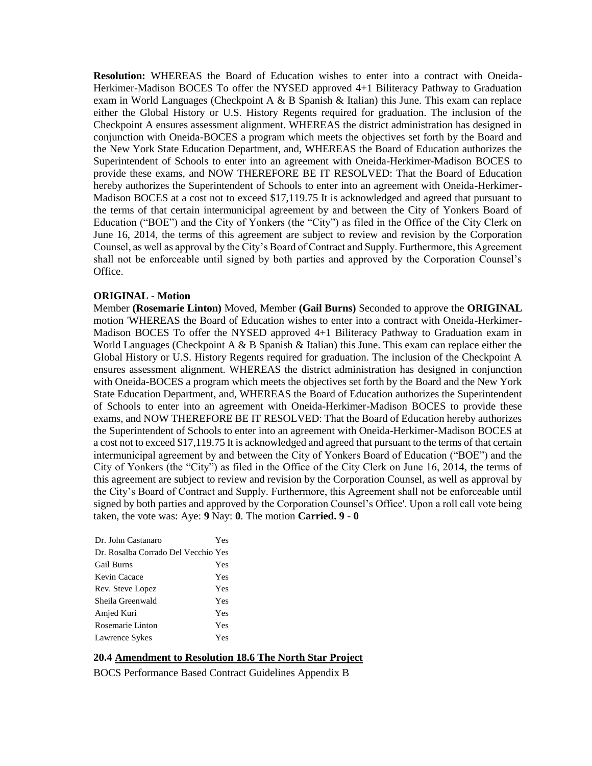**Resolution:** WHEREAS the Board of Education wishes to enter into a contract with Oneida-Herkimer-Madison BOCES To offer the NYSED approved 4+1 Biliteracy Pathway to Graduation exam in World Languages (Checkpoint A & B Spanish & Italian) this June. This exam can replace either the Global History or U.S. History Regents required for graduation. The inclusion of the Checkpoint A ensures assessment alignment. WHEREAS the district administration has designed in conjunction with Oneida-BOCES a program which meets the objectives set forth by the Board and the New York State Education Department, and, WHEREAS the Board of Education authorizes the Superintendent of Schools to enter into an agreement with Oneida-Herkimer-Madison BOCES to provide these exams, and NOW THEREFORE BE IT RESOLVED: That the Board of Education hereby authorizes the Superintendent of Schools to enter into an agreement with Oneida-Herkimer-Madison BOCES at a cost not to exceed $17,119.75 It is acknowledged and agreed that pursuant to the terms of that certain intermunicipal agreement by and between the City of Yonkers Board of Education ("BOE") and the City of Yonkers (the "City") as filed in the Office of the City Clerk on June 16, 2014, the terms of this agreement are subject to review and revision by the Corporation Counsel, as well as approval by the City's Board of Contract and Supply. Furthermore, this Agreement shall not be enforceable until signed by both parties and approved by the Corporation Counsel's Office.

**ORIGINAL - Motion**

Member **(Rosemarie Linton)** Moved, Member **(Gail Burns)** Seconded to approve the **ORIGINAL** motion 'WHEREAS the Board of Education wishes to enter into a contract with Oneida-Herkimer-Madison BOCES To offer the NYSED approved 4+1 Biliteracy Pathway to Graduation exam in World Languages (Checkpoint A & B Spanish & Italian) this June. This exam can replace either the Global History or U.S. History Regents required for graduation. The inclusion of the Checkpoint A ensures assessment alignment. WHEREAS the district administration has designed in conjunction with Oneida-BOCES a program which meets the objectives set forth by the Board and the New York State Education Department, and, WHEREAS the Board of Education authorizes the Superintendent of Schools to enter into an agreement with Oneida-Herkimer-Madison BOCES to provide these exams, and NOW THEREFORE BE IT RESOLVED: That the Board of Education hereby authorizes the Superintendent of Schools to enter into an agreement with Oneida-Herkimer-Madison BOCES at a cost not to exceed $17,119.75 It is acknowledged and agreed that pursuant to the terms of that certain intermunicipal agreement by and between the City of Yonkers Board of Education ("BOE") and the City of Yonkers (the "City") as filed in the Office of the City Clerk on June 16, 2014, the terms of this agreement are subject to review and revision by the Corporation Counsel, as well as approval by the City's Board of Contract and Supply. Furthermore, this Agreement shall not be enforceable until signed by both parties and approved by the Corporation Counsel's Office'. Upon a roll call vote being taken, the vote was: Aye: **9** Nay: **0**. The motion **Carried. 9 - 0**

| | |
|---|---|
| Dr. John Castanaro | Yes |
| Dr. Rosalba Corrado Del Vecchio | Yes |
| Gail Burns | Yes |
| Kevin Cacace | Yes |
| Rev. Steve Lopez | Yes |
| Sheila Greenwald | Yes |
| Amjed Kuri | Yes |
| Rosemarie Linton | Yes |
| Lawrence Sykes | Yes |

**20.4 Amendment to Resolution 18.6 The North Star Project**

BOCS Performance Based Contract Guidelines Appendix B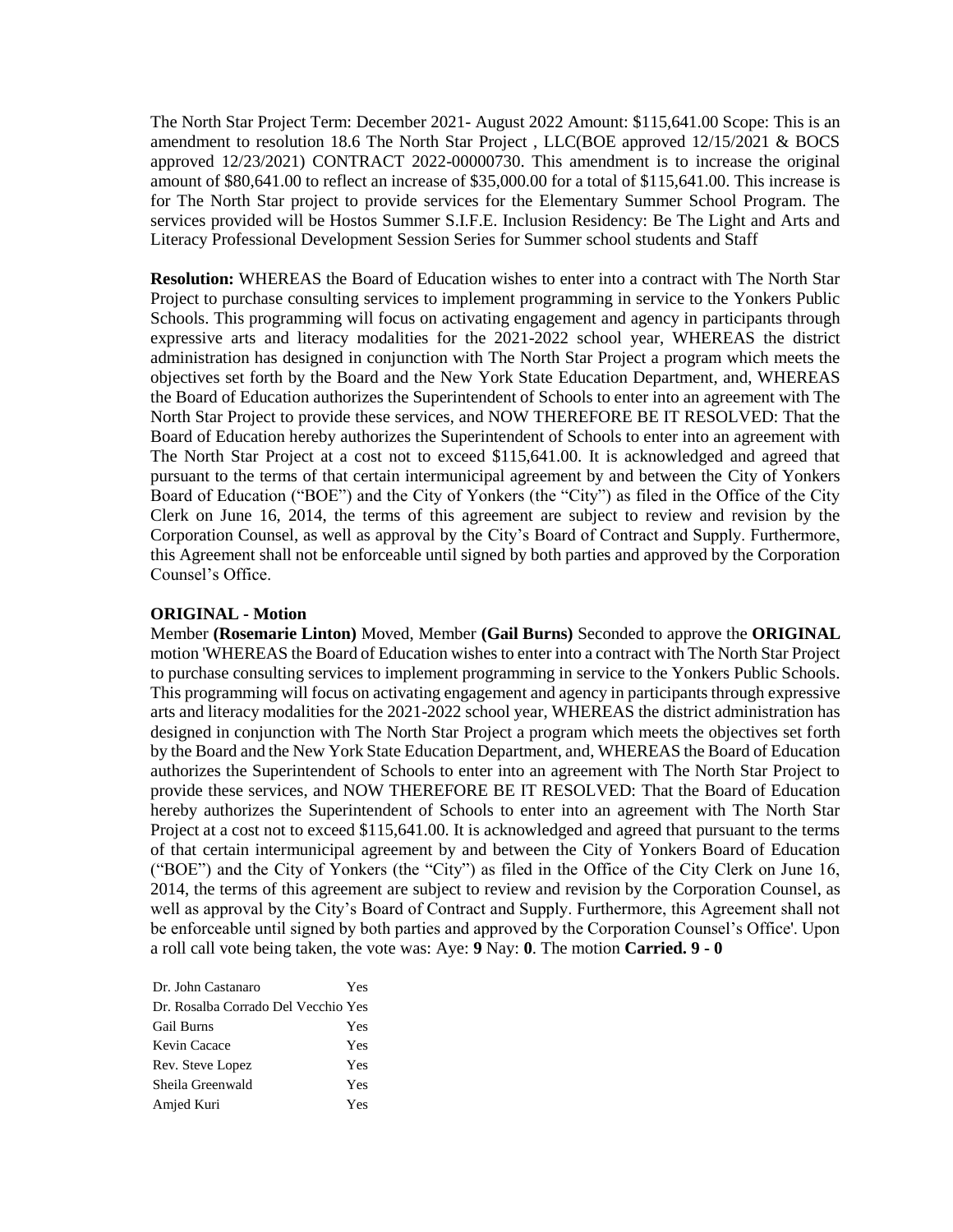The North Star Project Term: December 2021- August 2022 Amount: $115,641.00 Scope: This is an amendment to resolution 18.6 The North Star Project , LLC(BOE approved 12/15/2021 & BOCS approved 12/23/2021) CONTRACT 2022-00000730. This amendment is to increase the original amount of $80,641.00 to reflect an increase of $35,000.00 for a total of $115,641.00. This increase is for The North Star project to provide services for the Elementary Summer School Program. The services provided will be Hostos Summer S.I.F.E. Inclusion Residency: Be The Light and Arts and Literacy Professional Development Session Series for Summer school students and Staff

**Resolution:** WHEREAS the Board of Education wishes to enter into a contract with The North Star Project to purchase consulting services to implement programming in service to the Yonkers Public Schools. This programming will focus on activating engagement and agency in participants through expressive arts and literacy modalities for the 2021-2022 school year, WHEREAS the district administration has designed in conjunction with The North Star Project a program which meets the objectives set forth by the Board and the New York State Education Department, and, WHEREAS the Board of Education authorizes the Superintendent of Schools to enter into an agreement with The North Star Project to provide these services, and NOW THEREFORE BE IT RESOLVED: That the Board of Education hereby authorizes the Superintendent of Schools to enter into an agreement with The North Star Project at a cost not to exceed $115,641.00. It is acknowledged and agreed that pursuant to the terms of that certain intermunicipal agreement by and between the City of Yonkers Board of Education ("BOE") and the City of Yonkers (the "City") as filed in the Office of the City Clerk on June 16, 2014, the terms of this agreement are subject to review and revision by the Corporation Counsel, as well as approval by the City's Board of Contract and Supply. Furthermore, this Agreement shall not be enforceable until signed by both parties and approved by the Corporation Counsel's Office.

**ORIGINAL - Motion**

Member **(Rosemarie Linton)** Moved, Member **(Gail Burns)** Seconded to approve the **ORIGINAL** motion 'WHEREAS the Board of Education wishes to enter into a contract with The North Star Project to purchase consulting services to implement programming in service to the Yonkers Public Schools. This programming will focus on activating engagement and agency in participants through expressive arts and literacy modalities for the 2021-2022 school year, WHEREAS the district administration has designed in conjunction with The North Star Project a program which meets the objectives set forth by the Board and the New York State Education Department, and, WHEREAS the Board of Education authorizes the Superintendent of Schools to enter into an agreement with The North Star Project to provide these services, and NOW THEREFORE BE IT RESOLVED: That the Board of Education hereby authorizes the Superintendent of Schools to enter into an agreement with The North Star Project at a cost not to exceed $115,641.00. It is acknowledged and agreed that pursuant to the terms of that certain intermunicipal agreement by and between the City of Yonkers Board of Education ("BOE") and the City of Yonkers (the "City") as filed in the Office of the City Clerk on June 16, 2014, the terms of this agreement are subject to review and revision by the Corporation Counsel, as well as approval by the City's Board of Contract and Supply. Furthermore, this Agreement shall not be enforceable until signed by both parties and approved by the Corporation Counsel's Office'. Upon a roll call vote being taken, the vote was: Aye: **9** Nay: **0**. The motion **Carried. 9 - 0**

| | |
|---|---|
| Dr. John Castanaro | Yes |
| Dr. Rosalba Corrado Del Vecchio | Yes |
| Gail Burns | Yes |
| Kevin Cacace | Yes |
| Rev. Steve Lopez | Yes |
| Sheila Greenwald | Yes |
| Amjed Kuri | Yes |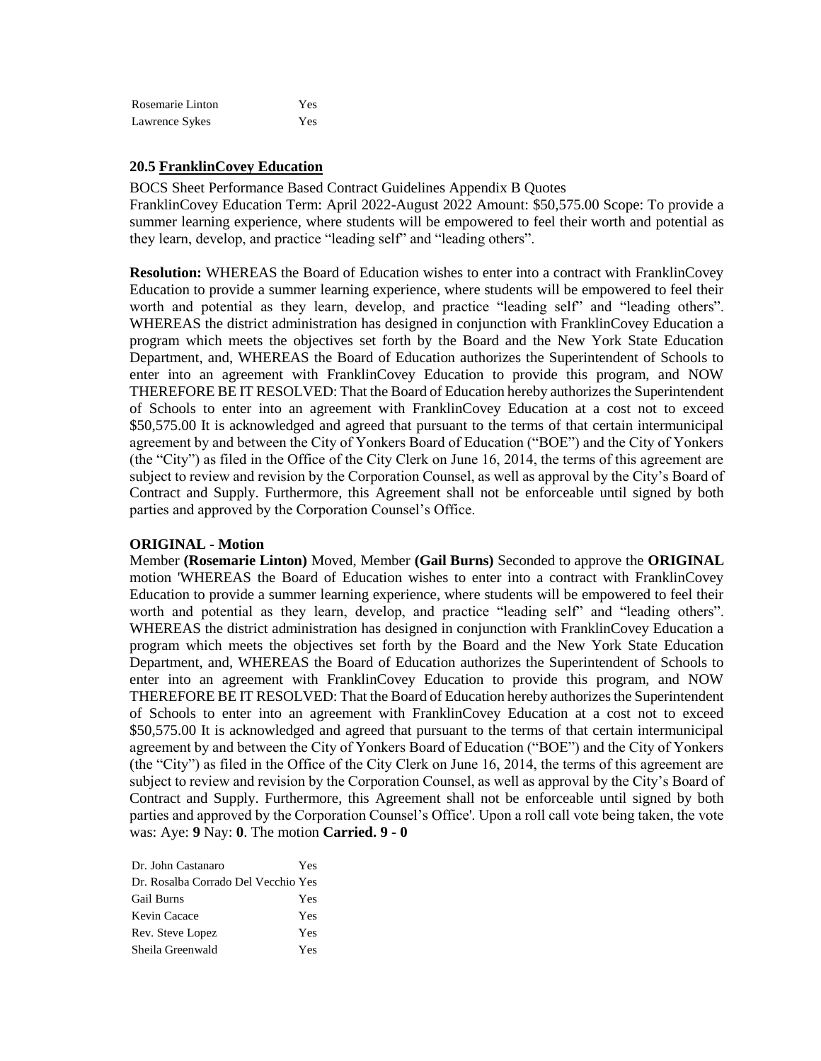| | |
|---|---|
| Rosemarie Linton | Yes |
| Lawrence Sykes | Yes |

### 20.5 FranklinCovey Education

BOCS Sheet Performance Based Contract Guidelines Appendix B Quotes
FranklinCovey Education Term: April 2022-August 2022 Amount: $50,575.00 Scope: To provide a summer learning experience, where students will be empowered to feel their worth and potential as they learn, develop, and practice "leading self" and "leading others".

**Resolution:** WHEREAS the Board of Education wishes to enter into a contract with FranklinCovey Education to provide a summer learning experience, where students will be empowered to feel their worth and potential as they learn, develop, and practice "leading self" and "leading others". WHEREAS the district administration has designed in conjunction with FranklinCovey Education a program which meets the objectives set forth by the Board and the New York State Education Department, and, WHEREAS the Board of Education authorizes the Superintendent of Schools to enter into an agreement with FranklinCovey Education to provide this program, and NOW THEREFORE BE IT RESOLVED: That the Board of Education hereby authorizes the Superintendent of Schools to enter into an agreement with FranklinCovey Education at a cost not to exceed $50,575.00 It is acknowledged and agreed that pursuant to the terms of that certain intermunicipal agreement by and between the City of Yonkers Board of Education ("BOE") and the City of Yonkers (the "City") as filed in the Office of the City Clerk on June 16, 2014, the terms of this agreement are subject to review and revision by the Corporation Counsel, as well as approval by the City's Board of Contract and Supply. Furthermore, this Agreement shall not be enforceable until signed by both parties and approved by the Corporation Counsel's Office.

**ORIGINAL - Motion**
Member **(Rosemarie Linton)** Moved, Member **(Gail Burns)** Seconded to approve the **ORIGINAL** motion 'WHEREAS the Board of Education wishes to enter into a contract with FranklinCovey Education to provide a summer learning experience, where students will be empowered to feel their worth and potential as they learn, develop, and practice "leading self" and "leading others". WHEREAS the district administration has designed in conjunction with FranklinCovey Education a program which meets the objectives set forth by the Board and the New York State Education Department, and, WHEREAS the Board of Education authorizes the Superintendent of Schools to enter into an agreement with FranklinCovey Education to provide this program, and NOW THEREFORE BE IT RESOLVED: That the Board of Education hereby authorizes the Superintendent of Schools to enter into an agreement with FranklinCovey Education at a cost not to exceed $50,575.00 It is acknowledged and agreed that pursuant to the terms of that certain intermunicipal agreement by and between the City of Yonkers Board of Education ("BOE") and the City of Yonkers (the "City") as filed in the Office of the City Clerk on June 16, 2014, the terms of this agreement are subject to review and revision by the Corporation Counsel, as well as approval by the City's Board of Contract and Supply. Furthermore, this Agreement shall not be enforceable until signed by both parties and approved by the Corporation Counsel's Office'. Upon a roll call vote being taken, the vote was: Aye: **9** Nay: **0**. The motion **Carried. 9 - 0**

| | |
|---|---|
| Dr. John Castanaro | Yes |
| Dr. Rosalba Corrado Del Vecchio | Yes |
| Gail Burns | Yes |
| Kevin Cacace | Yes |
| Rev. Steve Lopez | Yes |
| Sheila Greenwald | Yes |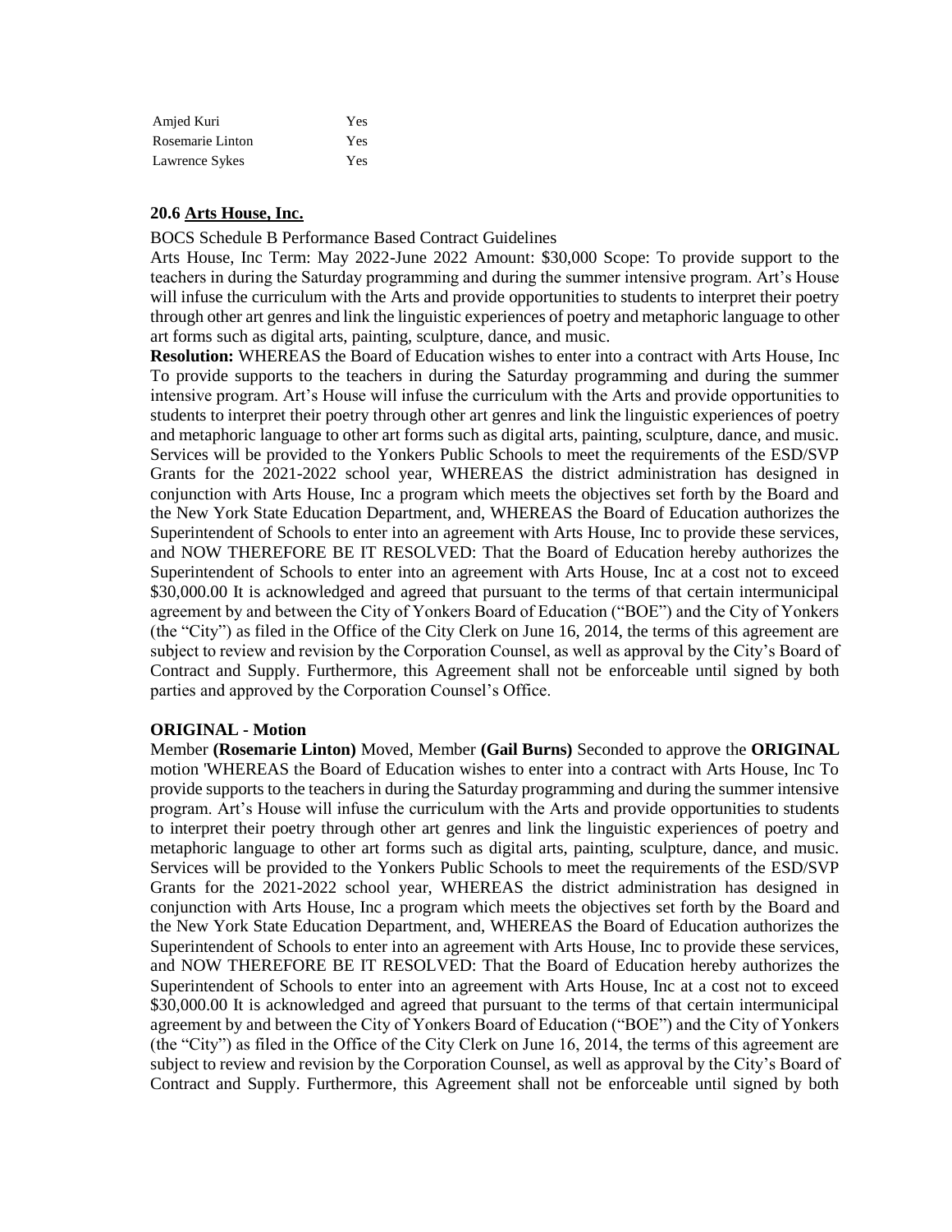| | |
|---|---|
| Amjed Kuri | Yes |
| Rosemarie Linton | Yes |
| Lawrence Sykes | Yes |

**20.6 Arts House, Inc.**

BOCS Schedule B Performance Based Contract Guidelines

Arts House, Inc Term: May 2022-June 2022 Amount: $30,000 Scope: To provide support to the teachers in during the Saturday programming and during the summer intensive program. Art's House will infuse the curriculum with the Arts and provide opportunities to students to interpret their poetry through other art genres and link the linguistic experiences of poetry and metaphoric language to other art forms such as digital arts, painting, sculpture, dance, and music.

**Resolution:** WHEREAS the Board of Education wishes to enter into a contract with Arts House, Inc To provide supports to the teachers in during the Saturday programming and during the summer intensive program. Art's House will infuse the curriculum with the Arts and provide opportunities to students to interpret their poetry through other art genres and link the linguistic experiences of poetry and metaphoric language to other art forms such as digital arts, painting, sculpture, dance, and music. Services will be provided to the Yonkers Public Schools to meet the requirements of the ESD/SVP Grants for the 2021-2022 school year, WHEREAS the district administration has designed in conjunction with Arts House, Inc a program which meets the objectives set forth by the Board and the New York State Education Department, and, WHEREAS the Board of Education authorizes the Superintendent of Schools to enter into an agreement with Arts House, Inc to provide these services, and NOW THEREFORE BE IT RESOLVED: That the Board of Education hereby authorizes the Superintendent of Schools to enter into an agreement with Arts House, Inc at a cost not to exceed $30,000.00 It is acknowledged and agreed that pursuant to the terms of that certain intermunicipal agreement by and between the City of Yonkers Board of Education ("BOE") and the City of Yonkers (the "City") as filed in the Office of the City Clerk on June 16, 2014, the terms of this agreement are subject to review and revision by the Corporation Counsel, as well as approval by the City's Board of Contract and Supply. Furthermore, this Agreement shall not be enforceable until signed by both parties and approved by the Corporation Counsel's Office.

**ORIGINAL - Motion**

Member **(Rosemarie Linton)** Moved, Member **(Gail Burns)** Seconded to approve the **ORIGINAL** motion 'WHEREAS the Board of Education wishes to enter into a contract with Arts House, Inc To provide supports to the teachers in during the Saturday programming and during the summer intensive program. Art's House will infuse the curriculum with the Arts and provide opportunities to students to interpret their poetry through other art genres and link the linguistic experiences of poetry and metaphoric language to other art forms such as digital arts, painting, sculpture, dance, and music. Services will be provided to the Yonkers Public Schools to meet the requirements of the ESD/SVP Grants for the 2021-2022 school year, WHEREAS the district administration has designed in conjunction with Arts House, Inc a program which meets the objectives set forth by the Board and the New York State Education Department, and, WHEREAS the Board of Education authorizes the Superintendent of Schools to enter into an agreement with Arts House, Inc to provide these services, and NOW THEREFORE BE IT RESOLVED: That the Board of Education hereby authorizes the Superintendent of Schools to enter into an agreement with Arts House, Inc at a cost not to exceed $30,000.00 It is acknowledged and agreed that pursuant to the terms of that certain intermunicipal agreement by and between the City of Yonkers Board of Education ("BOE") and the City of Yonkers (the "City") as filed in the Office of the City Clerk on June 16, 2014, the terms of this agreement are subject to review and revision by the Corporation Counsel, as well as approval by the City's Board of Contract and Supply. Furthermore, this Agreement shall not be enforceable until signed by both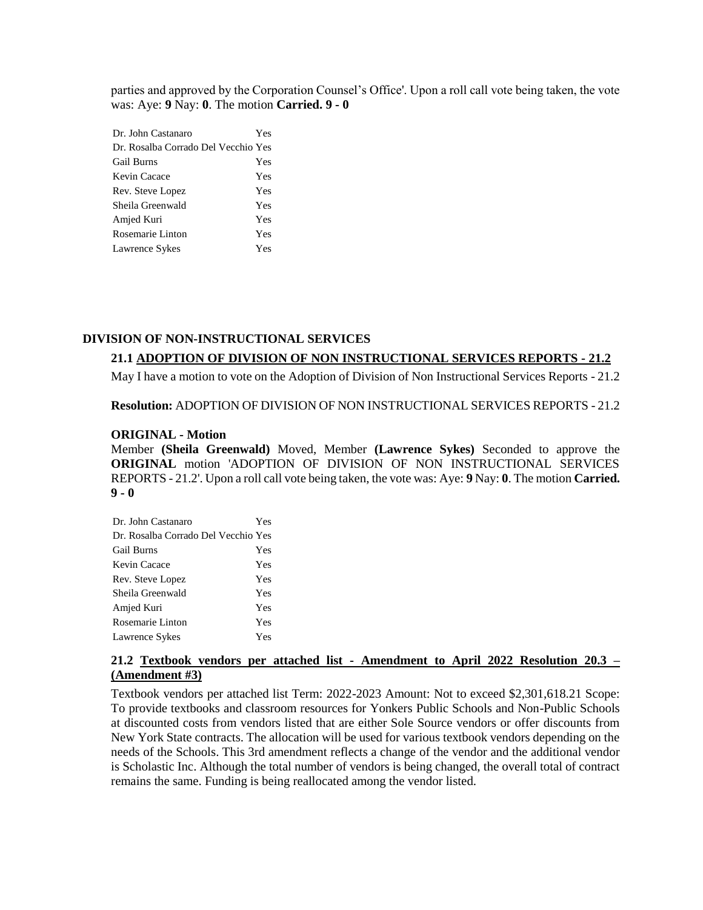parties and approved by the Corporation Counsel's Office'. Upon a roll call vote being taken, the vote was: Aye: **9** Nay: **0**. The motion **Carried. 9 - 0**

| | |
|---|---|
| Dr. John Castanaro | Yes |
| Dr. Rosalba Corrado Del Vecchio | Yes |
| Gail Burns | Yes |
| Kevin Cacace | Yes |
| Rev. Steve Lopez | Yes |
| Sheila Greenwald | Yes |
| Amjed Kuri | Yes |
| Rosemarie Linton | Yes |
| Lawrence Sykes | Yes |

## DIVISION OF NON-INSTRUCTIONAL SERVICES

### 21.1 ADOPTION OF DIVISION OF NON INSTRUCTIONAL SERVICES REPORTS - 21.2

May I have a motion to vote on the Adoption of Division of Non Instructional Services Reports - 21.2

**Resolution:** ADOPTION OF DIVISION OF NON INSTRUCTIONAL SERVICES REPORTS - 21.2

**ORIGINAL - Motion**

Member **(Sheila Greenwald)** Moved, Member **(Lawrence Sykes)** Seconded to approve the **ORIGINAL** motion 'ADOPTION OF DIVISION OF NON INSTRUCTIONAL SERVICES REPORTS - 21.2'. Upon a roll call vote being taken, the vote was: Aye: **9** Nay: **0**. The motion **Carried. 9 - 0**

| | |
|---|---|
| Dr. John Castanaro | Yes |
| Dr. Rosalba Corrado Del Vecchio | Yes |
| Gail Burns | Yes |
| Kevin Cacace | Yes |
| Rev. Steve Lopez | Yes |
| Sheila Greenwald | Yes |
| Amjed Kuri | Yes |
| Rosemarie Linton | Yes |
| Lawrence Sykes | Yes |

### 21.2 Textbook vendors per attached list - Amendment to April 2022 Resolution 20.3 – (Amendment #3)

Textbook vendors per attached list Term: 2022-2023 Amount: Not to exceed $2,301,618.21 Scope: To provide textbooks and classroom resources for Yonkers Public Schools and Non-Public Schools at discounted costs from vendors listed that are either Sole Source vendors or offer discounts from New York State contracts. The allocation will be used for various textbook vendors depending on the needs of the Schools. This 3rd amendment reflects a change of the vendor and the additional vendor is Scholastic Inc. Although the total number of vendors is being changed, the overall total of contract remains the same. Funding is being reallocated among the vendor listed.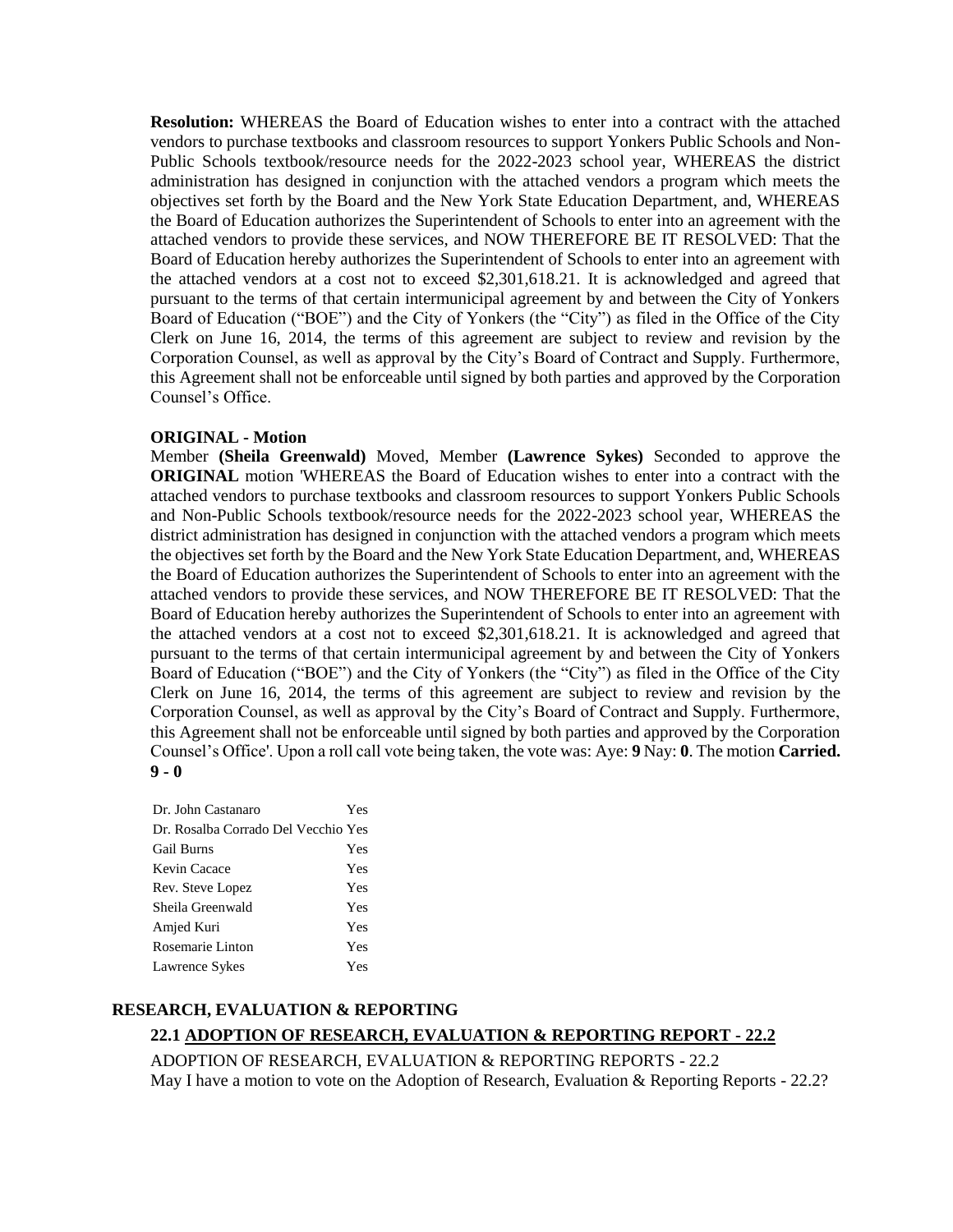**Resolution:** WHEREAS the Board of Education wishes to enter into a contract with the attached vendors to purchase textbooks and classroom resources to support Yonkers Public Schools and Non-Public Schools textbook/resource needs for the 2022-2023 school year, WHEREAS the district administration has designed in conjunction with the attached vendors a program which meets the objectives set forth by the Board and the New York State Education Department, and, WHEREAS the Board of Education authorizes the Superintendent of Schools to enter into an agreement with the attached vendors to provide these services, and NOW THEREFORE BE IT RESOLVED: That the Board of Education hereby authorizes the Superintendent of Schools to enter into an agreement with the attached vendors at a cost not to exceed $2,301,618.21. It is acknowledged and agreed that pursuant to the terms of that certain intermunicipal agreement by and between the City of Yonkers Board of Education ("BOE") and the City of Yonkers (the "City") as filed in the Office of the City Clerk on June 16, 2014, the terms of this agreement are subject to review and revision by the Corporation Counsel, as well as approval by the City's Board of Contract and Supply. Furthermore, this Agreement shall not be enforceable until signed by both parties and approved by the Corporation Counsel's Office.

**ORIGINAL - Motion**

Member **(Sheila Greenwald)** Moved, Member **(Lawrence Sykes)** Seconded to approve the **ORIGINAL** motion 'WHEREAS the Board of Education wishes to enter into a contract with the attached vendors to purchase textbooks and classroom resources to support Yonkers Public Schools and Non-Public Schools textbook/resource needs for the 2022-2023 school year, WHEREAS the district administration has designed in conjunction with the attached vendors a program which meets the objectives set forth by the Board and the New York State Education Department, and, WHEREAS the Board of Education authorizes the Superintendent of Schools to enter into an agreement with the attached vendors to provide these services, and NOW THEREFORE BE IT RESOLVED: That the Board of Education hereby authorizes the Superintendent of Schools to enter into an agreement with the attached vendors at a cost not to exceed $2,301,618.21. It is acknowledged and agreed that pursuant to the terms of that certain intermunicipal agreement by and between the City of Yonkers Board of Education ("BOE") and the City of Yonkers (the "City") as filed in the Office of the City Clerk on June 16, 2014, the terms of this agreement are subject to review and revision by the Corporation Counsel, as well as approval by the City's Board of Contract and Supply. Furthermore, this Agreement shall not be enforceable until signed by both parties and approved by the Corporation Counsel's Office'. Upon a roll call vote being taken, the vote was: Aye: **9** Nay: **0**. The motion **Carried. 9 - 0**

| | |
|---|---|
| Dr. John Castanaro | Yes |
| Dr. Rosalba Corrado Del Vecchio | Yes |
| Gail Burns | Yes |
| Kevin Cacace | Yes |
| Rev. Steve Lopez | Yes |
| Sheila Greenwald | Yes |
| Amjed Kuri | Yes |
| Rosemarie Linton | Yes |
| Lawrence Sykes | Yes |

## RESEARCH, EVALUATION & REPORTING

### 22.1 ADOPTION OF RESEARCH, EVALUATION & REPORTING REPORT - 22.2

ADOPTION OF RESEARCH, EVALUATION & REPORTING REPORTS - 22.2
May I have a motion to vote on the Adoption of Research, Evaluation & Reporting Reports - 22.2?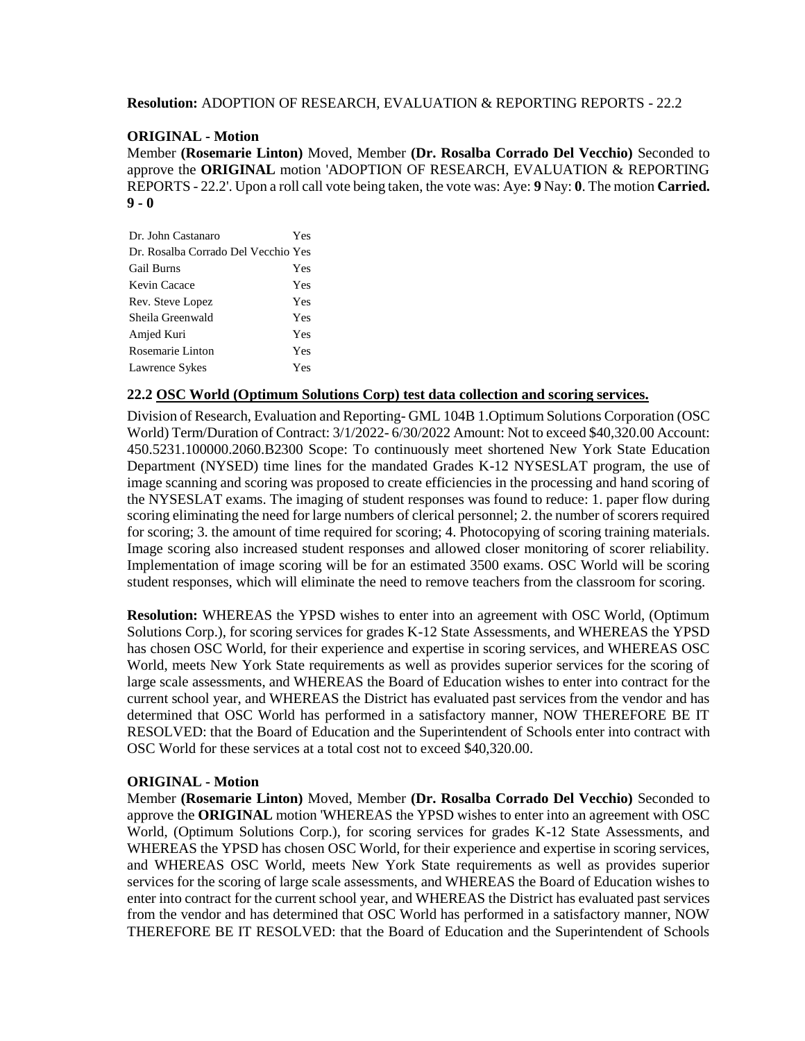**Resolution:** ADOPTION OF RESEARCH, EVALUATION & REPORTING REPORTS - 22.2

**ORIGINAL - Motion**

Member **(Rosemarie Linton)** Moved, Member **(Dr. Rosalba Corrado Del Vecchio)** Seconded to approve the **ORIGINAL** motion 'ADOPTION OF RESEARCH, EVALUATION & REPORTING REPORTS - 22.2'. Upon a roll call vote being taken, the vote was: Aye: **9** Nay: **0**. The motion **Carried. 9 - 0**

| | |
|---|---|
| Dr. John Castanaro | Yes |
| Dr. Rosalba Corrado Del Vecchio | Yes |
| Gail Burns | Yes |
| Kevin Cacace | Yes |
| Rev. Steve Lopez | Yes |
| Sheila Greenwald | Yes |
| Amjed Kuri | Yes |
| Rosemarie Linton | Yes |
| Lawrence Sykes | Yes |

**22.2 OSC World (Optimum Solutions Corp) test data collection and scoring services.**

Division of Research, Evaluation and Reporting- GML 104B 1.Optimum Solutions Corporation (OSC World) Term/Duration of Contract: 3/1/2022- 6/30/2022 Amount: Not to exceed $40,320.00 Account: 450.5231.100000.2060.B2300 Scope: To continuously meet shortened New York State Education Department (NYSED) time lines for the mandated Grades K-12 NYSESLAT program, the use of image scanning and scoring was proposed to create efficiencies in the processing and hand scoring of the NYSESLAT exams. The imaging of student responses was found to reduce: 1. paper flow during scoring eliminating the need for large numbers of clerical personnel; 2. the number of scorers required for scoring; 3. the amount of time required for scoring; 4. Photocopying of scoring training materials. Image scoring also increased student responses and allowed closer monitoring of scorer reliability. Implementation of image scoring will be for an estimated 3500 exams. OSC World will be scoring student responses, which will eliminate the need to remove teachers from the classroom for scoring.

**Resolution:** WHEREAS the YPSD wishes to enter into an agreement with OSC World, (Optimum Solutions Corp.), for scoring services for grades K-12 State Assessments, and WHEREAS the YPSD has chosen OSC World, for their experience and expertise in scoring services, and WHEREAS OSC World, meets New York State requirements as well as provides superior services for the scoring of large scale assessments, and WHEREAS the Board of Education wishes to enter into contract for the current school year, and WHEREAS the District has evaluated past services from the vendor and has determined that OSC World has performed in a satisfactory manner, NOW THEREFORE BE IT RESOLVED: that the Board of Education and the Superintendent of Schools enter into contract with OSC World for these services at a total cost not to exceed $40,320.00.

**ORIGINAL - Motion**

Member **(Rosemarie Linton)** Moved, Member **(Dr. Rosalba Corrado Del Vecchio)** Seconded to approve the **ORIGINAL** motion 'WHEREAS the YPSD wishes to enter into an agreement with OSC World, (Optimum Solutions Corp.), for scoring services for grades K-12 State Assessments, and WHEREAS the YPSD has chosen OSC World, for their experience and expertise in scoring services, and WHEREAS OSC World, meets New York State requirements as well as provides superior services for the scoring of large scale assessments, and WHEREAS the Board of Education wishes to enter into contract for the current school year, and WHEREAS the District has evaluated past services from the vendor and has determined that OSC World has performed in a satisfactory manner, NOW THEREFORE BE IT RESOLVED: that the Board of Education and the Superintendent of Schools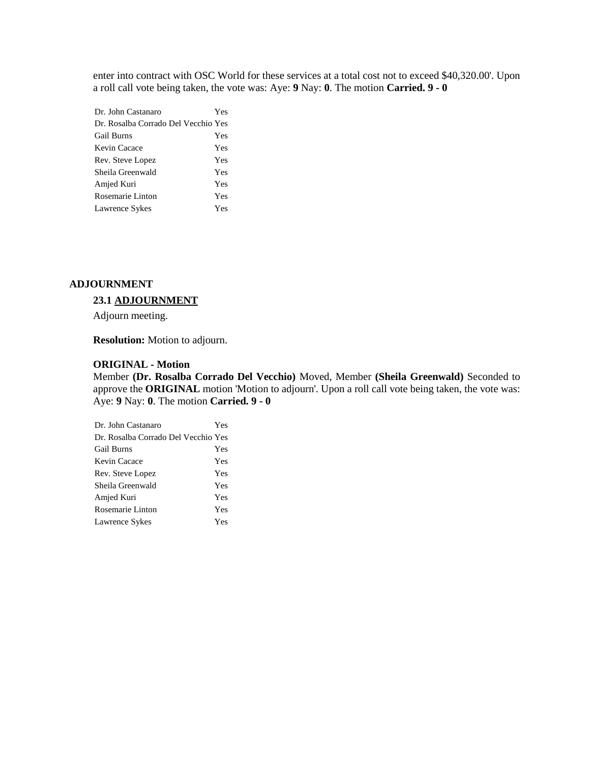enter into contract with OSC World for these services at a total cost not to exceed $40,320.00'. Upon a roll call vote being taken, the vote was: Aye: **9** Nay: **0**. The motion **Carried. 9 - 0**

| | |
|---|---|
| Dr. John Castanaro | Yes |
| Dr. Rosalba Corrado Del Vecchio | Yes |
| Gail Burns | Yes |
| Kevin Cacace | Yes |
| Rev. Steve Lopez | Yes |
| Sheila Greenwald | Yes |
| Amjed Kuri | Yes |
| Rosemarie Linton | Yes |
| Lawrence Sykes | Yes |

## ADJOURNMENT

### 23.1 ADJOURNMENT

Adjourn meeting.

**Resolution:** Motion to adjourn.

**ORIGINAL - Motion**

Member **(Dr. Rosalba Corrado Del Vecchio)** Moved, Member **(Sheila Greenwald)** Seconded to approve the **ORIGINAL** motion 'Motion to adjourn'. Upon a roll call vote being taken, the vote was: Aye: **9** Nay: **0**. The motion **Carried. 9 - 0**

| | |
|---|---|
| Dr. John Castanaro | Yes |
| Dr. Rosalba Corrado Del Vecchio | Yes |
| Gail Burns | Yes |
| Kevin Cacace | Yes |
| Rev. Steve Lopez | Yes |
| Sheila Greenwald | Yes |
| Amjed Kuri | Yes |
| Rosemarie Linton | Yes |
| Lawrence Sykes | Yes |